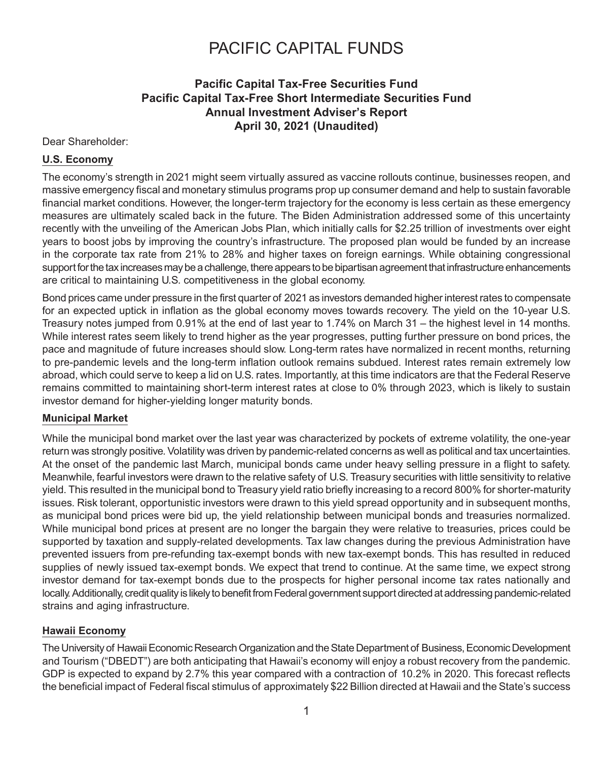# PACIFIC CAPITAL FUNDS

**Pacific Capital Tax-Free Securities Fund**
**Pacific Capital Tax-Free Short Intermediate Securities Fund**
**Annual Investment Adviser's Report**
**April 30, 2021 (Unaudited)**

Dear Shareholder:

## U.S. Economy

The economy's strength in 2021 might seem virtually assured as vaccine rollouts continue, businesses reopen, and massive emergency fiscal and monetary stimulus programs prop up consumer demand and help to sustain favorable financial market conditions. However, the longer-term trajectory for the economy is less certain as these emergency measures are ultimately scaled back in the future. The Biden Administration addressed some of this uncertainty recently with the unveiling of the American Jobs Plan, which initially calls for $2.25 trillion of investments over eight years to boost jobs by improving the country's infrastructure. The proposed plan would be funded by an increase in the corporate tax rate from 21% to 28% and higher taxes on foreign earnings. While obtaining congressional support for the tax increases may be a challenge, there appears to be bipartisan agreement that infrastructure enhancements are critical to maintaining U.S. competitiveness in the global economy.

Bond prices came under pressure in the first quarter of 2021 as investors demanded higher interest rates to compensate for an expected uptick in inflation as the global economy moves towards recovery. The yield on the 10-year U.S. Treasury notes jumped from 0.91% at the end of last year to 1.74% on March 31 – the highest level in 14 months. While interest rates seem likely to trend higher as the year progresses, putting further pressure on bond prices, the pace and magnitude of future increases should slow. Long-term rates have normalized in recent months, returning to pre-pandemic levels and the long-term inflation outlook remains subdued. Interest rates remain extremely low abroad, which could serve to keep a lid on U.S. rates. Importantly, at this time indicators are that the Federal Reserve remains committed to maintaining short-term interest rates at close to 0% through 2023, which is likely to sustain investor demand for higher-yielding longer maturity bonds.

## Municipal Market

While the municipal bond market over the last year was characterized by pockets of extreme volatility, the one-year return was strongly positive. Volatility was driven by pandemic-related concerns as well as political and tax uncertainties. At the onset of the pandemic last March, municipal bonds came under heavy selling pressure in a flight to safety. Meanwhile, fearful investors were drawn to the relative safety of U.S. Treasury securities with little sensitivity to relative yield. This resulted in the municipal bond to Treasury yield ratio briefly increasing to a record 800% for shorter-maturity issues. Risk tolerant, opportunistic investors were drawn to this yield spread opportunity and in subsequent months, as municipal bond prices were bid up, the yield relationship between municipal bonds and treasuries normalized. While municipal bond prices at present are no longer the bargain they were relative to treasuries, prices could be supported by taxation and supply-related developments. Tax law changes during the previous Administration have prevented issuers from pre-refunding tax-exempt bonds with new tax-exempt bonds. This has resulted in reduced supplies of newly issued tax-exempt bonds. We expect that trend to continue. At the same time, we expect strong investor demand for tax-exempt bonds due to the prospects for higher personal income tax rates nationally and locally. Additionally, credit quality is likely to benefit from Federal government support directed at addressing pandemic-related strains and aging infrastructure.

## Hawaii Economy

The University of Hawaii Economic Research Organization and the State Department of Business, Economic Development and Tourism ("DBEDT") are both anticipating that Hawaii's economy will enjoy a robust recovery from the pandemic. GDP is expected to expand by 2.7% this year compared with a contraction of 10.2% in 2020. This forecast reflects the beneficial impact of Federal fiscal stimulus of approximately $22 Billion directed at Hawaii and the State's success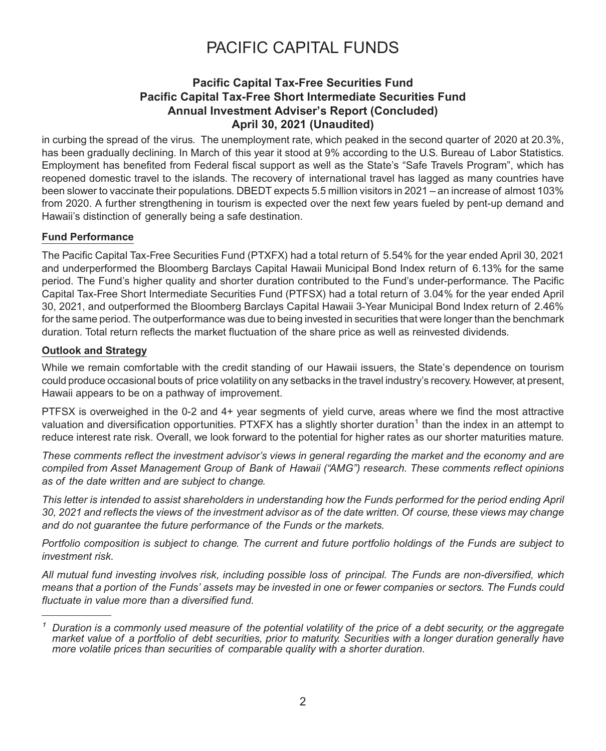# PACIFIC CAPITAL FUNDS

**Pacific Capital Tax-Free Securities Fund**
**Pacific Capital Tax-Free Short Intermediate Securities Fund**
**Annual Investment Adviser's Report (Concluded)**
**April 30, 2021 (Unaudited)**

in curbing the spread of the virus. The unemployment rate, which peaked in the second quarter of 2020 at 20.3%, has been gradually declining. In March of this year it stood at 9% according to the U.S. Bureau of Labor Statistics. Employment has benefited from Federal fiscal support as well as the State's "Safe Travels Program", which has reopened domestic travel to the islands. The recovery of international travel has lagged as many countries have been slower to vaccinate their populations. DBEDT expects 5.5 million visitors in 2021 – an increase of almost 103% from 2020. A further strengthening in tourism is expected over the next few years fueled by pent-up demand and Hawaii's distinction of generally being a safe destination.

## Fund Performance

The Pacific Capital Tax-Free Securities Fund (PTXFX) had a total return of 5.54% for the year ended April 30, 2021 and underperformed the Bloomberg Barclays Capital Hawaii Municipal Bond Index return of 6.13% for the same period. The Fund's higher quality and shorter duration contributed to the Fund's under-performance. The Pacific Capital Tax-Free Short Intermediate Securities Fund (PTFSX) had a total return of 3.04% for the year ended April 30, 2021, and outperformed the Bloomberg Barclays Capital Hawaii 3-Year Municipal Bond Index return of 2.46% for the same period. The outperformance was due to being invested in securities that were longer than the benchmark duration. Total return reflects the market fluctuation of the share price as well as reinvested dividends.

## Outlook and Strategy

While we remain comfortable with the credit standing of our Hawaii issuers, the State's dependence on tourism could produce occasional bouts of price volatility on any setbacks in the travel industry's recovery. However, at present, Hawaii appears to be on a pathway of improvement.

PTFSX is overweighed in the 0-2 and 4+ year segments of yield curve, areas where we find the most attractive valuation and diversification opportunities. PTXFX has a slightly shorter duration[1] than the index in an attempt to reduce interest rate risk. Overall, we look forward to the potential for higher rates as our shorter maturities mature.

*These comments reflect the investment advisor's views in general regarding the market and the economy and are compiled from Asset Management Group of Bank of Hawaii ("AMG") research. These comments reflect opinions as of the date written and are subject to change.*

*This letter is intended to assist shareholders in understanding how the Funds performed for the period ending April 30, 2021 and reflects the views of the investment advisor as of the date written. Of course, these views may change and do not guarantee the future performance of the Funds or the markets.*

*Portfolio composition is subject to change. The current and future portfolio holdings of the Funds are subject to investment risk.*

*All mutual fund investing involves risk, including possible loss of principal. The Funds are non-diversified, which means that a portion of the Funds' assets may be invested in one or fewer companies or sectors. The Funds could fluctuate in value more than a diversified fund.*

---

[1] *Duration is a commonly used measure of the potential volatility of the price of a debt security, or the aggregate market value of a portfolio of debt securities, prior to maturity. Securities with a longer duration generally have more volatile prices than securities of comparable quality with a shorter duration.*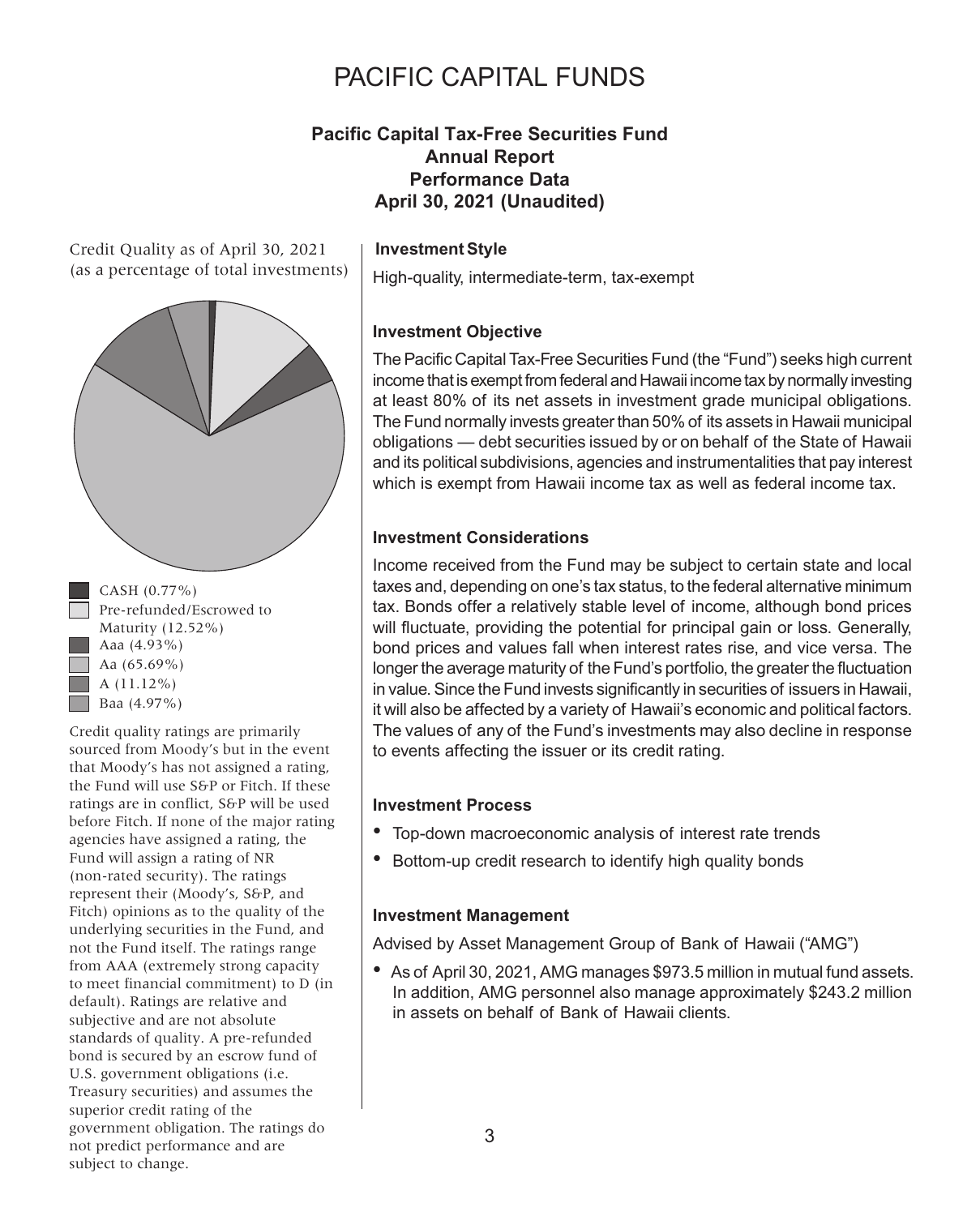# PACIFIC CAPITAL FUNDS

## Pacific Capital Tax-Free Securities Fund
## Annual Report
## Performance Data
## April 30, 2021 (Unaudited)

Credit Quality as of April 30, 2021
(as a percentage of total investments)

- CASH (0.77%)
- Pre-refunded/Escrowed to Maturity (12.52%)
- Aaa (4.93%)
- Aa (65.69%)
- A (11.12%)
- Baa (4.97%)

Credit quality ratings are primarily sourced from Moody's but in the event that Moody's has not assigned a rating, the Fund will use S&P or Fitch. If these ratings are in conflict, S&P will be used before Fitch. If none of the major rating agencies have assigned a rating, the Fund will assign a rating of NR (non-rated security). The ratings represent their (Moody's, S&P, and Fitch) opinions as to the quality of the underlying securities in the Fund, and not the Fund itself. The ratings range from AAA (extremely strong capacity to meet financial commitment) to D (in default). Ratings are relative and subjective and are not absolute standards of quality. A pre-refunded bond is secured by an escrow fund of U.S. government obligations (i.e. Treasury securities) and assumes the superior credit rating of the government obligation. The ratings do not predict performance and are subject to change.

### Investment Style

High-quality, intermediate-term, tax-exempt

### Investment Objective

The Pacific Capital Tax-Free Securities Fund (the "Fund") seeks high current income that is exempt from federal and Hawaii income tax by normally investing at least 80% of its net assets in investment grade municipal obligations. The Fund normally invests greater than 50% of its assets in Hawaii municipal obligations — debt securities issued by or on behalf of the State of Hawaii and its political subdivisions, agencies and instrumentalities that pay interest which is exempt from Hawaii income tax as well as federal income tax.

### Investment Considerations

Income received from the Fund may be subject to certain state and local taxes and, depending on one's tax status, to the federal alternative minimum tax. Bonds offer a relatively stable level of income, although bond prices will fluctuate, providing the potential for principal gain or loss. Generally, bond prices and values fall when interest rates rise, and vice versa. The longer the average maturity of the Fund's portfolio, the greater the fluctuation in value. Since the Fund invests significantly in securities of issuers in Hawaii, it will also be affected by a variety of Hawaii's economic and political factors. The values of any of the Fund's investments may also decline in response to events affecting the issuer or its credit rating.

### Investment Process

- Top-down macroeconomic analysis of interest rate trends
- Bottom-up credit research to identify high quality bonds

### Investment Management

Advised by Asset Management Group of Bank of Hawaii ("AMG")

- As of April 30, 2021, AMG manages $973.5 million in mutual fund assets. In addition, AMG personnel also manage approximately $243.2 million in assets on behalf of Bank of Hawaii clients.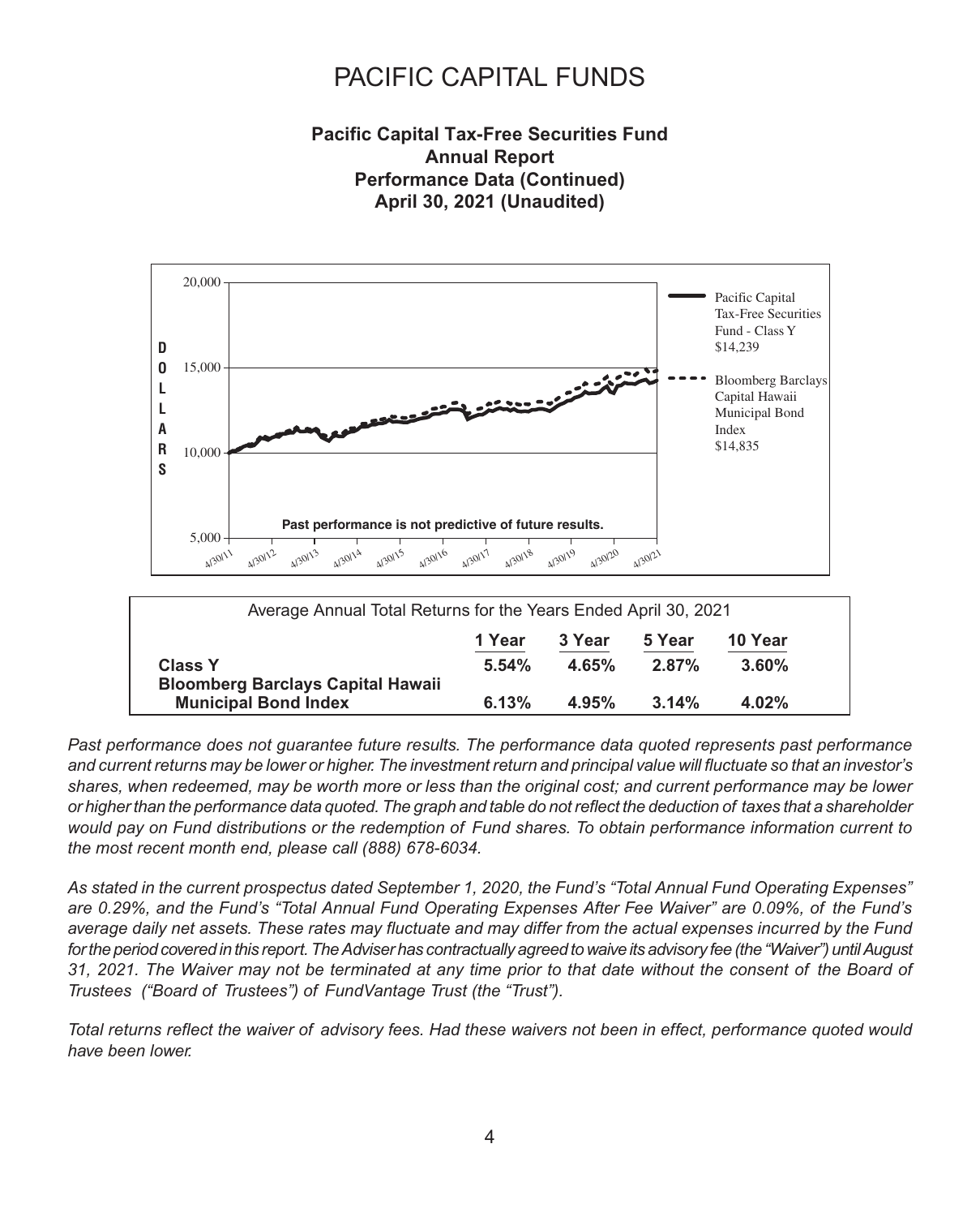# PACIFIC CAPITAL FUNDS

**Pacific Capital Tax-Free Securities Fund**
**Annual Report**
**Performance Data (Continued)**
**April 30, 2021 (Unaudited)**

Pacific Capital Tax-Free Securities Fund - Class Y $14,239

Bloomberg Barclays Capital Hawaii Municipal Bond Index $14,835

**Past performance is not predictive of future results.**

| Average Annual Total Returns for the Years Ended April 30, 2021 | | | | |
|---|---|---|---|---|
| | **1 Year** | **3 Year** | **5 Year** | **10 Year** |
| **Class Y** | **5.54%** | **4.65%** | **2.87%** | **3.60%** |
| **Bloomberg Barclays Capital Hawaii Municipal Bond Index** | **6.13%** | **4.95%** | **3.14%** | **4.02%** |

*Past performance does not guarantee future results. The performance data quoted represents past performance and current returns may be lower or higher. The investment return and principal value will fluctuate so that an investor's shares, when redeemed, may be worth more or less than the original cost; and current performance may be lower or higher than the performance data quoted. The graph and table do not reflect the deduction of taxes that a shareholder would pay on Fund distributions or the redemption of Fund shares. To obtain performance information current to the most recent month end, please call (888) 678-6034.*

*As stated in the current prospectus dated September 1, 2020, the Fund's "Total Annual Fund Operating Expenses" are 0.29%, and the Fund's "Total Annual Fund Operating Expenses After Fee Waiver" are 0.09%, of the Fund's average daily net assets. These rates may fluctuate and may differ from the actual expenses incurred by the Fund for the period covered in this report. The Adviser has contractually agreed to waive its advisory fee (the "Waiver") until August 31, 2021. The Waiver may not be terminated at any time prior to that date without the consent of the Board of Trustees ("Board of Trustees") of FundVantage Trust (the "Trust").*

*Total returns reflect the waiver of advisory fees. Had these waivers not been in effect, performance quoted would have been lower.*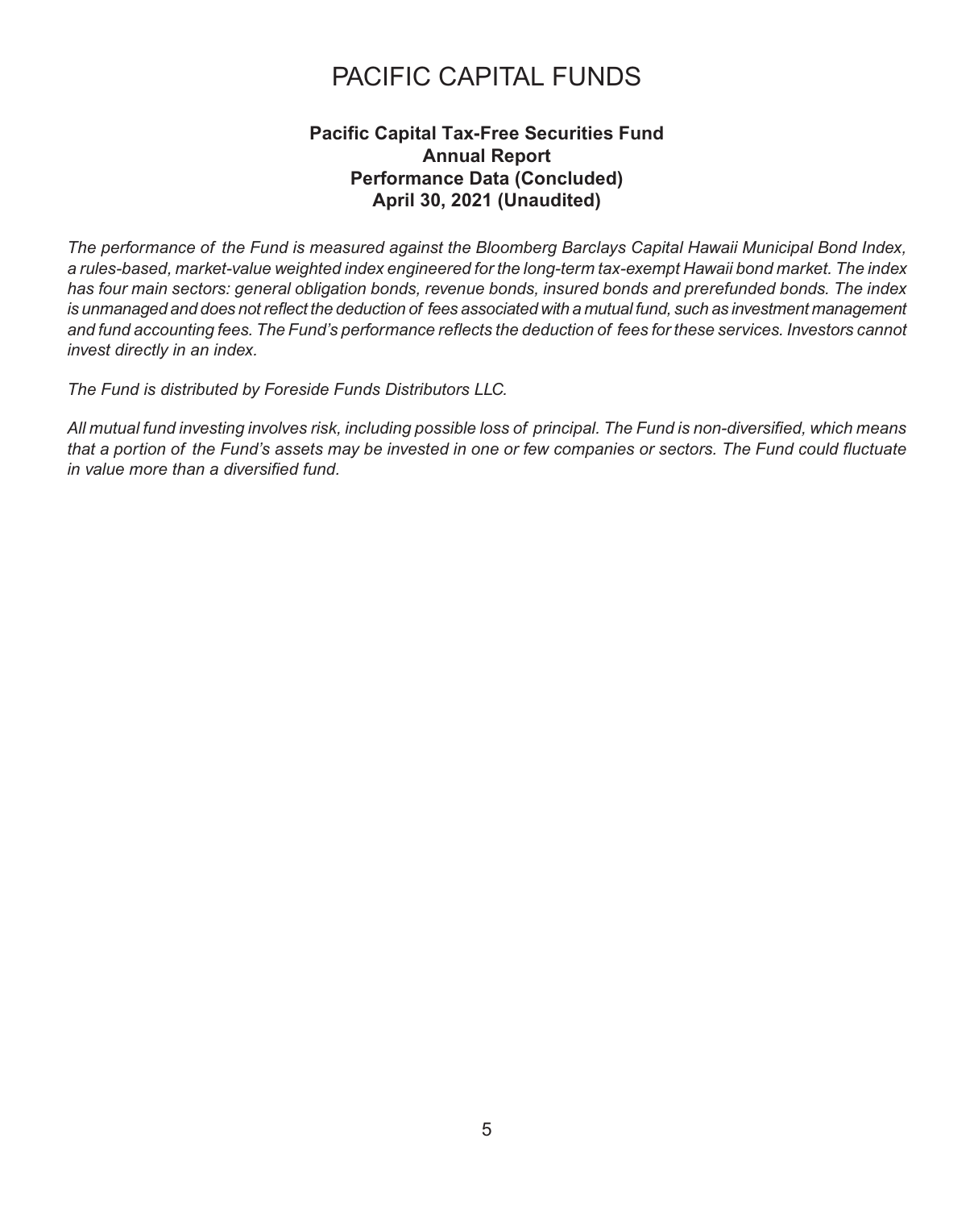# PACIFIC CAPITAL FUNDS

## Pacific Capital Tax-Free Securities Fund
## Annual Report
## Performance Data (Concluded)
## April 30, 2021 (Unaudited)

*The performance of the Fund is measured against the Bloomberg Barclays Capital Hawaii Municipal Bond Index, a rules-based, market-value weighted index engineered for the long-term tax-exempt Hawaii bond market. The index has four main sectors: general obligation bonds, revenue bonds, insured bonds and prerefunded bonds. The index is unmanaged and does not reflect the deduction of fees associated with a mutual fund, such as investment management and fund accounting fees. The Fund's performance reflects the deduction of fees for these services. Investors cannot invest directly in an index.*

*The Fund is distributed by Foreside Funds Distributors LLC.*

*All mutual fund investing involves risk, including possible loss of principal. The Fund is non-diversified, which means that a portion of the Fund's assets may be invested in one or few companies or sectors. The Fund could fluctuate in value more than a diversified fund.*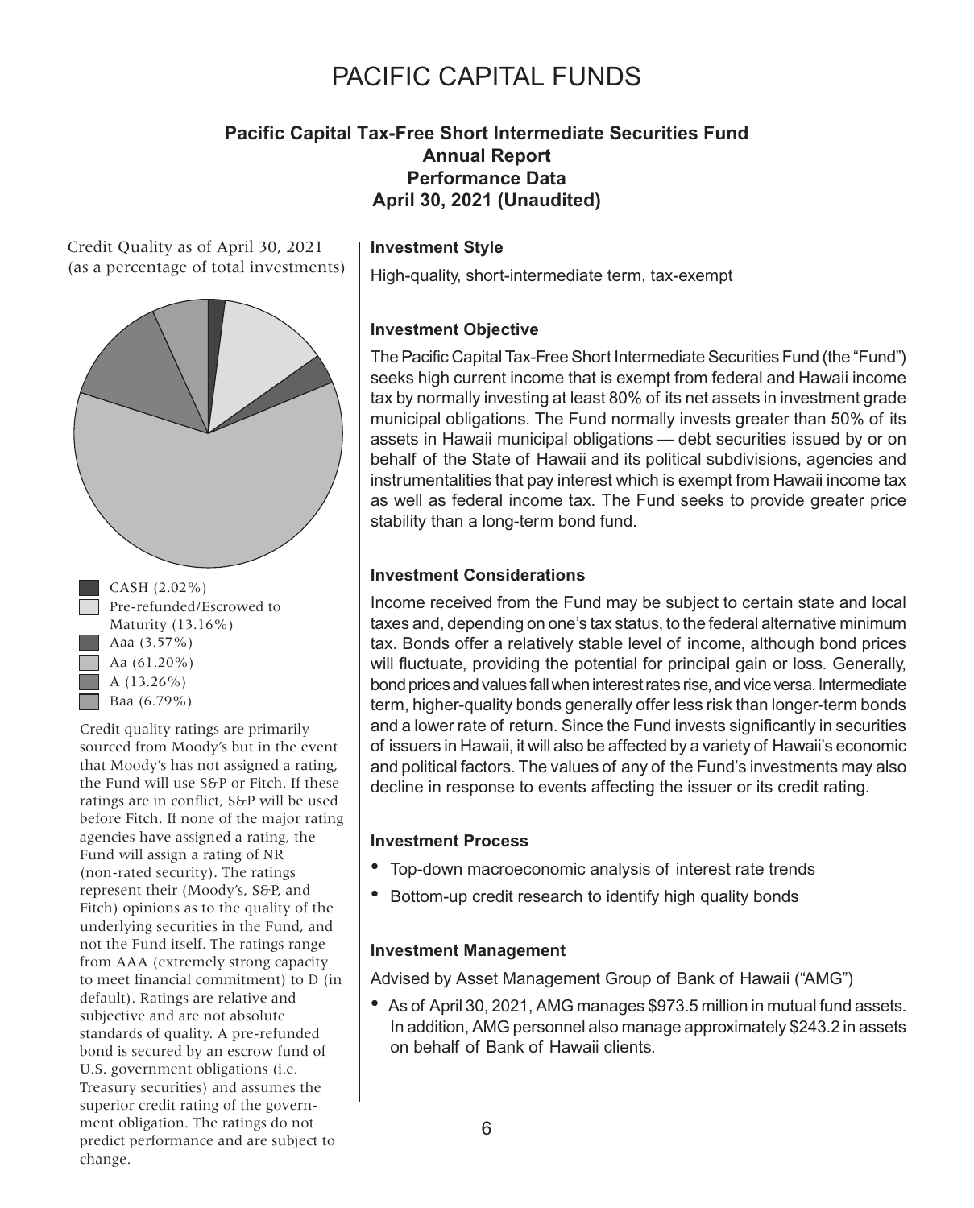# PACIFIC CAPITAL FUNDS

## Pacific Capital Tax-Free Short Intermediate Securities Fund
## Annual Report
## Performance Data
## April 30, 2021 (Unaudited)

Credit Quality as of April 30, 2021
(as a percentage of total investments)

- CASH (2.02%)
- Pre-refunded/Escrowed to Maturity (13.16%)
- Aaa (3.57%)
- Aa (61.20%)
- A (13.26%)
- Baa (6.79%)

Credit quality ratings are primarily sourced from Moody's but in the event that Moody's has not assigned a rating, the Fund will use S&P or Fitch. If these ratings are in conflict, S&P will be used before Fitch. If none of the major rating agencies have assigned a rating, the Fund will assign a rating of NR (non-rated security). The ratings represent their (Moody's, S&P, and Fitch) opinions as to the quality of the underlying securities in the Fund, and not the Fund itself. The ratings range from AAA (extremely strong capacity to meet financial commitment) to D (in default). Ratings are relative and subjective and are not absolute standards of quality. A pre-refunded bond is secured by an escrow fund of U.S. government obligations (i.e. Treasury securities) and assumes the superior credit rating of the government obligation. The ratings do not predict performance and are subject to change.

### Investment Style

High-quality, short-intermediate term, tax-exempt

### Investment Objective

The Pacific Capital Tax-Free Short Intermediate Securities Fund (the "Fund") seeks high current income that is exempt from federal and Hawaii income tax by normally investing at least 80% of its net assets in investment grade municipal obligations. The Fund normally invests greater than 50% of its assets in Hawaii municipal obligations — debt securities issued by or on behalf of the State of Hawaii and its political subdivisions, agencies and instrumentalities that pay interest which is exempt from Hawaii income tax as well as federal income tax. The Fund seeks to provide greater price stability than a long-term bond fund.

### Investment Considerations

Income received from the Fund may be subject to certain state and local taxes and, depending on one's tax status, to the federal alternative minimum tax. Bonds offer a relatively stable level of income, although bond prices will fluctuate, providing the potential for principal gain or loss. Generally, bond prices and values fall when interest rates rise, and vice versa. Intermediate term, higher-quality bonds generally offer less risk than longer-term bonds and a lower rate of return. Since the Fund invests significantly in securities of issuers in Hawaii, it will also be affected by a variety of Hawaii's economic and political factors. The values of any of the Fund's investments may also decline in response to events affecting the issuer or its credit rating.

### Investment Process

- Top-down macroeconomic analysis of interest rate trends
- Bottom-up credit research to identify high quality bonds

### Investment Management

Advised by Asset Management Group of Bank of Hawaii ("AMG")

- As of April 30, 2021, AMG manages $973.5 million in mutual fund assets. In addition, AMG personnel also manage approximately $243.2 in assets on behalf of Bank of Hawaii clients.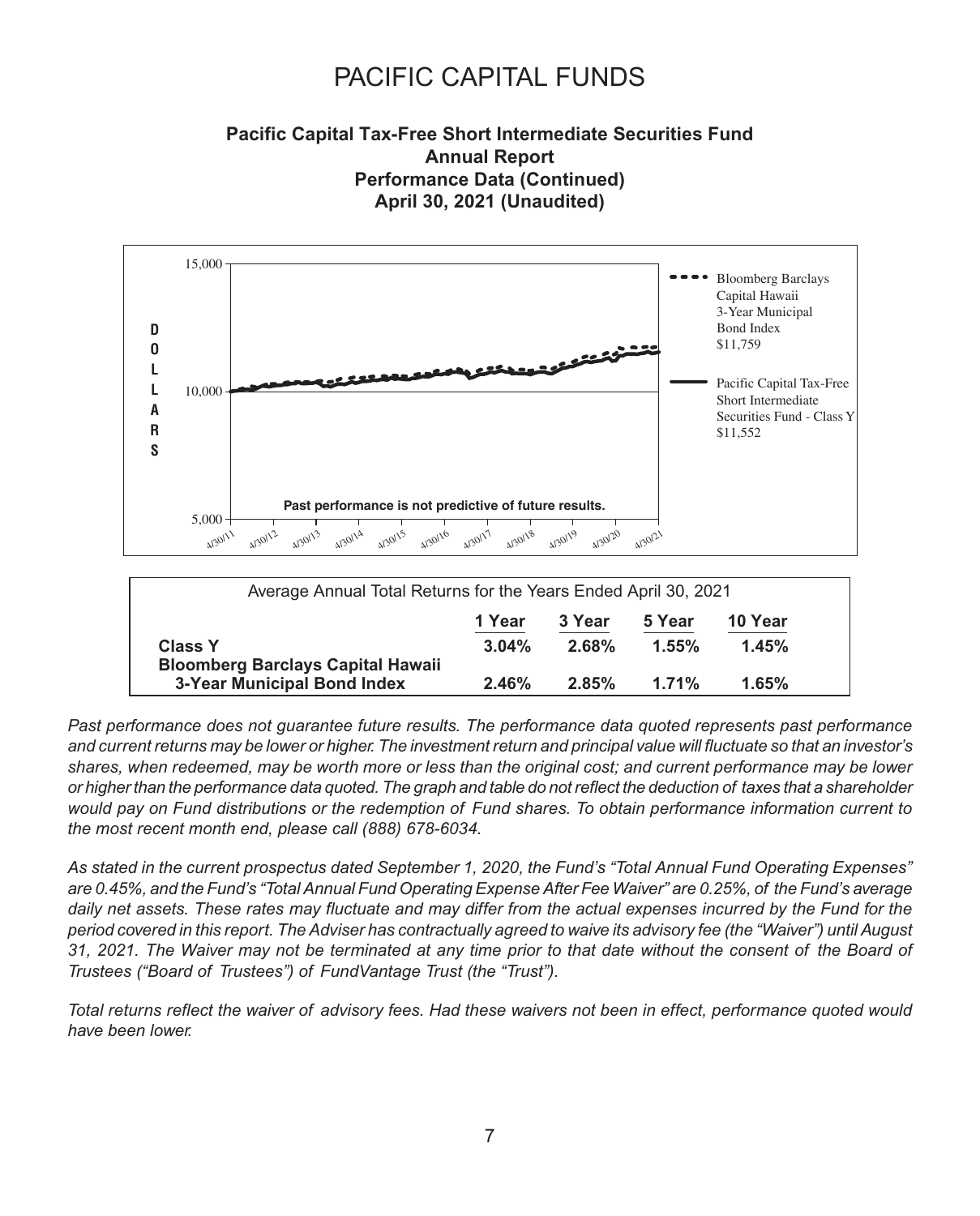# PACIFIC CAPITAL FUNDS

## Pacific Capital Tax-Free Short Intermediate Securities Fund
## Annual Report
## Performance Data (Continued)
## April 30, 2021 (Unaudited)

Bloomberg Barclays Capital Hawaii 3-Year Municipal Bond Index $11,759

Pacific Capital Tax-Free Short Intermediate Securities Fund - Class Y $11,552

Past performance is not predictive of future results.

| Average Annual Total Returns for the Years Ended April 30, 2021 | | | | |
|---|---|---|---|---|
| | 1 Year | 3 Year | 5 Year | 10 Year |
| **Class Y** | **3.04%** | **2.68%** | **1.55%** | **1.45%** |
| **Bloomberg Barclays Capital Hawaii 3-Year Municipal Bond Index** | **2.46%** | **2.85%** | **1.71%** | **1.65%** |

*Past performance does not guarantee future results. The performance data quoted represents past performance and current returns may be lower or higher. The investment return and principal value will fluctuate so that an investor's shares, when redeemed, may be worth more or less than the original cost; and current performance may be lower or higher than the performance data quoted. The graph and table do not reflect the deduction of taxes that a shareholder would pay on Fund distributions or the redemption of Fund shares. To obtain performance information current to the most recent month end, please call (888) 678-6034.*

*As stated in the current prospectus dated September 1, 2020, the Fund's "Total Annual Fund Operating Expenses" are 0.45%, and the Fund's "Total Annual Fund Operating Expense After Fee Waiver" are 0.25%, of the Fund's average daily net assets. These rates may fluctuate and may differ from the actual expenses incurred by the Fund for the period covered in this report. The Adviser has contractually agreed to waive its advisory fee (the "Waiver") until August 31, 2021. The Waiver may not be terminated at any time prior to that date without the consent of the Board of Trustees ("Board of Trustees") of FundVantage Trust (the "Trust").*

*Total returns reflect the waiver of advisory fees. Had these waivers not been in effect, performance quoted would have been lower.*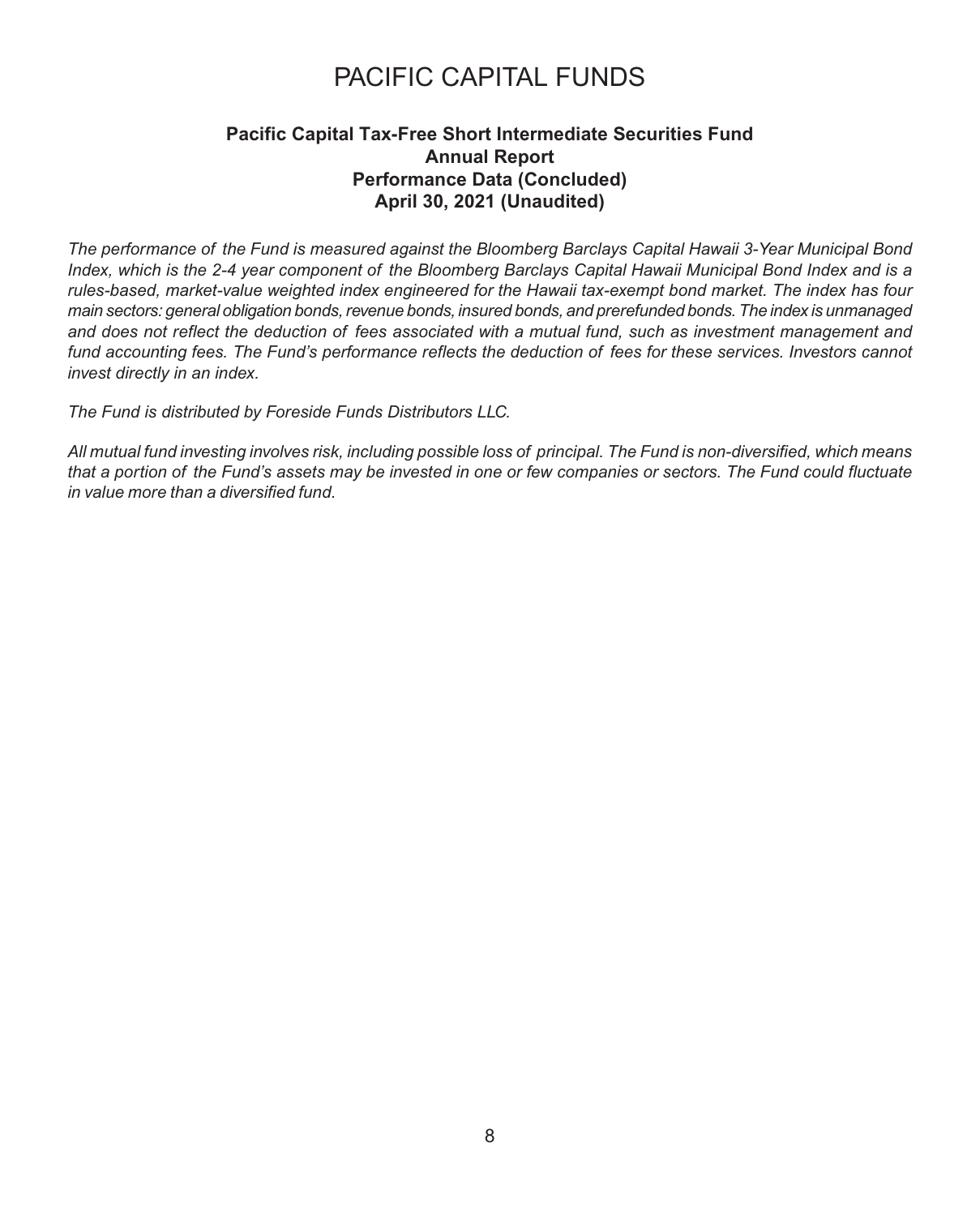# PACIFIC CAPITAL FUNDS

## Pacific Capital Tax-Free Short Intermediate Securities Fund
## Annual Report
## Performance Data (Concluded)
## April 30, 2021 (Unaudited)

*The performance of the Fund is measured against the Bloomberg Barclays Capital Hawaii 3-Year Municipal Bond Index, which is the 2-4 year component of the Bloomberg Barclays Capital Hawaii Municipal Bond Index and is a rules-based, market-value weighted index engineered for the Hawaii tax-exempt bond market. The index has four main sectors: general obligation bonds, revenue bonds, insured bonds, and prerefunded bonds. The index is unmanaged and does not reflect the deduction of fees associated with a mutual fund, such as investment management and fund accounting fees. The Fund's performance reflects the deduction of fees for these services. Investors cannot invest directly in an index.*

*The Fund is distributed by Foreside Funds Distributors LLC.*

*All mutual fund investing involves risk, including possible loss of principal. The Fund is non-diversified, which means that a portion of the Fund's assets may be invested in one or few companies or sectors. The Fund could fluctuate in value more than a diversified fund.*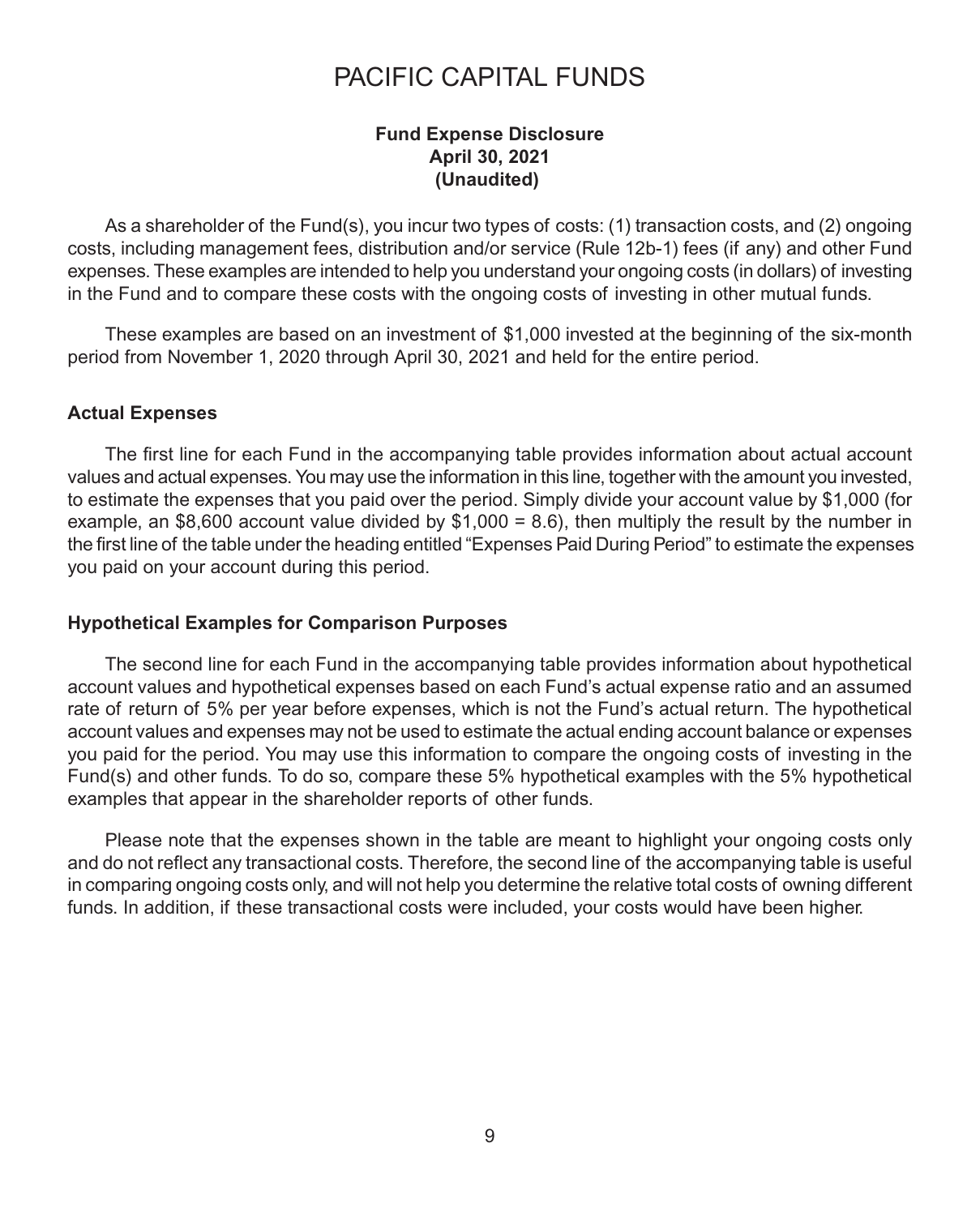# PACIFIC CAPITAL FUNDS

**Fund Expense Disclosure**
**April 30, 2021**
**(Unaudited)**

As a shareholder of the Fund(s), you incur two types of costs: (1) transaction costs, and (2) ongoing costs, including management fees, distribution and/or service (Rule 12b-1) fees (if any) and other Fund expenses. These examples are intended to help you understand your ongoing costs (in dollars) of investing in the Fund and to compare these costs with the ongoing costs of investing in other mutual funds.

These examples are based on an investment of $1,000 invested at the beginning of the six-month period from November 1, 2020 through April 30, 2021 and held for the entire period.

### Actual Expenses

The first line for each Fund in the accompanying table provides information about actual account values and actual expenses. You may use the information in this line, together with the amount you invested, to estimate the expenses that you paid over the period. Simply divide your account value by $1,000 (for example, an $8,600 account value divided by $1,000 = 8.6), then multiply the result by the number in the first line of the table under the heading entitled "Expenses Paid During Period" to estimate the expenses you paid on your account during this period.

### Hypothetical Examples for Comparison Purposes

The second line for each Fund in the accompanying table provides information about hypothetical account values and hypothetical expenses based on each Fund's actual expense ratio and an assumed rate of return of 5% per year before expenses, which is not the Fund's actual return. The hypothetical account values and expenses may not be used to estimate the actual ending account balance or expenses you paid for the period. You may use this information to compare the ongoing costs of investing in the Fund(s) and other funds. To do so, compare these 5% hypothetical examples with the 5% hypothetical examples that appear in the shareholder reports of other funds.

Please note that the expenses shown in the table are meant to highlight your ongoing costs only and do not reflect any transactional costs. Therefore, the second line of the accompanying table is useful in comparing ongoing costs only, and will not help you determine the relative total costs of owning different funds. In addition, if these transactional costs were included, your costs would have been higher.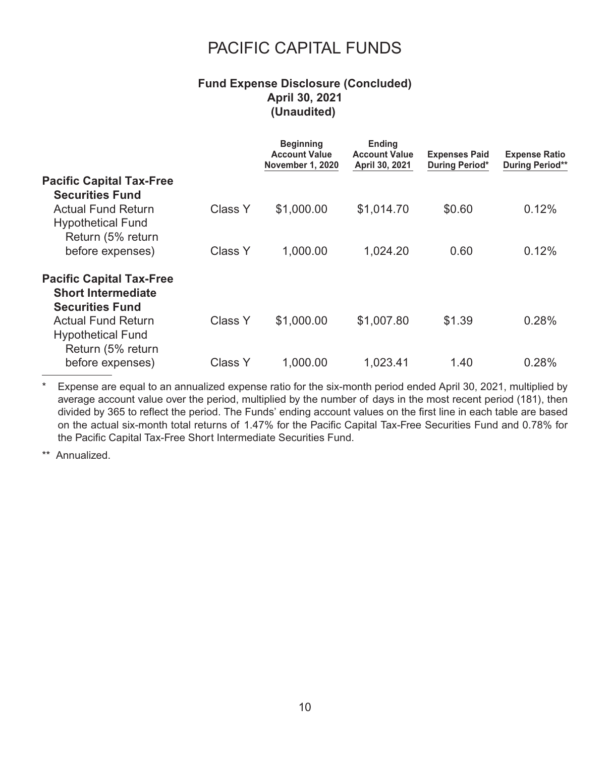# PACIFIC CAPITAL FUNDS

## Fund Expense Disclosure (Concluded)
### April 30, 2021
### (Unaudited)

| | | Beginning Account Value November 1, 2020 | Ending Account Value April 30, 2021 | Expenses Paid During Period* | Expense Ratio During Period** |
|---|---|---|---|---|---|
| **Pacific Capital Tax-Free Securities Fund** | | | | | |
| Actual Fund Return | Class Y | $1,000.00 | $1,014.70 | $0.60 | 0.12% |
| Hypothetical Fund Return (5% return before expenses) | Class Y | 1,000.00 | 1,024.20 | 0.60 | 0.12% |
| **Pacific Capital Tax-Free Short Intermediate Securities Fund** | | | | | |
| Actual Fund Return | Class Y | $1,000.00 | $1,007.80 | $1.39 | 0.28% |
| Hypothetical Fund Return (5% return before expenses) | Class Y | 1,000.00 | 1,023.41 | 1.40 | 0.28% |

\* Expense are equal to an annualized expense ratio for the six-month period ended April 30, 2021, multiplied by average account value over the period, multiplied by the number of days in the most recent period (181), then divided by 365 to reflect the period. The Funds' ending account values on the first line in each table are based on the actual six-month total returns of 1.47% for the Pacific Capital Tax-Free Securities Fund and 0.78% for the Pacific Capital Tax-Free Short Intermediate Securities Fund.

\** Annualized.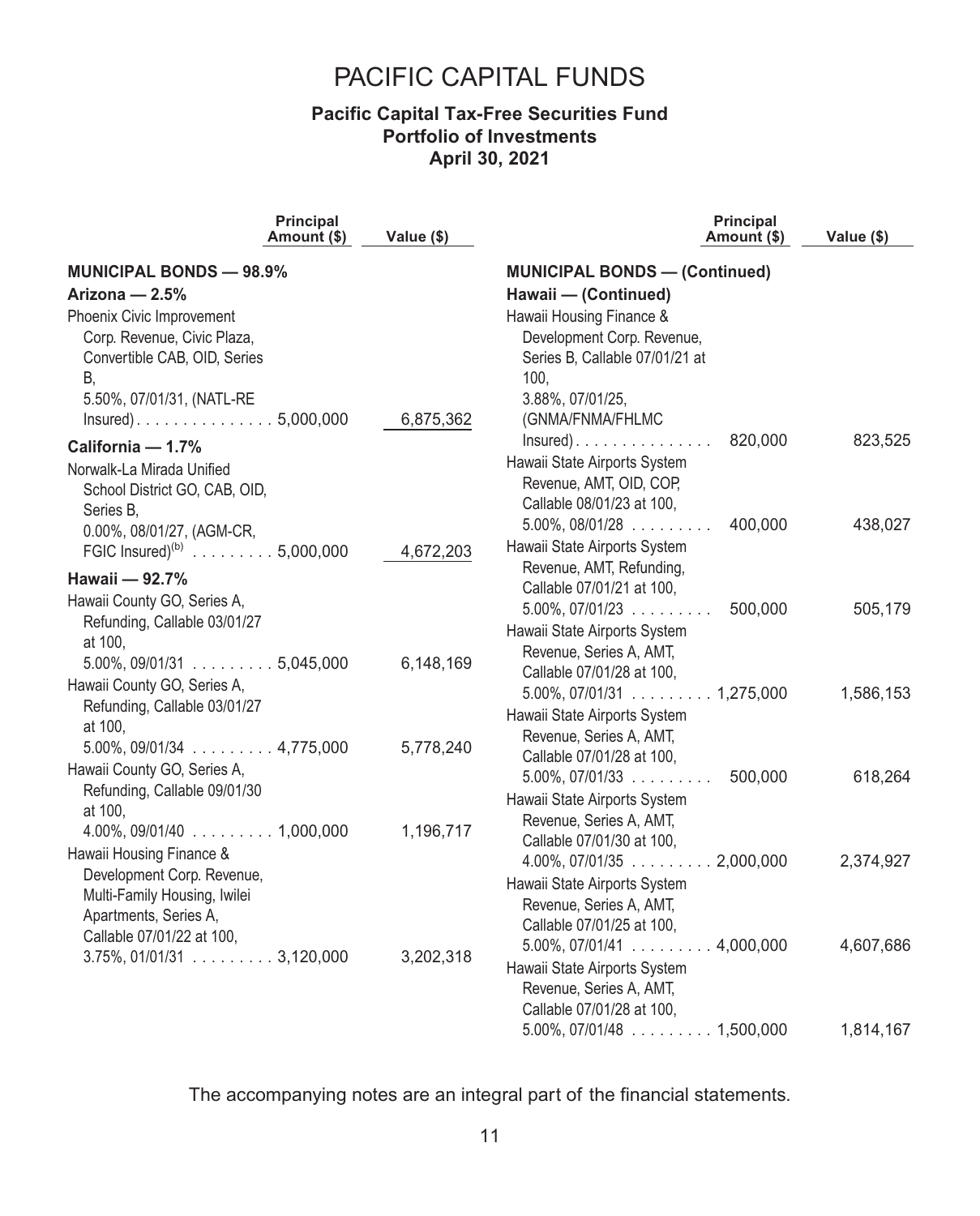# PACIFIC CAPITAL FUNDS

## Pacific Capital Tax-Free Securities Fund
## Portfolio of Investments
## April 30, 2021

| | Principal Amount ($) | Value ($) |
|---|---|---|
| **MUNICIPAL BONDS — 98.9%** | | |
| **Arizona — 2.5%** | | |
| Phoenix Civic Improvement Corp. Revenue, Civic Plaza, Convertible CAB, OID, Series B, 5.50%, 07/01/31, (NATL-RE Insured) | 5,000,000 | 6,875,362 |
| **California — 1.7%** | | |
| Norwalk-La Mirada Unified School District GO, CAB, OID, Series B, 0.00%, 08/01/27, (AGM-CR, FGIC Insured)[(b)] | 5,000,000 | 4,672,203 |
| **Hawaii — 92.7%** | | |
| Hawaii County GO, Series A, Refunding, Callable 03/01/27 at 100, 5.00%, 09/01/31 | 5,045,000 | 6,148,169 |
| Hawaii County GO, Series A, Refunding, Callable 03/01/27 at 100, 5.00%, 09/01/34 | 4,775,000 | 5,778,240 |
| Hawaii County GO, Series A, Refunding, Callable 09/01/30 at 100, 4.00%, 09/01/40 | 1,000,000 | 1,196,717 |
| Hawaii Housing Finance & Development Corp. Revenue, Multi-Family Housing, Iwilei Apartments, Series A, Callable 07/01/22 at 100, 3.75%, 01/01/31 | 3,120,000 | 3,202,318 |
| Hawaii Housing Finance & Development Corp. Revenue, Series B, Callable 07/01/21 at 100, 3.88%, 07/01/25, (GNMA/FNMA/FHLMC Insured) | 820,000 | 823,525 |
| Hawaii State Airports System Revenue, AMT, OID, COP, Callable 08/01/23 at 100, 5.00%, 08/01/28 | 400,000 | 438,027 |
| Hawaii State Airports System Revenue, AMT, Refunding, Callable 07/01/21 at 100, 5.00%, 07/01/23 | 500,000 | 505,179 |
| Hawaii State Airports System Revenue, Series A, AMT, Callable 07/01/28 at 100, 5.00%, 07/01/31 | 1,275,000 | 1,586,153 |
| Hawaii State Airports System Revenue, Series A, AMT, Callable 07/01/28 at 100, 5.00%, 07/01/33 | 500,000 | 618,264 |
| Hawaii State Airports System Revenue, Series A, AMT, Callable 07/01/30 at 100, 4.00%, 07/01/35 | 2,000,000 | 2,374,927 |
| Hawaii State Airports System Revenue, Series A, AMT, Callable 07/01/25 at 100, 5.00%, 07/01/41 | 4,000,000 | 4,607,686 |
| Hawaii State Airports System Revenue, Series A, AMT, Callable 07/01/28 at 100, 5.00%, 07/01/48 | 1,500,000 | 1,814,167 |

The accompanying notes are an integral part of the financial statements.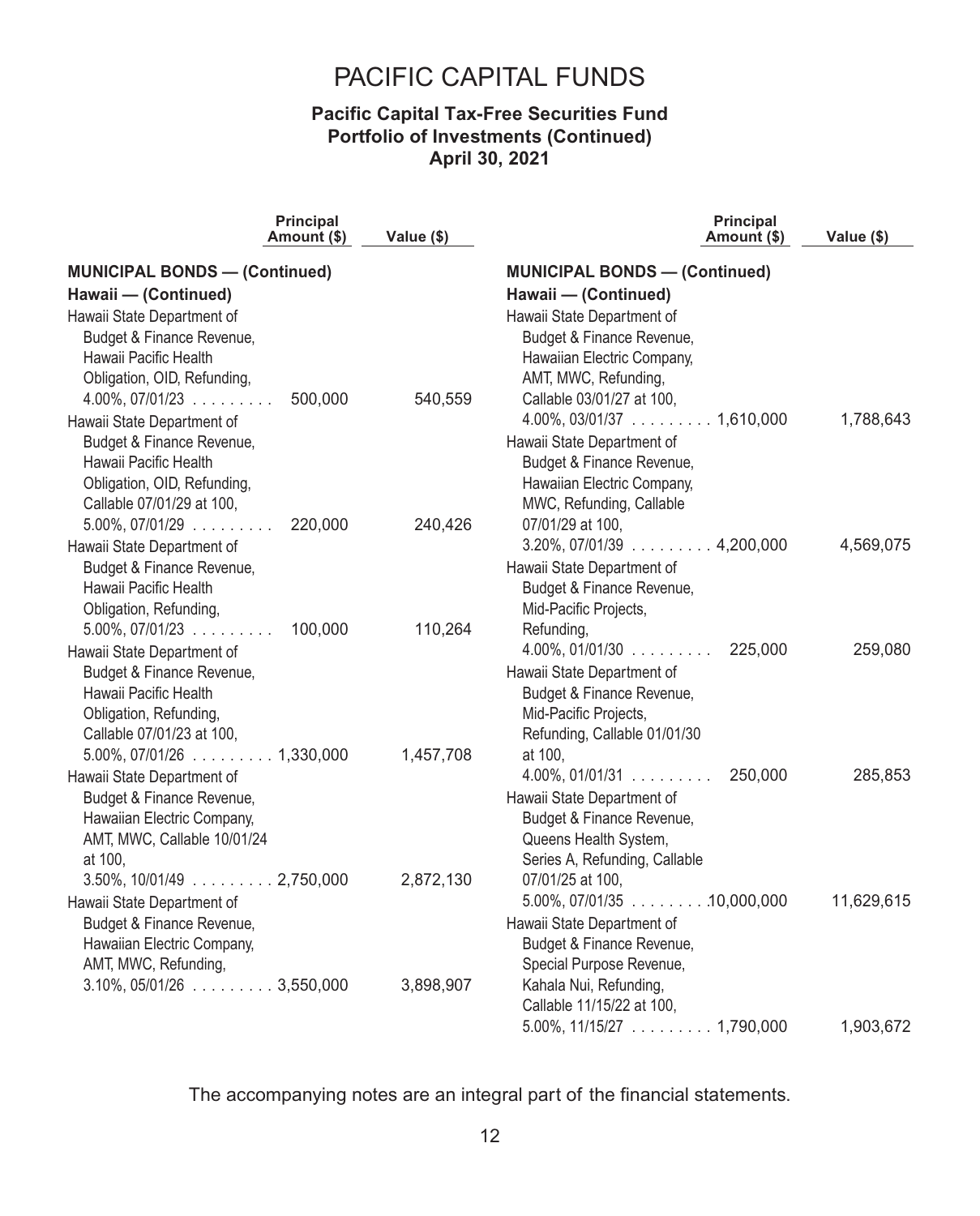# PACIFIC CAPITAL FUNDS

**Pacific Capital Tax-Free Securities Fund**
**Portfolio of Investments (Continued)**
**April 30, 2021**

| | Principal Amount ($) | Value ($) |
|---|---|---|
| **MUNICIPAL BONDS — (Continued)** | | |
| **Hawaii — (Continued)** | | |
| Hawaii State Department of Budget & Finance Revenue, Hawaii Pacific Health Obligation, OID, Refunding, 4.00%, 07/01/23 | 500,000 | 540,559 |
| Hawaii State Department of Budget & Finance Revenue, Hawaii Pacific Health Obligation, OID, Refunding, Callable 07/01/29 at 100, 5.00%, 07/01/29 | 220,000 | 240,426 |
| Hawaii State Department of Budget & Finance Revenue, Hawaii Pacific Health Obligation, Refunding, 5.00%, 07/01/23 | 100,000 | 110,264 |
| Hawaii State Department of Budget & Finance Revenue, Hawaii Pacific Health Obligation, Refunding, Callable 07/01/23 at 100, 5.00%, 07/01/26 | 1,330,000 | 1,457,708 |
| Hawaii State Department of Budget & Finance Revenue, Hawaiian Electric Company, AMT, MWC, Callable 10/01/24 at 100, 3.50%, 10/01/49 | 2,750,000 | 2,872,130 |
| Hawaii State Department of Budget & Finance Revenue, Hawaiian Electric Company, AMT, MWC, Refunding, 3.10%, 05/01/26 | 3,550,000 | 3,898,907 |
| Hawaii State Department of Budget & Finance Revenue, Hawaiian Electric Company, AMT, MWC, Refunding, Callable 03/01/27 at 100, 4.00%, 03/01/37 | 1,610,000 | 1,788,643 |
| Hawaii State Department of Budget & Finance Revenue, Hawaiian Electric Company, MWC, Refunding, Callable 07/01/29 at 100, 3.20%, 07/01/39 | 4,200,000 | 4,569,075 |
| Hawaii State Department of Budget & Finance Revenue, Mid-Pacific Projects, Refunding, 4.00%, 01/01/30 | 225,000 | 259,080 |
| Hawaii State Department of Budget & Finance Revenue, Mid-Pacific Projects, Refunding, Callable 01/01/30 at 100, 4.00%, 01/01/31 | 250,000 | 285,853 |
| Hawaii State Department of Budget & Finance Revenue, Queens Health System, Series A, Refunding, Callable 07/01/25 at 100, 5.00%, 07/01/35 | 10,000,000 | 11,629,615 |
| Hawaii State Department of Budget & Finance Revenue, Special Purpose Revenue, Kahala Nui, Refunding, Callable 11/15/22 at 100, 5.00%, 11/15/27 | 1,790,000 | 1,903,672 |

The accompanying notes are an integral part of the financial statements.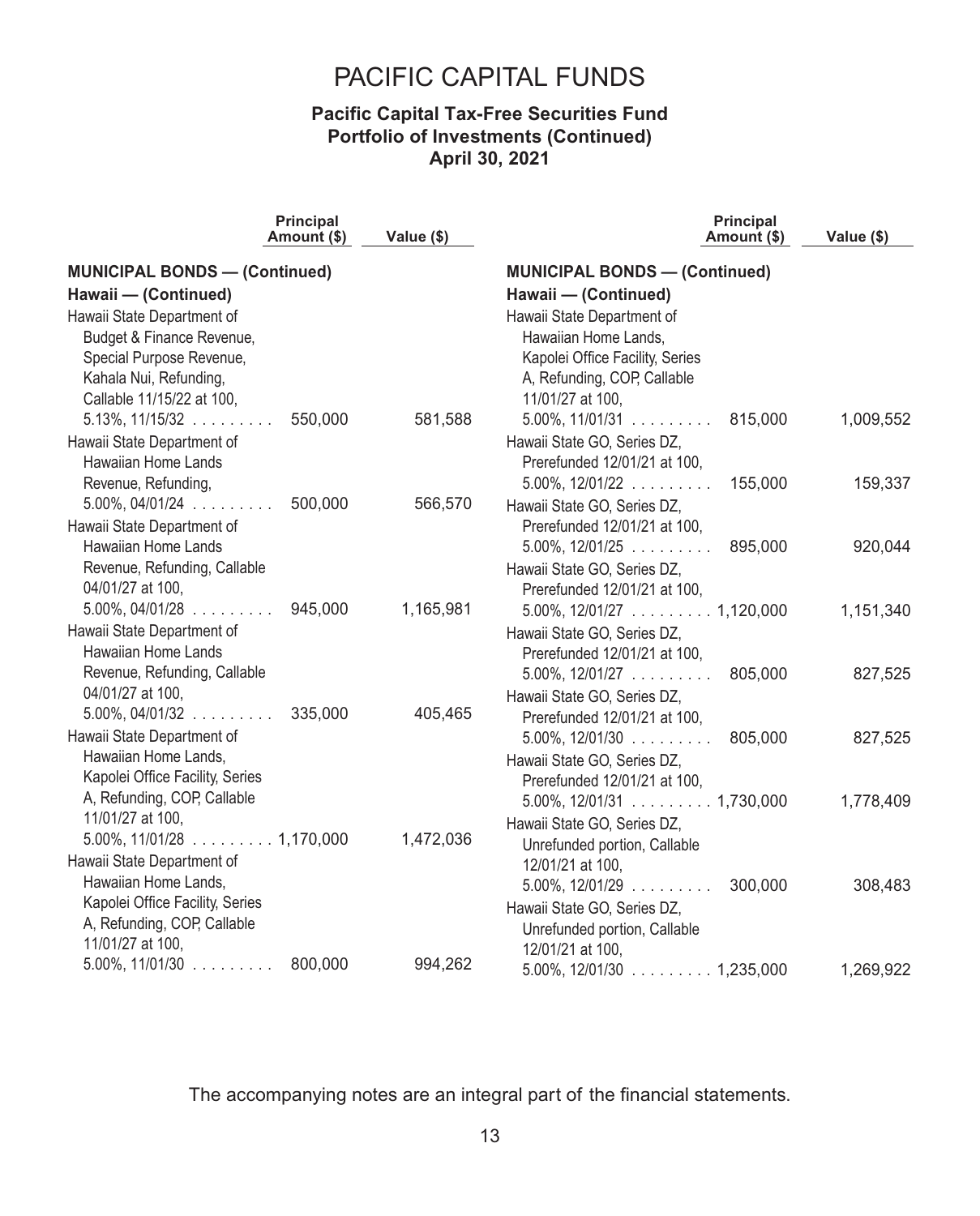# PACIFIC CAPITAL FUNDS

## Pacific Capital Tax-Free Securities Fund
## Portfolio of Investments (Continued)
## April 30, 2021

| | Principal Amount ($) | Value ($) |
|---|---|---|
| **MUNICIPAL BONDS — (Continued)** | | |
| **Hawaii — (Continued)** | | |
| Hawaii State Department of Budget & Finance Revenue, Special Purpose Revenue, Kahala Nui, Refunding, Callable 11/15/22 at 100, 5.13%, 11/15/32 | 550,000 | 581,588 |
| Hawaii State Department of Hawaiian Home Lands Revenue, Refunding, 5.00%, 04/01/24 | 500,000 | 566,570 |
| Hawaii State Department of Hawaiian Home Lands Revenue, Refunding, Callable 04/01/27 at 100, 5.00%, 04/01/28 | 945,000 | 1,165,981 |
| Hawaii State Department of Hawaiian Home Lands Revenue, Refunding, Callable 04/01/27 at 100, 5.00%, 04/01/32 | 335,000 | 405,465 |
| Hawaii State Department of Hawaiian Home Lands, Kapolei Office Facility, Series A, Refunding, COP, Callable 11/01/27 at 100, 5.00%, 11/01/28 | 1,170,000 | 1,472,036 |
| Hawaii State Department of Hawaiian Home Lands, Kapolei Office Facility, Series A, Refunding, COP, Callable 11/01/27 at 100, 5.00%, 11/01/30 | 800,000 | 994,262 |
| Hawaii State Department of Hawaiian Home Lands, Kapolei Office Facility, Series A, Refunding, COP, Callable 11/01/27 at 100, 5.00%, 11/01/31 | 815,000 | 1,009,552 |
| Hawaii State GO, Series DZ, Prerefunded 12/01/21 at 100, 5.00%, 12/01/22 | 155,000 | 159,337 |
| Hawaii State GO, Series DZ, Prerefunded 12/01/21 at 100, 5.00%, 12/01/25 | 895,000 | 920,044 |
| Hawaii State GO, Series DZ, Prerefunded 12/01/21 at 100, 5.00%, 12/01/27 | 1,120,000 | 1,151,340 |
| Hawaii State GO, Series DZ, Prerefunded 12/01/21 at 100, 5.00%, 12/01/27 | 805,000 | 827,525 |
| Hawaii State GO, Series DZ, Prerefunded 12/01/21 at 100, 5.00%, 12/01/30 | 805,000 | 827,525 |
| Hawaii State GO, Series DZ, Prerefunded 12/01/21 at 100, 5.00%, 12/01/31 | 1,730,000 | 1,778,409 |
| Hawaii State GO, Series DZ, Unrefunded portion, Callable 12/01/21 at 100, 5.00%, 12/01/29 | 300,000 | 308,483 |
| Hawaii State GO, Series DZ, Unrefunded portion, Callable 12/01/21 at 100, 5.00%, 12/01/30 | 1,235,000 | 1,269,922 |

The accompanying notes are an integral part of the financial statements.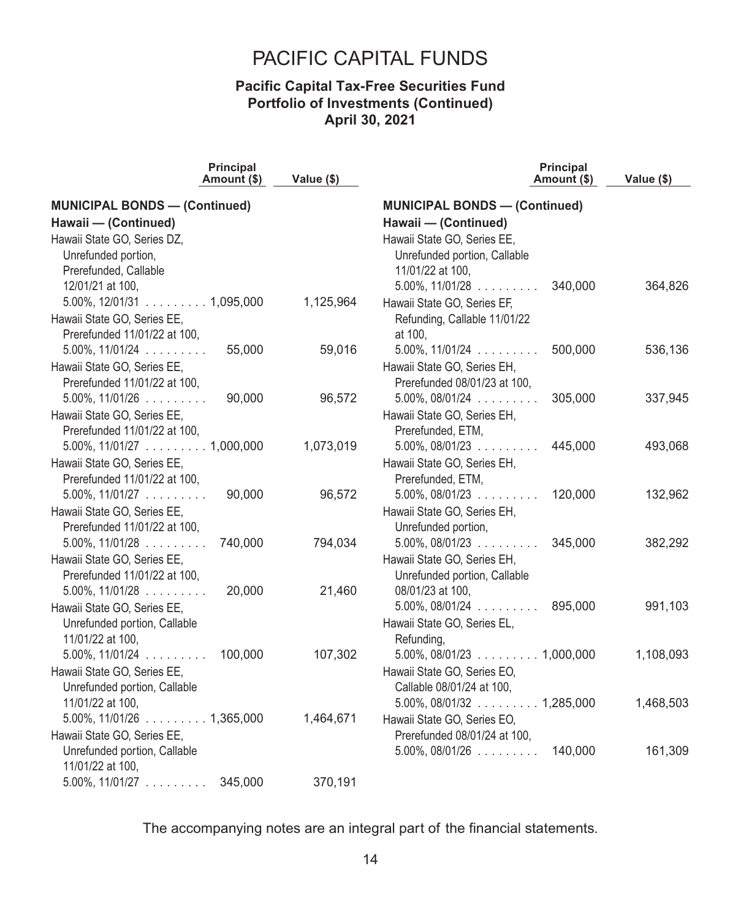# PACIFIC CAPITAL FUNDS

### Pacific Capital Tax-Free Securities Fund
### Portfolio of Investments (Continued)
### April 30, 2021

| | Principal Amount ($) | Value ($) |
|---|---|---|
| **MUNICIPAL BONDS — (Continued)** | | |
| **Hawaii — (Continued)** | | |
| Hawaii State GO, Series DZ, Unrefunded portion, Prerefunded, Callable 12/01/21 at 100, 5.00%, 12/01/31 | 1,095,000 | 1,125,964 |
| Hawaii State GO, Series EE, Prerefunded 11/01/22 at 100, 5.00%, 11/01/24 | 55,000 | 59,016 |
| Hawaii State GO, Series EE, Prerefunded 11/01/22 at 100, 5.00%, 11/01/26 | 90,000 | 96,572 |
| Hawaii State GO, Series EE, Prerefunded 11/01/22 at 100, 5.00%, 11/01/27 | 1,000,000 | 1,073,019 |
| Hawaii State GO, Series EE, Prerefunded 11/01/22 at 100, 5.00%, 11/01/27 | 90,000 | 96,572 |
| Hawaii State GO, Series EE, Prerefunded 11/01/22 at 100, 5.00%, 11/01/28 | 740,000 | 794,034 |
| Hawaii State GO, Series EE, Prerefunded 11/01/22 at 100, 5.00%, 11/01/28 | 20,000 | 21,460 |
| Hawaii State GO, Series EE, Unrefunded portion, Callable 11/01/22 at 100, 5.00%, 11/01/24 | 100,000 | 107,302 |
| Hawaii State GO, Series EE, Unrefunded portion, Callable 11/01/22 at 100, 5.00%, 11/01/26 | 1,365,000 | 1,464,671 |
| Hawaii State GO, Series EE, Unrefunded portion, Callable 11/01/22 at 100, 5.00%, 11/01/27 | 345,000 | 370,191 |
| Hawaii State GO, Series EE, Unrefunded portion, Callable 11/01/22 at 100, 5.00%, 11/01/28 | 340,000 | 364,826 |
| Hawaii State GO, Series EF, Refunding, Callable 11/01/22 at 100, 5.00%, 11/01/24 | 500,000 | 536,136 |
| Hawaii State GO, Series EH, Prerefunded 08/01/23 at 100, 5.00%, 08/01/24 | 305,000 | 337,945 |
| Hawaii State GO, Series EH, Prerefunded, ETM, 5.00%, 08/01/23 | 445,000 | 493,068 |
| Hawaii State GO, Series EH, Prerefunded, ETM, 5.00%, 08/01/23 | 120,000 | 132,962 |
| Hawaii State GO, Series EH, Unrefunded portion, 5.00%, 08/01/23 | 345,000 | 382,292 |
| Hawaii State GO, Series EH, Unrefunded portion, Callable 08/01/23 at 100, 5.00%, 08/01/24 | 895,000 | 991,103 |
| Hawaii State GO, Series EL, Refunding, 5.00%, 08/01/23 | 1,000,000 | 1,108,093 |
| Hawaii State GO, Series EO, Callable 08/01/24 at 100, 5.00%, 08/01/32 | 1,285,000 | 1,468,503 |
| Hawaii State GO, Series EO, Prerefunded 08/01/24 at 100, 5.00%, 08/01/26 | 140,000 | 161,309 |

The accompanying notes are an integral part of the financial statements.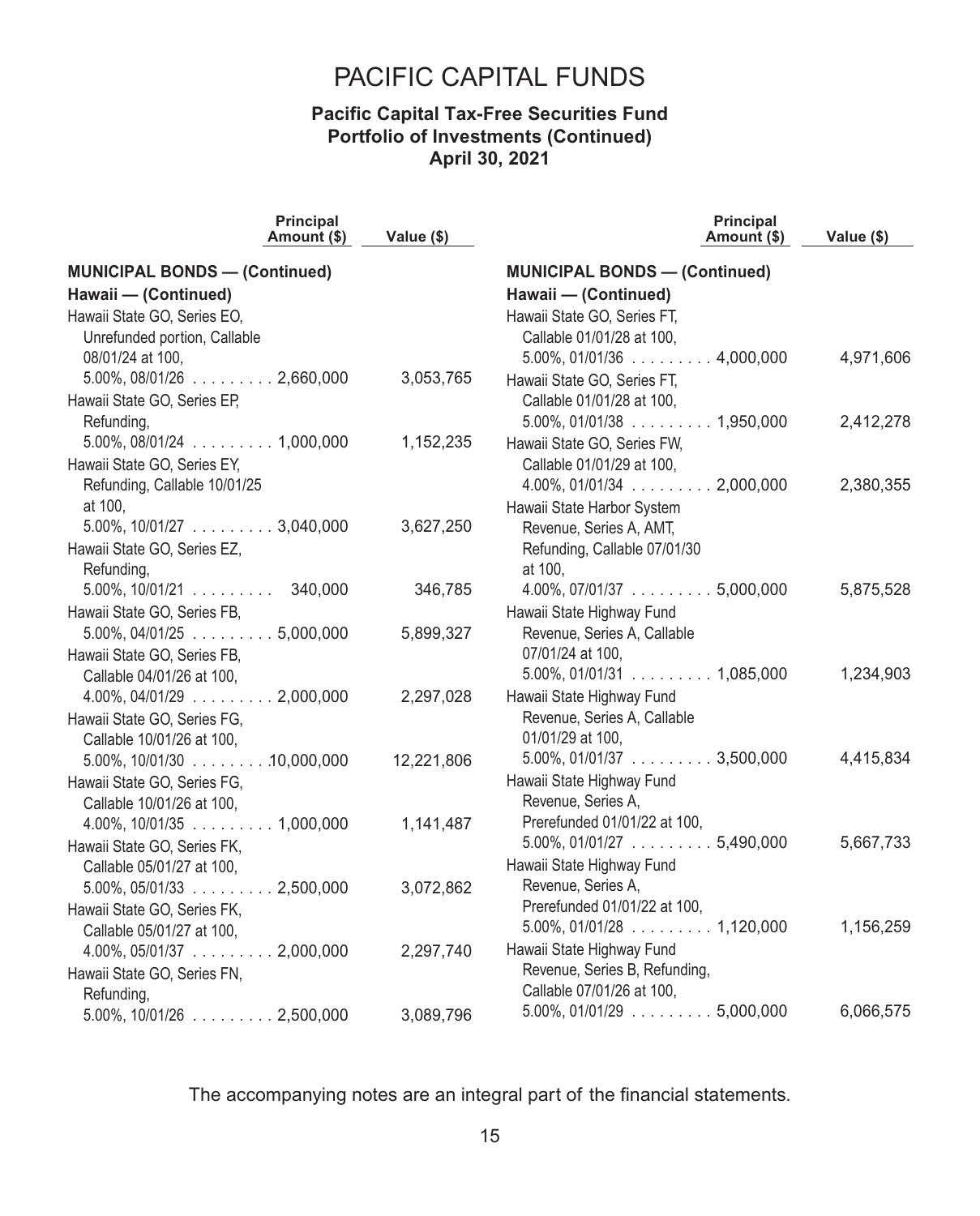# PACIFIC CAPITAL FUNDS

### Pacific Capital Tax-Free Securities Fund
### Portfolio of Investments (Continued)
### April 30, 2021

| | Principal Amount ($) | Value ($) |
|---|---|---|
| **MUNICIPAL BONDS — (Continued)** | | |
| **Hawaii — (Continued)** | | |
| Hawaii State GO, Series EO, Unrefunded portion, Callable 08/01/24 at 100, 5.00%, 08/01/26 | 2,660,000 | 3,053,765 |
| Hawaii State GO, Series EP, Refunding, 5.00%, 08/01/24 | 1,000,000 | 1,152,235 |
| Hawaii State GO, Series EY, Refunding, Callable 10/01/25 at 100, 5.00%, 10/01/27 | 3,040,000 | 3,627,250 |
| Hawaii State GO, Series EZ, Refunding, 5.00%, 10/01/21 | 340,000 | 346,785 |
| Hawaii State GO, Series FB, 5.00%, 04/01/25 | 5,000,000 | 5,899,327 |
| Hawaii State GO, Series FB, Callable 04/01/26 at 100, 4.00%, 04/01/29 | 2,000,000 | 2,297,028 |
| Hawaii State GO, Series FG, Callable 10/01/26 at 100, 5.00%, 10/01/30 | 10,000,000 | 12,221,806 |
| Hawaii State GO, Series FG, Callable 10/01/26 at 100, 4.00%, 10/01/35 | 1,000,000 | 1,141,487 |
| Hawaii State GO, Series FK, Callable 05/01/27 at 100, 5.00%, 05/01/33 | 2,500,000 | 3,072,862 |
| Hawaii State GO, Series FK, Callable 05/01/27 at 100, 4.00%, 05/01/37 | 2,000,000 | 2,297,740 |
| Hawaii State GO, Series FN, Refunding, 5.00%, 10/01/26 | 2,500,000 | 3,089,796 |
| Hawaii State GO, Series FT, Callable 01/01/28 at 100, 5.00%, 01/01/36 | 4,000,000 | 4,971,606 |
| Hawaii State GO, Series FT, Callable 01/01/28 at 100, 5.00%, 01/01/38 | 1,950,000 | 2,412,278 |
| Hawaii State GO, Series FW, Callable 01/01/29 at 100, 4.00%, 01/01/34 | 2,000,000 | 2,380,355 |
| Hawaii State Harbor System Revenue, Series A, AMT, Refunding, Callable 07/01/30 at 100, 4.00%, 07/01/37 | 5,000,000 | 5,875,528 |
| Hawaii State Highway Fund Revenue, Series A, Callable 07/01/24 at 100, 5.00%, 01/01/31 | 1,085,000 | 1,234,903 |
| Hawaii State Highway Fund Revenue, Series A, Callable 01/01/29 at 100, 5.00%, 01/01/37 | 3,500,000 | 4,415,834 |
| Hawaii State Highway Fund Revenue, Series A, Prerefunded 01/01/22 at 100, 5.00%, 01/01/27 | 5,490,000 | 5,667,733 |
| Hawaii State Highway Fund Revenue, Series A, Prerefunded 01/01/22 at 100, 5.00%, 01/01/28 | 1,120,000 | 1,156,259 |
| Hawaii State Highway Fund Revenue, Series B, Refunding, Callable 07/01/26 at 100, 5.00%, 01/01/29 | 5,000,000 | 6,066,575 |

The accompanying notes are an integral part of the financial statements.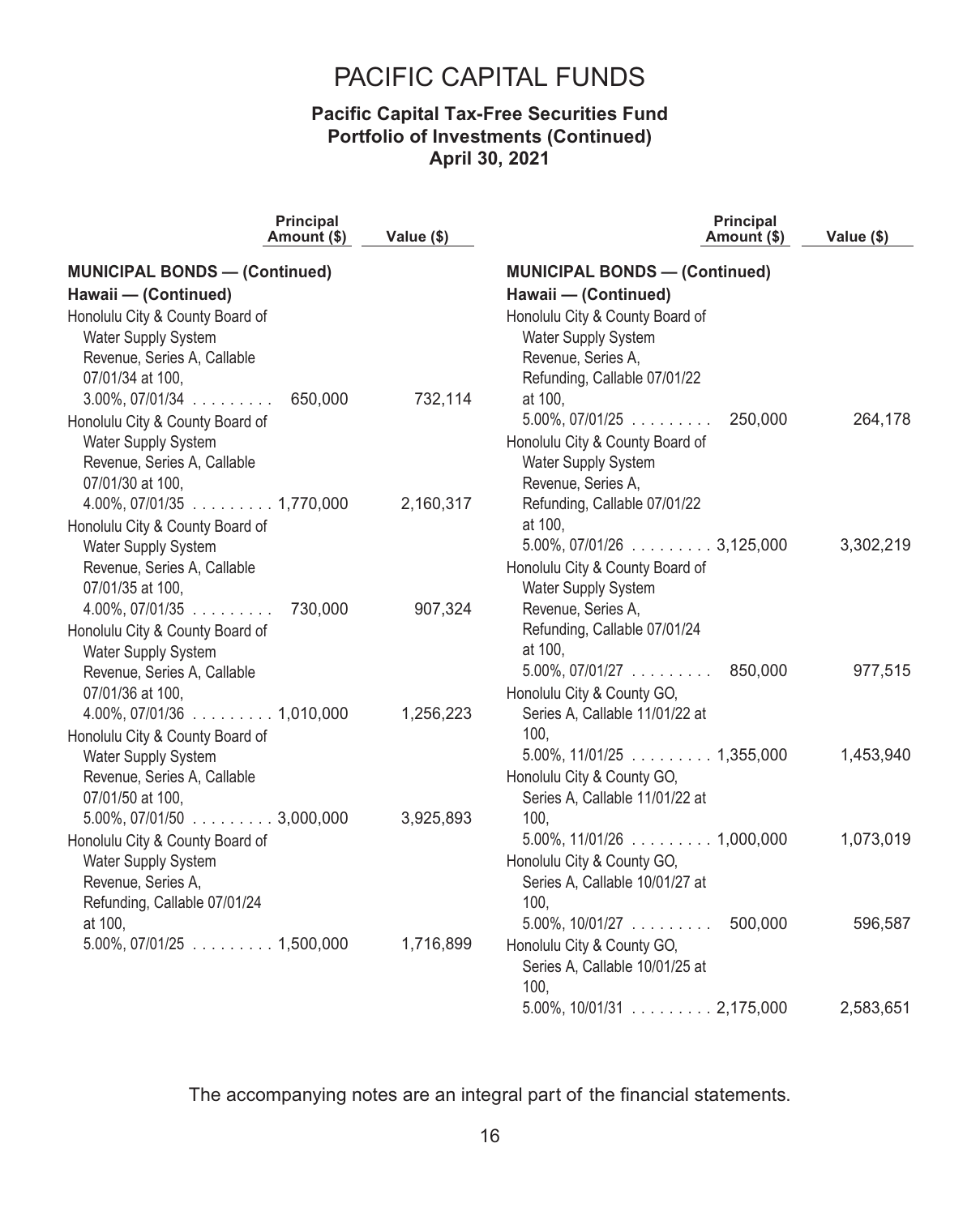# PACIFIC CAPITAL FUNDS

## Pacific Capital Tax-Free Securities Fund
## Portfolio of Investments (Continued)
## April 30, 2021

| | Principal Amount ($) | Value ($) |
|---|---|---|
| **MUNICIPAL BONDS — (Continued)** | | |
| **Hawaii — (Continued)** | | |
| Honolulu City & County Board of Water Supply System Revenue, Series A, Callable 07/01/34 at 100, 3.00%, 07/01/34 | 650,000 | 732,114 |
| Honolulu City & County Board of Water Supply System Revenue, Series A, Callable 07/01/30 at 100, 4.00%, 07/01/35 | 1,770,000 | 2,160,317 |
| Honolulu City & County Board of Water Supply System Revenue, Series A, Callable 07/01/35 at 100, 4.00%, 07/01/35 | 730,000 | 907,324 |
| Honolulu City & County Board of Water Supply System Revenue, Series A, Callable 07/01/36 at 100, 4.00%, 07/01/36 | 1,010,000 | 1,256,223 |
| Honolulu City & County Board of Water Supply System Revenue, Series A, Callable 07/01/50 at 100, 5.00%, 07/01/50 | 3,000,000 | 3,925,893 |
| Honolulu City & County Board of Water Supply System Revenue, Series A, Refunding, Callable 07/01/24 at 100, 5.00%, 07/01/25 | 1,500,000 | 1,716,899 |
| Honolulu City & County Board of Water Supply System Revenue, Series A, Refunding, Callable 07/01/22 at 100, 5.00%, 07/01/25 | 250,000 | 264,178 |
| Honolulu City & County Board of Water Supply System Revenue, Series A, Refunding, Callable 07/01/22 at 100, 5.00%, 07/01/26 | 3,125,000 | 3,302,219 |
| Honolulu City & County Board of Water Supply System Revenue, Series A, Refunding, Callable 07/01/24 at 100, 5.00%, 07/01/27 | 850,000 | 977,515 |
| Honolulu City & County GO, Series A, Callable 11/01/22 at 100, 5.00%, 11/01/25 | 1,355,000 | 1,453,940 |
| Honolulu City & County GO, Series A, Callable 11/01/22 at 100, 5.00%, 11/01/26 | 1,000,000 | 1,073,019 |
| Honolulu City & County GO, Series A, Callable 10/01/27 at 100, 5.00%, 10/01/27 | 500,000 | 596,587 |
| Honolulu City & County GO, Series A, Callable 10/01/25 at 100, 5.00%, 10/01/31 | 2,175,000 | 2,583,651 |

The accompanying notes are an integral part of the financial statements.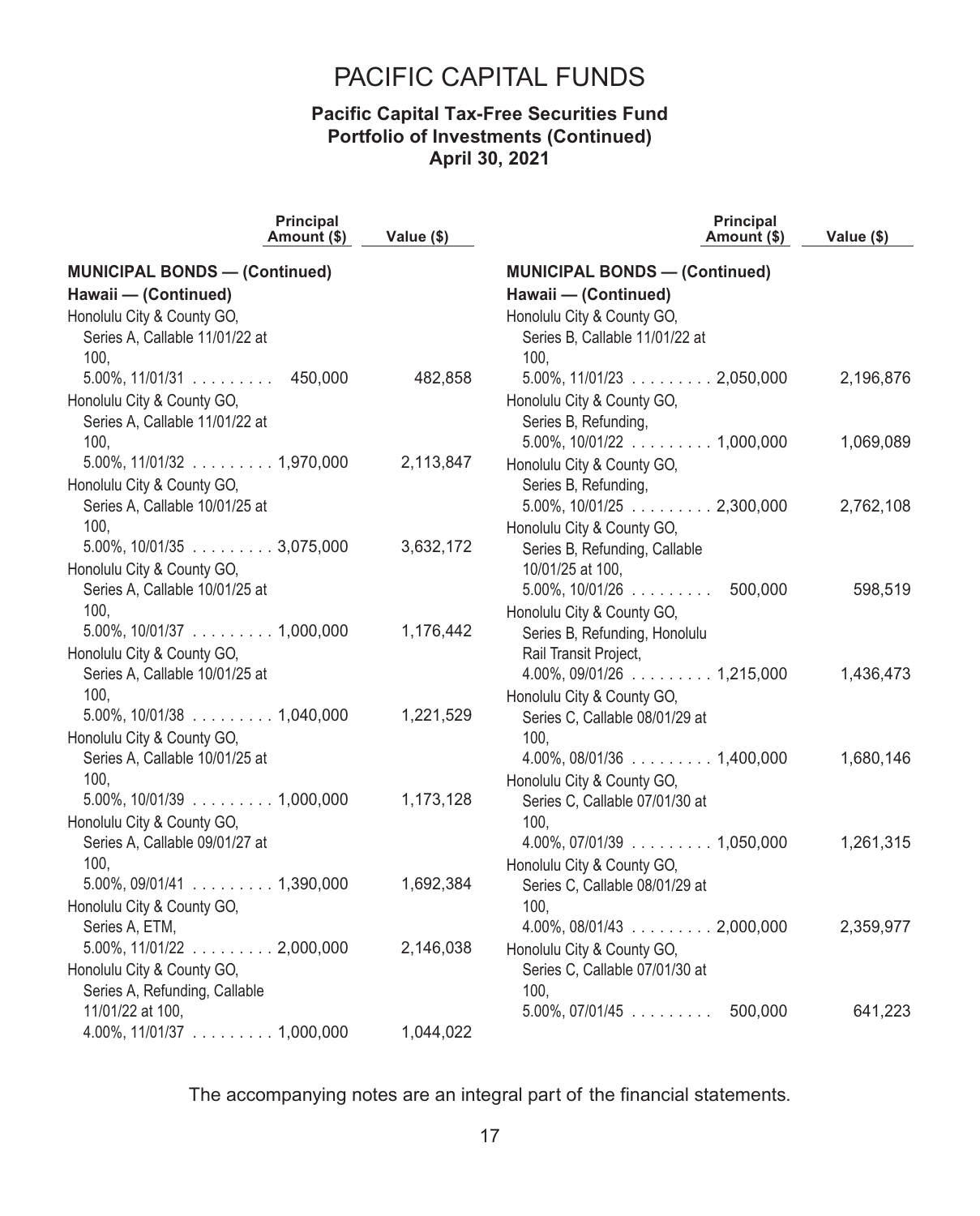# PACIFIC CAPITAL FUNDS

## Pacific Capital Tax-Free Securities Fund
### Portfolio of Investments (Continued)
### April 30, 2021

| | Principal Amount ($) | Value ($) |
|---|---|---|
| **MUNICIPAL BONDS — (Continued)** | | |
| **Hawaii — (Continued)** | | |
| Honolulu City & County GO, Series A, Callable 11/01/22 at 100, 5.00%, 11/01/31 | 450,000 | 482,858 |
| Honolulu City & County GO, Series A, Callable 11/01/22 at 100, 5.00%, 11/01/32 | 1,970,000 | 2,113,847 |
| Honolulu City & County GO, Series A, Callable 10/01/25 at 100, 5.00%, 10/01/35 | 3,075,000 | 3,632,172 |
| Honolulu City & County GO, Series A, Callable 10/01/25 at 100, 5.00%, 10/01/37 | 1,000,000 | 1,176,442 |
| Honolulu City & County GO, Series A, Callable 10/01/25 at 100, 5.00%, 10/01/38 | 1,040,000 | 1,221,529 |
| Honolulu City & County GO, Series A, Callable 10/01/25 at 100, 5.00%, 10/01/39 | 1,000,000 | 1,173,128 |
| Honolulu City & County GO, Series A, Callable 09/01/27 at 100, 5.00%, 09/01/41 | 1,390,000 | 1,692,384 |
| Honolulu City & County GO, Series A, ETM, 5.00%, 11/01/22 | 2,000,000 | 2,146,038 |
| Honolulu City & County GO, Series A, Refunding, Callable 11/01/22 at 100, 4.00%, 11/01/37 | 1,000,000 | 1,044,022 |
| Honolulu City & County GO, Series B, Callable 11/01/22 at 100, 5.00%, 11/01/23 | 2,050,000 | 2,196,876 |
| Honolulu City & County GO, Series B, Refunding, 5.00%, 10/01/22 | 1,000,000 | 1,069,089 |
| Honolulu City & County GO, Series B, Refunding, 5.00%, 10/01/25 | 2,300,000 | 2,762,108 |
| Honolulu City & County GO, Series B, Refunding, Callable 10/01/25 at 100, 5.00%, 10/01/26 | 500,000 | 598,519 |
| Honolulu City & County GO, Series B, Refunding, Honolulu Rail Transit Project, 4.00%, 09/01/26 | 1,215,000 | 1,436,473 |
| Honolulu City & County GO, Series C, Callable 08/01/29 at 100, 4.00%, 08/01/36 | 1,400,000 | 1,680,146 |
| Honolulu City & County GO, Series C, Callable 07/01/30 at 100, 4.00%, 07/01/39 | 1,050,000 | 1,261,315 |
| Honolulu City & County GO, Series C, Callable 08/01/29 at 100, 4.00%, 08/01/43 | 2,000,000 | 2,359,977 |
| Honolulu City & County GO, Series C, Callable 07/01/30 at 100, 5.00%, 07/01/45 | 500,000 | 641,223 |

The accompanying notes are an integral part of the financial statements.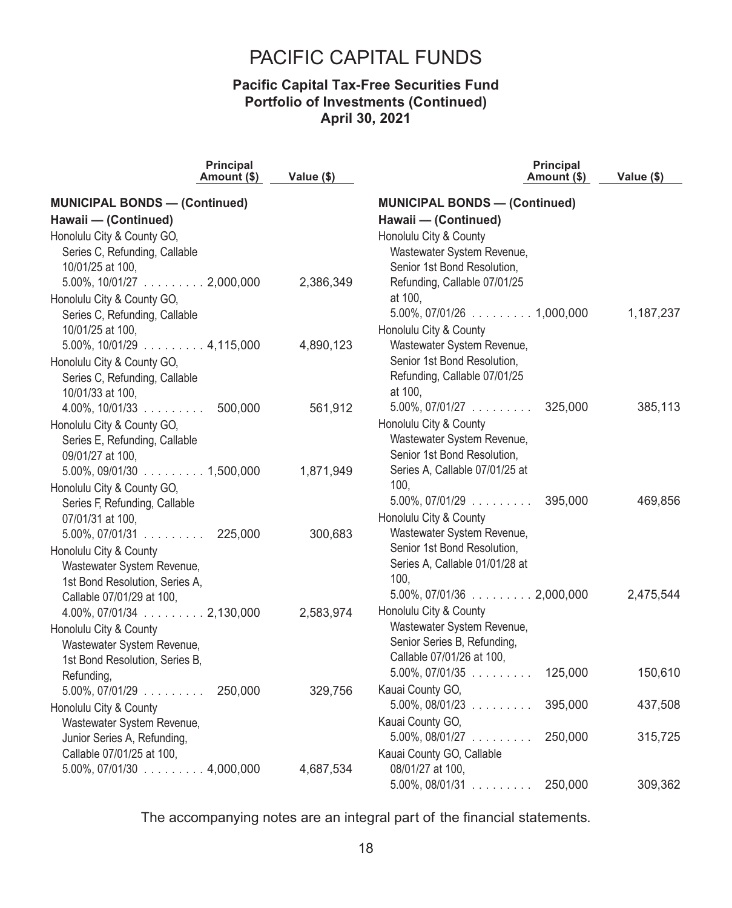# PACIFIC CAPITAL FUNDS

### Pacific Capital Tax-Free Securities Fund
### Portfolio of Investments (Continued)
### April 30, 2021

| | Principal Amount ($) | Value ($) |
|---|---|---|
| **MUNICIPAL BONDS — (Continued)** | | |
| **Hawaii — (Continued)** | | |
| Honolulu City & County GO, Series C, Refunding, Callable 10/01/25 at 100, 5.00%, 10/01/27 | 2,000,000 | 2,386,349 |
| Honolulu City & County GO, Series C, Refunding, Callable 10/01/25 at 100, 5.00%, 10/01/29 | 4,115,000 | 4,890,123 |
| Honolulu City & County GO, Series C, Refunding, Callable 10/01/33 at 100, 4.00%, 10/01/33 | 500,000 | 561,912 |
| Honolulu City & County GO, Series E, Refunding, Callable 09/01/27 at 100, 5.00%, 09/01/30 | 1,500,000 | 1,871,949 |
| Honolulu City & County GO, Series F, Refunding, Callable 07/01/31 at 100, 5.00%, 07/01/31 | 225,000 | 300,683 |
| Honolulu City & County Wastewater System Revenue, 1st Bond Resolution, Series A, Callable 07/01/29 at 100, 4.00%, 07/01/34 | 2,130,000 | 2,583,974 |
| Honolulu City & County Wastewater System Revenue, 1st Bond Resolution, Series B, Refunding, 5.00%, 07/01/29 | 250,000 | 329,756 |
| Honolulu City & County Wastewater System Revenue, Junior Series A, Refunding, Callable 07/01/25 at 100, 5.00%, 07/01/30 | 4,000,000 | 4,687,534 |
| Honolulu City & County Wastewater System Revenue, Senior 1st Bond Resolution, Refunding, Callable 07/01/25 at 100, 5.00%, 07/01/26 | 1,000,000 | 1,187,237 |
| Honolulu City & County Wastewater System Revenue, Senior 1st Bond Resolution, Refunding, Callable 07/01/25 at 100, 5.00%, 07/01/27 | 325,000 | 385,113 |
| Honolulu City & County Wastewater System Revenue, Senior 1st Bond Resolution, Series A, Callable 07/01/25 at 100, 5.00%, 07/01/29 | 395,000 | 469,856 |
| Honolulu City & County Wastewater System Revenue, Senior 1st Bond Resolution, Series A, Callable 01/01/28 at 100, 5.00%, 07/01/36 | 2,000,000 | 2,475,544 |
| Honolulu City & County Wastewater System Revenue, Senior Series B, Refunding, Callable 07/01/26 at 100, 5.00%, 07/01/35 | 125,000 | 150,610 |
| Kauai County GO, 5.00%, 08/01/23 | 395,000 | 437,508 |
| Kauai County GO, 5.00%, 08/01/27 | 250,000 | 315,725 |
| Kauai County GO, Callable 08/01/27 at 100, 5.00%, 08/01/31 | 250,000 | 309,362 |

The accompanying notes are an integral part of the financial statements.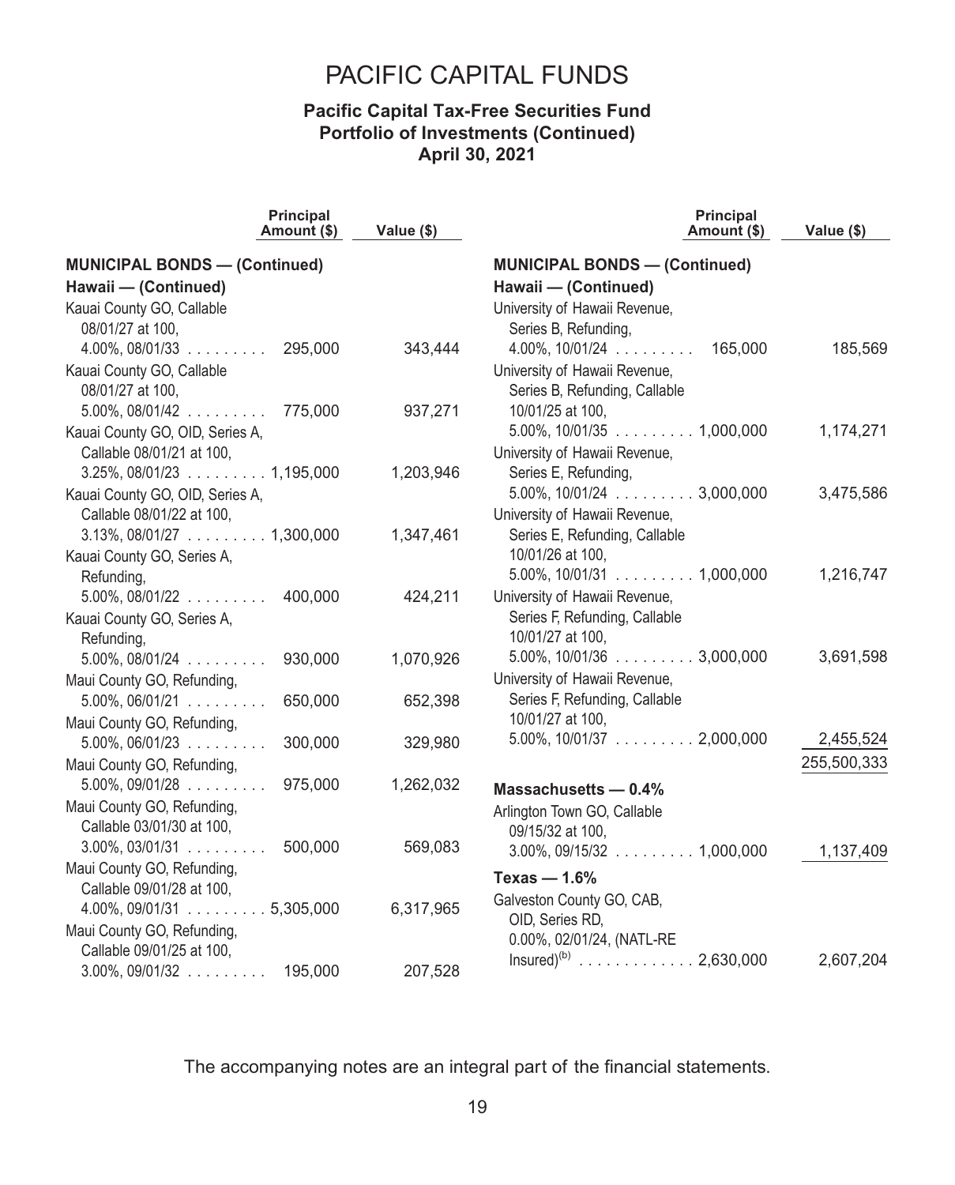# PACIFIC CAPITAL FUNDS

## Pacific Capital Tax-Free Securities Fund
## Portfolio of Investments (Continued)
## April 30, 2021

| | Principal Amount ($) | Value ($) |
|---|---|---|
| **MUNICIPAL BONDS — (Continued)** | | |
| **Hawaii — (Continued)** | | |
| Kauai County GO, Callable 08/01/27 at 100, 4.00%, 08/01/33 | 295,000 | 343,444 |
| Kauai County GO, Callable 08/01/27 at 100, 5.00%, 08/01/42 | 775,000 | 937,271 |
| Kauai County GO, OID, Series A, Callable 08/01/21 at 100, 3.25%, 08/01/23 | 1,195,000 | 1,203,946 |
| Kauai County GO, OID, Series A, Callable 08/01/22 at 100, 3.13%, 08/01/27 | 1,300,000 | 1,347,461 |
| Kauai County GO, Series A, Refunding, 5.00%, 08/01/22 | 400,000 | 424,211 |
| Kauai County GO, Series A, Refunding, 5.00%, 08/01/24 | 930,000 | 1,070,926 |
| Maui County GO, Refunding, 5.00%, 06/01/21 | 650,000 | 652,398 |
| Maui County GO, Refunding, 5.00%, 06/01/23 | 300,000 | 329,980 |
| Maui County GO, Refunding, 5.00%, 09/01/28 | 975,000 | 1,262,032 |
| Maui County GO, Refunding, Callable 03/01/30 at 100, 3.00%, 03/01/31 | 500,000 | 569,083 |
| Maui County GO, Refunding, Callable 09/01/28 at 100, 4.00%, 09/01/31 | 5,305,000 | 6,317,965 |
| Maui County GO, Refunding, Callable 09/01/25 at 100, 3.00%, 09/01/32 | 195,000 | 207,528 |
| University of Hawaii Revenue, Series B, Refunding, 4.00%, 10/01/24 | 165,000 | 185,569 |
| University of Hawaii Revenue, Series B, Refunding, Callable 10/01/25 at 100, 5.00%, 10/01/35 | 1,000,000 | 1,174,271 |
| University of Hawaii Revenue, Series E, Refunding, 5.00%, 10/01/24 | 3,000,000 | 3,475,586 |
| University of Hawaii Revenue, Series E, Refunding, Callable 10/01/26 at 100, 5.00%, 10/01/31 | 1,000,000 | 1,216,747 |
| University of Hawaii Revenue, Series F, Refunding, Callable 10/01/27 at 100, 5.00%, 10/01/36 | 3,000,000 | 3,691,598 |
| University of Hawaii Revenue, Series F, Refunding, Callable 10/01/27 at 100, 5.00%, 10/01/37 | 2,000,000 | 2,455,524 |
| | | 255,500,333 |
| **Massachusetts — 0.4%** | | |
| Arlington Town GO, Callable 09/15/32 at 100, 3.00%, 09/15/32 | 1,000,000 | 1,137,409 |
| **Texas — 1.6%** | | |
| Galveston County GO, CAB, OID, Series RD, 0.00%, 02/01/24, (NATL-RE Insured)[(b)] | 2,630,000 | 2,607,204 |

The accompanying notes are an integral part of the financial statements.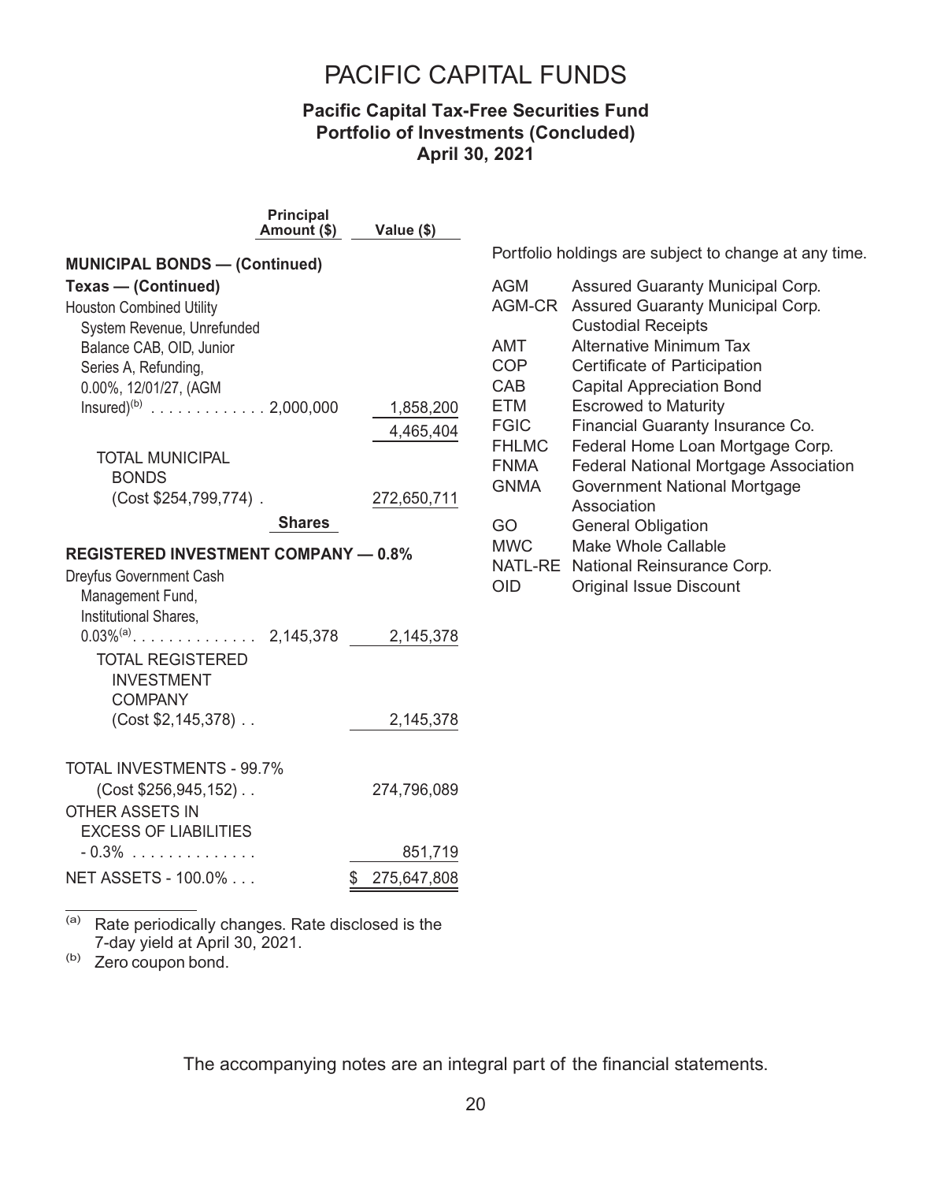# PACIFIC CAPITAL FUNDS

## Pacific Capital Tax-Free Securities Fund
## Portfolio of Investments (Concluded)
## April 30, 2021

| | Principal Amount ($) | Value ($) |
|---|---|---|
| **MUNICIPAL BONDS — (Continued)** | | |
| **Texas — (Continued)** | | |
| Houston Combined Utility System Revenue, Unrefunded Balance CAB, OID, Junior Series A, Refunding, 0.00%, 12/01/27, (AGM Insured)[b] | 2,000,000 | 1,858,200 |
| | | 4,465,404 |
| TOTAL MUNICIPAL BONDS (Cost $254,799,774) | | 272,650,711 |
| | **Shares** | |
| **REGISTERED INVESTMENT COMPANY — 0.8%** | | |
| Dreyfus Government Cash Management Fund, Institutional Shares, 0.03%[a] | 2,145,378 | 2,145,378 |
| TOTAL REGISTERED INVESTMENT COMPANY (Cost $2,145,378) | | 2,145,378 |
| TOTAL INVESTMENTS - 99.7% (Cost $256,945,152) | | 274,796,089 |
| OTHER ASSETS IN EXCESS OF LIABILITIES - 0.3% | | 851,719 |
| NET ASSETS - 100.0% | | $ 275,647,808 |

[a] Rate periodically changes. Rate disclosed is the 7-day yield at April 30, 2021.

[b] Zero coupon bond.

Portfolio holdings are subject to change at any time.

| | |
|---|---|
| AGM | Assured Guaranty Municipal Corp. |
| AGM-CR | Assured Guaranty Municipal Corp. Custodial Receipts |
| AMT | Alternative Minimum Tax |
| COP | Certificate of Participation |
| CAB | Capital Appreciation Bond |
| ETM | Escrowed to Maturity |
| FGIC | Financial Guaranty Insurance Co. |
| FHLMC | Federal Home Loan Mortgage Corp. |
| FNMA | Federal National Mortgage Association |
| GNMA | Government National Mortgage Association |
| GO | General Obligation |
| MWC | Make Whole Callable |
| NATL-RE | National Reinsurance Corp. |
| OID | Original Issue Discount |

The accompanying notes are an integral part of the financial statements.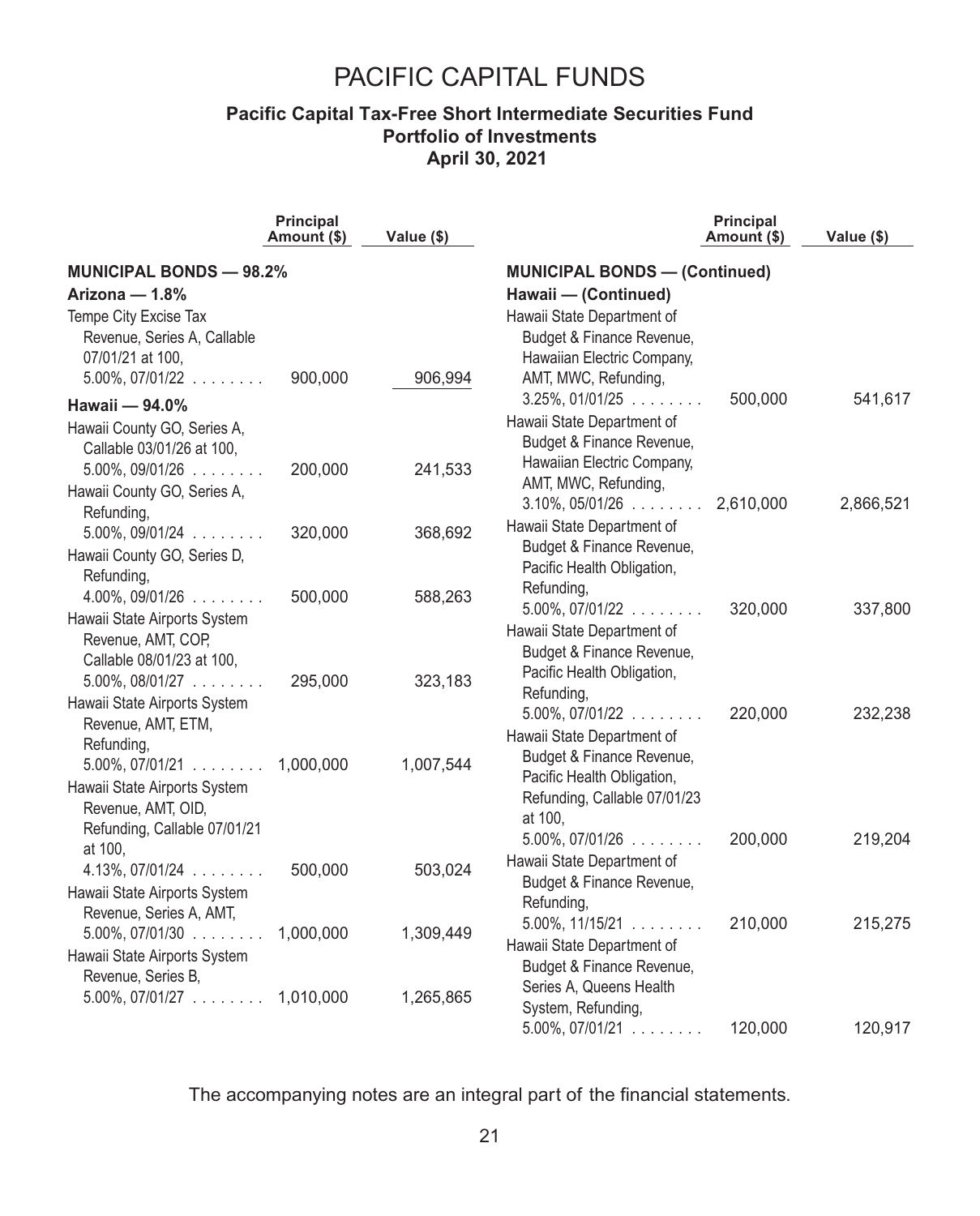# PACIFIC CAPITAL FUNDS

## Pacific Capital Tax-Free Short Intermediate Securities Fund
## Portfolio of Investments
## April 30, 2021

| | Principal Amount ($) | Value ($) |
|---|---|---|
| **MUNICIPAL BONDS — 98.2%** | | |
| **Arizona — 1.8%** | | |
| Tempe City Excise Tax Revenue, Series A, Callable 07/01/21 at 100, 5.00%, 07/01/22 | 900,000 | 906,994 |
| **Hawaii — 94.0%** | | |
| Hawaii County GO, Series A, Callable 03/01/26 at 100, 5.00%, 09/01/26 | 200,000 | 241,533 |
| Hawaii County GO, Series A, Refunding, 5.00%, 09/01/24 | 320,000 | 368,692 |
| Hawaii County GO, Series D, Refunding, 4.00%, 09/01/26 | 500,000 | 588,263 |
| Hawaii State Airports System Revenue, AMT, COP, Callable 08/01/23 at 100, 5.00%, 08/01/27 | 295,000 | 323,183 |
| Hawaii State Airports System Revenue, AMT, ETM, Refunding, 5.00%, 07/01/21 | 1,000,000 | 1,007,544 |
| Hawaii State Airports System Revenue, AMT, OID, Refunding, Callable 07/01/21 at 100, 4.13%, 07/01/24 | 500,000 | 503,024 |
| Hawaii State Airports System Revenue, Series A, AMT, 5.00%, 07/01/30 | 1,000,000 | 1,309,449 |
| Hawaii State Airports System Revenue, Series B, 5.00%, 07/01/27 | 1,010,000 | 1,265,865 |
| **MUNICIPAL BONDS — (Continued)** | | |
| **Hawaii — (Continued)** | | |
| Hawaii State Department of Budget & Finance Revenue, Hawaiian Electric Company, AMT, MWC, Refunding, 3.25%, 01/01/25 | 500,000 | 541,617 |
| Hawaii State Department of Budget & Finance Revenue, Hawaiian Electric Company, AMT, MWC, Refunding, 3.10%, 05/01/26 | 2,610,000 | 2,866,521 |
| Hawaii State Department of Budget & Finance Revenue, Pacific Health Obligation, Refunding, 5.00%, 07/01/22 | 320,000 | 337,800 |
| Hawaii State Department of Budget & Finance Revenue, Pacific Health Obligation, Refunding, 5.00%, 07/01/22 | 220,000 | 232,238 |
| Hawaii State Department of Budget & Finance Revenue, Pacific Health Obligation, Refunding, Callable 07/01/23 at 100, 5.00%, 07/01/26 | 200,000 | 219,204 |
| Hawaii State Department of Budget & Finance Revenue, Refunding, 5.00%, 11/15/21 | 210,000 | 215,275 |
| Hawaii State Department of Budget & Finance Revenue, Series A, Queens Health System, Refunding, 5.00%, 07/01/21 | 120,000 | 120,917 |

The accompanying notes are an integral part of the financial statements.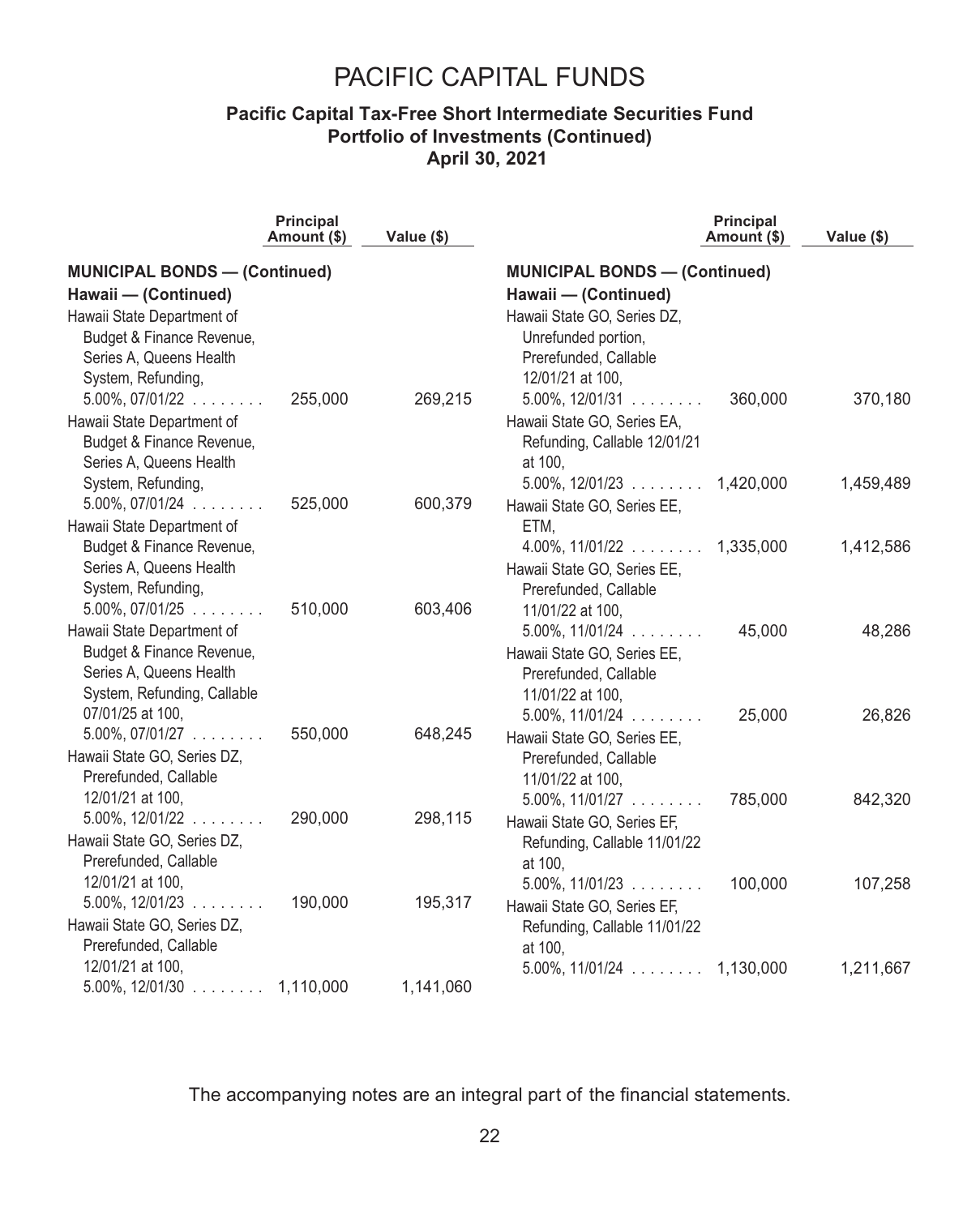# PACIFIC CAPITAL FUNDS

## Pacific Capital Tax-Free Short Intermediate Securities Fund
## Portfolio of Investments (Continued)
## April 30, 2021

| | Principal Amount ($) | Value ($) |
|---|---|---|
| **MUNICIPAL BONDS — (Continued)** | | |
| **Hawaii — (Continued)** | | |
| Hawaii State Department of Budget & Finance Revenue, Series A, Queens Health System, Refunding, 5.00%, 07/01/22 | 255,000 | 269,215 |
| Hawaii State Department of Budget & Finance Revenue, Series A, Queens Health System, Refunding, 5.00%, 07/01/24 | 525,000 | 600,379 |
| Hawaii State Department of Budget & Finance Revenue, Series A, Queens Health System, Refunding, 5.00%, 07/01/25 | 510,000 | 603,406 |
| Hawaii State Department of Budget & Finance Revenue, Series A, Queens Health System, Refunding, Callable 07/01/25 at 100, 5.00%, 07/01/27 | 550,000 | 648,245 |
| Hawaii State GO, Series DZ, Prerefunded, Callable 12/01/21 at 100, 5.00%, 12/01/22 | 290,000 | 298,115 |
| Hawaii State GO, Series DZ, Prerefunded, Callable 12/01/21 at 100, 5.00%, 12/01/23 | 190,000 | 195,317 |
| Hawaii State GO, Series DZ, Prerefunded, Callable 12/01/21 at 100, 5.00%, 12/01/30 | 1,110,000 | 1,141,060 |
| Hawaii State GO, Series DZ, Unrefunded portion, Prerefunded, Callable 12/01/21 at 100, 5.00%, 12/01/31 | 360,000 | 370,180 |
| Hawaii State GO, Series EA, Refunding, Callable 12/01/21 at 100, 5.00%, 12/01/23 | 1,420,000 | 1,459,489 |
| Hawaii State GO, Series EE, ETM, 4.00%, 11/01/22 | 1,335,000 | 1,412,586 |
| Hawaii State GO, Series EE, Prerefunded, Callable 11/01/22 at 100, 5.00%, 11/01/24 | 45,000 | 48,286 |
| Hawaii State GO, Series EE, Prerefunded, Callable 11/01/22 at 100, 5.00%, 11/01/24 | 25,000 | 26,826 |
| Hawaii State GO, Series EE, Prerefunded, Callable 11/01/22 at 100, 5.00%, 11/01/27 | 785,000 | 842,320 |
| Hawaii State GO, Series EF, Refunding, Callable 11/01/22 at 100, 5.00%, 11/01/23 | 100,000 | 107,258 |
| Hawaii State GO, Series EF, Refunding, Callable 11/01/22 at 100, 5.00%, 11/01/24 | 1,130,000 | 1,211,667 |

The accompanying notes are an integral part of the financial statements.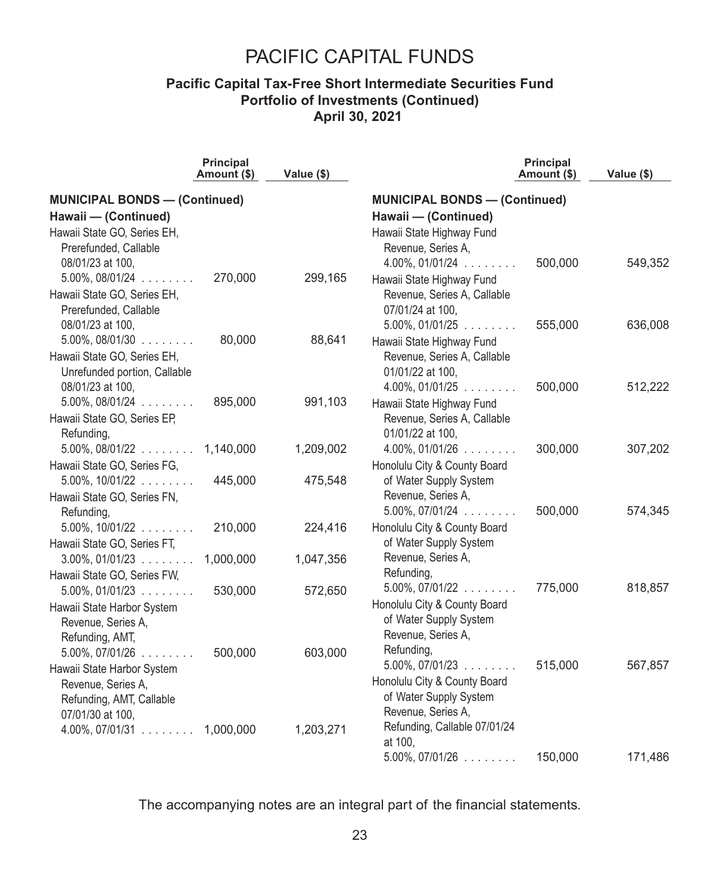# PACIFIC CAPITAL FUNDS

## Pacific Capital Tax-Free Short Intermediate Securities Fund
### Portfolio of Investments (Continued)
### April 30, 2021

| | Principal Amount ($) | Value ($) |
|---|---|---|
| **MUNICIPAL BONDS — (Continued)** | | |
| **Hawaii — (Continued)** | | |
| Hawaii State GO, Series EH, Prerefunded, Callable 08/01/23 at 100, 5.00%, 08/01/24 | 270,000 | 299,165 |
| Hawaii State GO, Series EH, Prerefunded, Callable 08/01/23 at 100, 5.00%, 08/01/30 | 80,000 | 88,641 |
| Hawaii State GO, Series EH, Unrefunded portion, Callable 08/01/23 at 100, 5.00%, 08/01/24 | 895,000 | 991,103 |
| Hawaii State GO, Series EP, Refunding, 5.00%, 08/01/22 | 1,140,000 | 1,209,002 |
| Hawaii State GO, Series FG, 5.00%, 10/01/22 | 445,000 | 475,548 |
| Hawaii State GO, Series FN, Refunding, 5.00%, 10/01/22 | 210,000 | 224,416 |
| Hawaii State GO, Series FT, 3.00%, 01/01/23 | 1,000,000 | 1,047,356 |
| Hawaii State GO, Series FW, 5.00%, 01/01/23 | 530,000 | 572,650 |
| Hawaii State Harbor System Revenue, Series A, Refunding, AMT, 5.00%, 07/01/26 | 500,000 | 603,000 |
| Hawaii State Harbor System Revenue, Series A, Refunding, AMT, Callable 07/01/30 at 100, 4.00%, 07/01/31 | 1,000,000 | 1,203,271 |
| Hawaii State Highway Fund Revenue, Series A, 4.00%, 01/01/24 | 500,000 | 549,352 |
| Hawaii State Highway Fund Revenue, Series A, Callable 07/01/24 at 100, 5.00%, 01/01/25 | 555,000 | 636,008 |
| Hawaii State Highway Fund Revenue, Series A, Callable 01/01/22 at 100, 4.00%, 01/01/25 | 500,000 | 512,222 |
| Hawaii State Highway Fund Revenue, Series A, Callable 01/01/22 at 100, 4.00%, 01/01/26 | 300,000 | 307,202 |
| Honolulu City & County Board of Water Supply System Revenue, Series A, 5.00%, 07/01/24 | 500,000 | 574,345 |
| Honolulu City & County Board of Water Supply System Revenue, Series A, Refunding, 5.00%, 07/01/22 | 775,000 | 818,857 |
| Honolulu City & County Board of Water Supply System Revenue, Series A, Refunding, 5.00%, 07/01/23 | 515,000 | 567,857 |
| Honolulu City & County Board of Water Supply System Revenue, Series A, Refunding, Callable 07/01/24 at 100, 5.00%, 07/01/26 | 150,000 | 171,486 |

The accompanying notes are an integral part of the financial statements.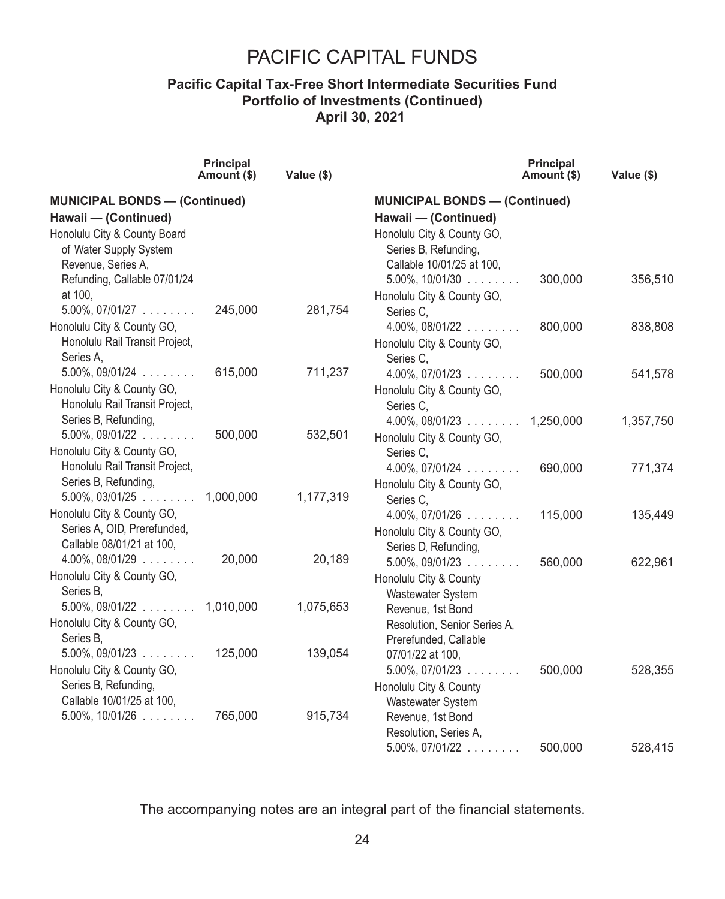# PACIFIC CAPITAL FUNDS

### Pacific Capital Tax-Free Short Intermediate Securities Fund
### Portfolio of Investments (Continued)
### April 30, 2021

| | Principal Amount ($) | Value ($) |
|---|---|---|
| **MUNICIPAL BONDS — (Continued)** | | |
| **Hawaii — (Continued)** | | |
| Honolulu City & County Board of Water Supply System Revenue, Series A, Refunding, Callable 07/01/24 at 100, 5.00%, 07/01/27 | 245,000 | 281,754 |
| Honolulu City & County GO, Honolulu Rail Transit Project, Series A, 5.00%, 09/01/24 | 615,000 | 711,237 |
| Honolulu City & County GO, Honolulu Rail Transit Project, Series B, Refunding, 5.00%, 09/01/22 | 500,000 | 532,501 |
| Honolulu City & County GO, Honolulu Rail Transit Project, Series B, Refunding, 5.00%, 03/01/25 | 1,000,000 | 1,177,319 |
| Honolulu City & County GO, Series A, OID, Prerefunded, Callable 08/01/21 at 100, 4.00%, 08/01/29 | 20,000 | 20,189 |
| Honolulu City & County GO, Series B, 5.00%, 09/01/22 | 1,010,000 | 1,075,653 |
| Honolulu City & County GO, Series B, 5.00%, 09/01/23 | 125,000 | 139,054 |
| Honolulu City & County GO, Series B, Refunding, Callable 10/01/25 at 100, 5.00%, 10/01/26 | 765,000 | 915,734 |
| Honolulu City & County GO, Series B, Refunding, Callable 10/01/25 at 100, 5.00%, 10/01/30 | 300,000 | 356,510 |
| Honolulu City & County GO, Series C, 4.00%, 08/01/22 | 800,000 | 838,808 |
| Honolulu City & County GO, Series C, 4.00%, 07/01/23 | 500,000 | 541,578 |
| Honolulu City & County GO, Series C, 4.00%, 08/01/23 | 1,250,000 | 1,357,750 |
| Honolulu City & County GO, Series C, 4.00%, 07/01/24 | 690,000 | 771,374 |
| Honolulu City & County GO, Series C, 4.00%, 07/01/26 | 115,000 | 135,449 |
| Honolulu City & County GO, Series D, Refunding, 5.00%, 09/01/23 | 560,000 | 622,961 |
| Honolulu City & County Wastewater System Revenue, 1st Bond Resolution, Senior Series A, Prerefunded, Callable 07/01/22 at 100, 5.00%, 07/01/23 | 500,000 | 528,355 |
| Honolulu City & County Wastewater System Revenue, 1st Bond Resolution, Series A, 5.00%, 07/01/22 | 500,000 | 528,415 |

The accompanying notes are an integral part of the financial statements.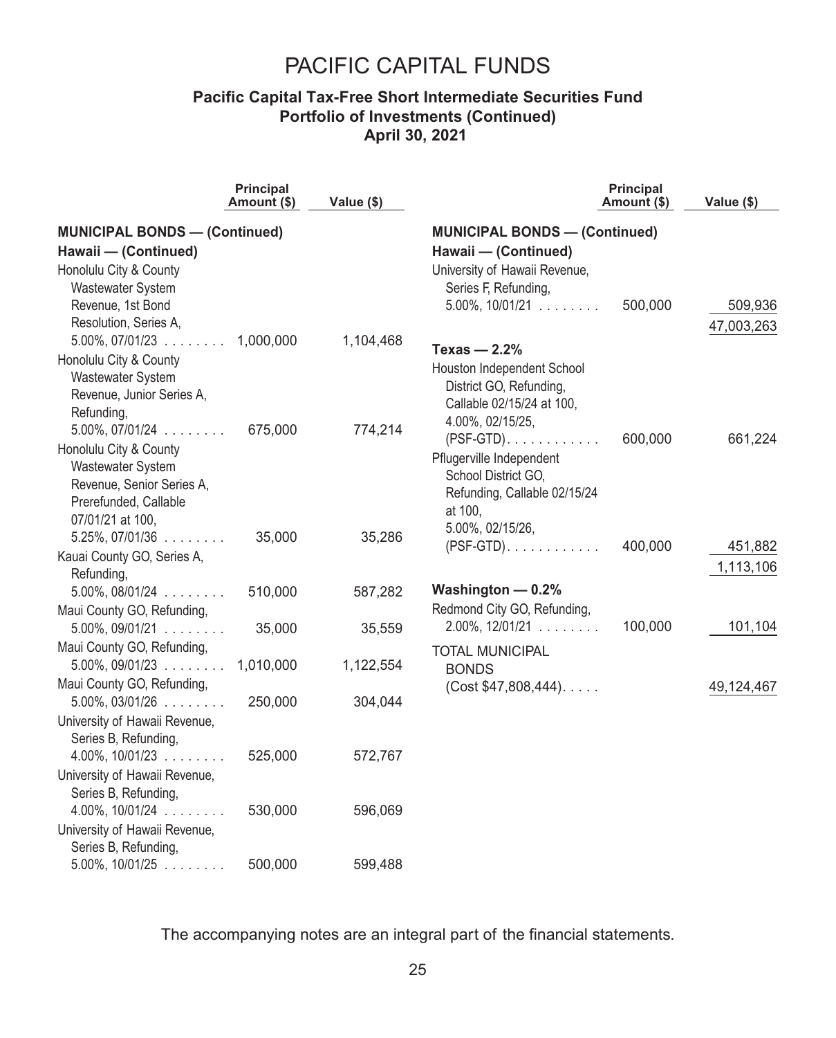# PACIFIC CAPITAL FUNDS

## Pacific Capital Tax-Free Short Intermediate Securities Fund
### Portfolio of Investments (Continued)
### April 30, 2021

| | Principal Amount ($) | Value ($) |
|---|---|---|
| **MUNICIPAL BONDS — (Continued)** | | |
| **Hawaii — (Continued)** | | |
| Honolulu City & County Wastewater System Revenue, 1st Bond Resolution, Series A, 5.00%, 07/01/23 | 1,000,000 | 1,104,468 |
| Honolulu City & County Wastewater System Revenue, Junior Series A, Refunding, 5.00%, 07/01/24 | 675,000 | 774,214 |
| Honolulu City & County Wastewater System Revenue, Senior Series A, Prerefunded, Callable 07/01/21 at 100, 5.25%, 07/01/36 | 35,000 | 35,286 |
| Kauai County GO, Series A, Refunding, 5.00%, 08/01/24 | 510,000 | 587,282 |
| Maui County GO, Refunding, 5.00%, 09/01/21 | 35,000 | 35,559 |
| Maui County GO, Refunding, 5.00%, 09/01/23 | 1,010,000 | 1,122,554 |
| Maui County GO, Refunding, 5.00%, 03/01/26 | 250,000 | 304,044 |
| University of Hawaii Revenue, Series B, Refunding, 4.00%, 10/01/23 | 525,000 | 572,767 |
| University of Hawaii Revenue, Series B, Refunding, 4.00%, 10/01/24 | 530,000 | 596,069 |
| University of Hawaii Revenue, Series B, Refunding, 5.00%, 10/01/25 | 500,000 | 599,488 |
| University of Hawaii Revenue, Series F, Refunding, 5.00%, 10/01/21 | 500,000 | 509,936 |
| | | 47,003,263 |
| **Texas — 2.2%** | | |
| Houston Independent School District GO, Refunding, Callable 02/15/24 at 100, 4.00%, 02/15/25, (PSF-GTD) | 600,000 | 661,224 |
| Pflugerville Independent School District GO, Refunding, Callable 02/15/24 at 100, 5.00%, 02/15/26, (PSF-GTD) | 400,000 | 451,882 |
| | | 1,113,106 |
| **Washington — 0.2%** | | |
| Redmond City GO, Refunding, 2.00%, 12/01/21 | 100,000 | 101,104 |
| TOTAL MUNICIPAL BONDS (Cost $47,808,444) | | 49,124,467 |

The accompanying notes are an integral part of the financial statements.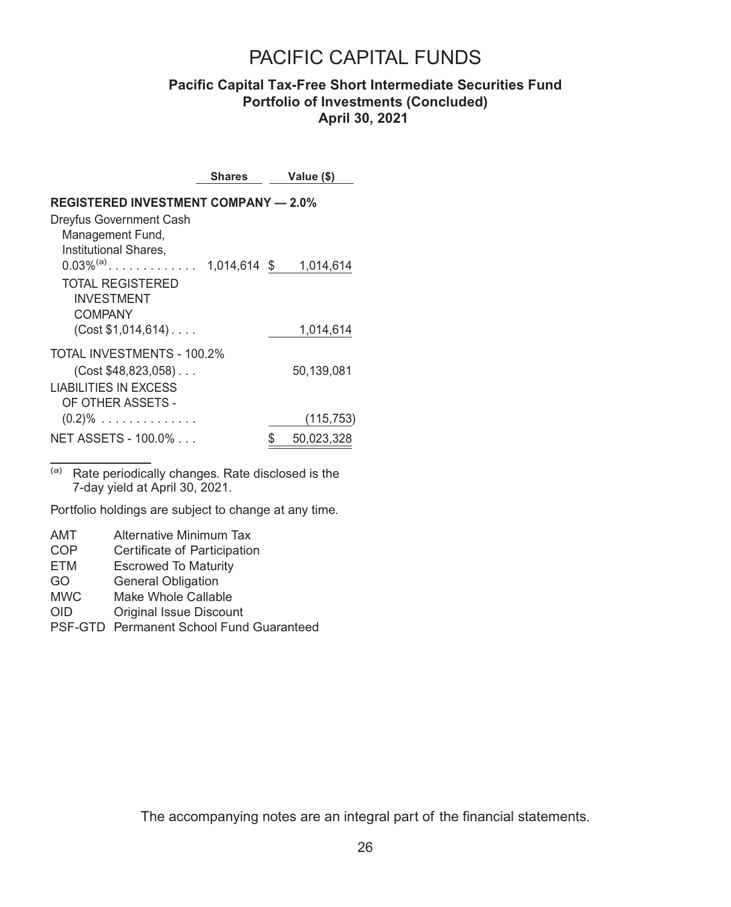# PACIFIC CAPITAL FUNDS

## Pacific Capital Tax-Free Short Intermediate Securities Fund
### Portfolio of Investments (Concluded)
### April 30, 2021

| | Shares | Value ($) |
|---|---|---|
| **REGISTERED INVESTMENT COMPANY — 2.0%** | | |
| Dreyfus Government Cash Management Fund, Institutional Shares, 0.03%[(a)] | 1,014,614 | $ 1,014,614 |
| TOTAL REGISTERED INVESTMENT COMPANY (Cost $1,014,614) | | 1,014,614 |
| TOTAL INVESTMENTS - 100.2% (Cost $48,823,058) | | 50,139,081 |
| LIABILITIES IN EXCESS OF OTHER ASSETS - (0.2)% | | (115,753) |
| NET ASSETS - 100.0% | | $ 50,023,328 |

(a) Rate periodically changes. Rate disclosed is the 7-day yield at April 30, 2021.

Portfolio holdings are subject to change at any time.

| | |
|---|---|
| AMT | Alternative Minimum Tax |
| COP | Certificate of Participation |
| ETM | Escrowed To Maturity |
| GO | General Obligation |
| MWC | Make Whole Callable |
| OID | Original Issue Discount |
| PSF-GTD | Permanent School Fund Guaranteed |

The accompanying notes are an integral part of the financial statements.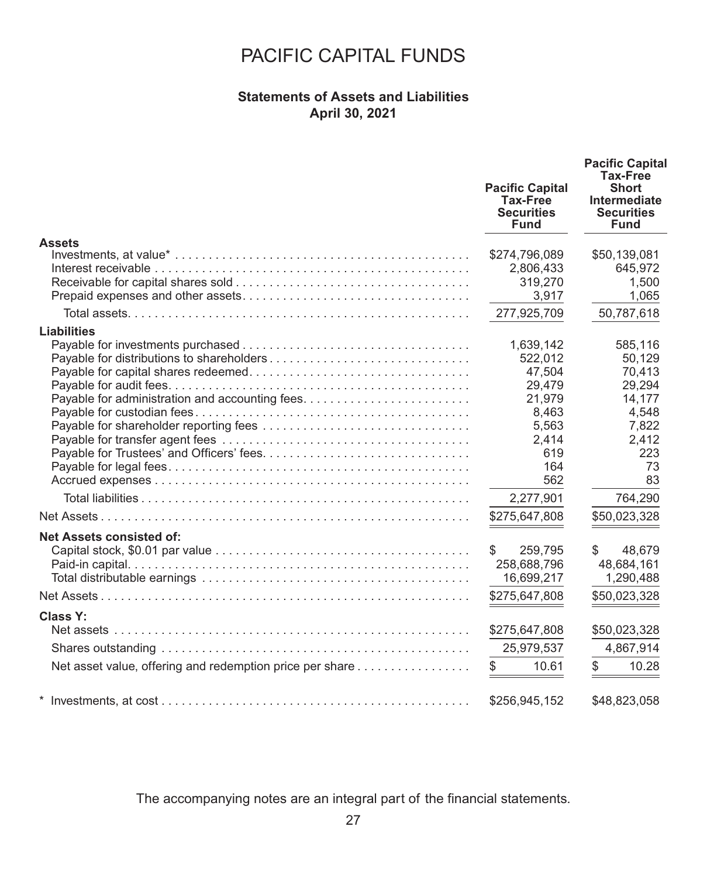# PACIFIC CAPITAL FUNDS

## Statements of Assets and Liabilities
## April 30, 2021

| | Pacific Capital Tax-Free Securities Fund | Pacific Capital Tax-Free Short Intermediate Securities Fund |
|---|---|---|
| **Assets** | | |
| Investments, at value* | $274,796,089 | $50,139,081 |
| Interest receivable | 2,806,433 | 645,972 |
| Receivable for capital shares sold | 319,270 | 1,500 |
| Prepaid expenses and other assets | 3,917 | 1,065 |
| Total assets | 277,925,709 | 50,787,618 |
| **Liabilities** | | |
| Payable for investments purchased | 1,639,142 | 585,116 |
| Payable for distributions to shareholders | 522,012 | 50,129 |
| Payable for capital shares redeemed | 47,504 | 70,413 |
| Payable for audit fees | 29,479 | 29,294 |
| Payable for administration and accounting fees | 21,979 | 14,177 |
| Payable for custodian fees | 8,463 | 4,548 |
| Payable for shareholder reporting fees | 5,563 | 7,822 |
| Payable for transfer agent fees | 2,414 | 2,412 |
| Payable for Trustees' and Officers' fees | 619 | 223 |
| Payable for legal fees | 164 | 73 |
| Accrued expenses | 562 | 83 |
| Total liabilities | 2,277,901 | 764,290 |
| Net Assets | $275,647,808 | $50,023,328 |
| **Net Assets consisted of:** | | |
| Capital stock, $0.01 par value | $ 259,795 | $ 48,679 |
| Paid-in capital | 258,688,796 | 48,684,161 |
| Total distributable earnings | 16,699,217 | 1,290,488 |
| Net Assets | $275,647,808 | $50,023,328 |
| **Class Y:** | | |
| Net assets | $275,647,808 | $50,023,328 |
| Shares outstanding | 25,979,537 | 4,867,914 |
| Net asset value, offering and redemption price per share | $ 10.61 | $ 10.28 |
| * Investments, at cost | $256,945,152 | $48,823,058 |

The accompanying notes are an integral part of the financial statements.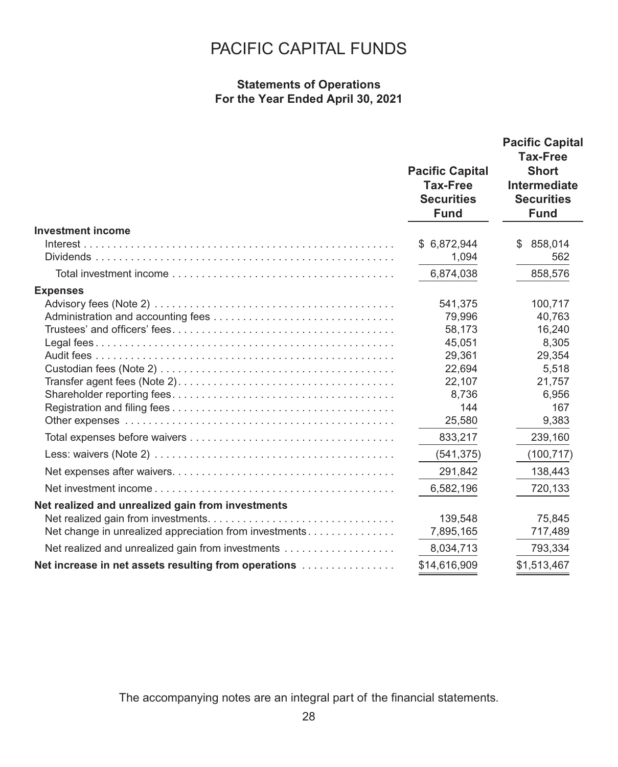# PACIFIC CAPITAL FUNDS

## Statements of Operations
## For the Year Ended April 30, 2021

| | Pacific Capital Tax-Free Securities Fund | Pacific Capital Tax-Free Short Intermediate Securities Fund |
|---|---|---|
| **Investment income** | | |
| Interest | $ 6,872,944 | $ 858,014 |
| Dividends | 1,094 | 562 |
| Total investment income | 6,874,038 | 858,576 |
| **Expenses** | | |
| Advisory fees (Note 2) | 541,375 | 100,717 |
| Administration and accounting fees | 79,996 | 40,763 |
| Trustees' and officers' fees | 58,173 | 16,240 |
| Legal fees | 45,051 | 8,305 |
| Audit fees | 29,361 | 29,354 |
| Custodian fees (Note 2) | 22,694 | 5,518 |
| Transfer agent fees (Note 2) | 22,107 | 21,757 |
| Shareholder reporting fees | 8,736 | 6,956 |
| Registration and filing fees | 144 | 167 |
| Other expenses | 25,580 | 9,383 |
| Total expenses before waivers | 833,217 | 239,160 |
| Less: waivers (Note 2) | (541,375) | (100,717) |
| Net expenses after waivers | 291,842 | 138,443 |
| Net investment income | 6,582,196 | 720,133 |
| **Net realized and unrealized gain from investments** | | |
| Net realized gain from investments | 139,548 | 75,845 |
| Net change in unrealized appreciation from investments | 7,895,165 | 717,489 |
| Net realized and unrealized gain from investments | 8,034,713 | 793,334 |
| **Net increase in net assets resulting from operations** | $14,616,909 | $1,513,467 |

The accompanying notes are an integral part of the financial statements.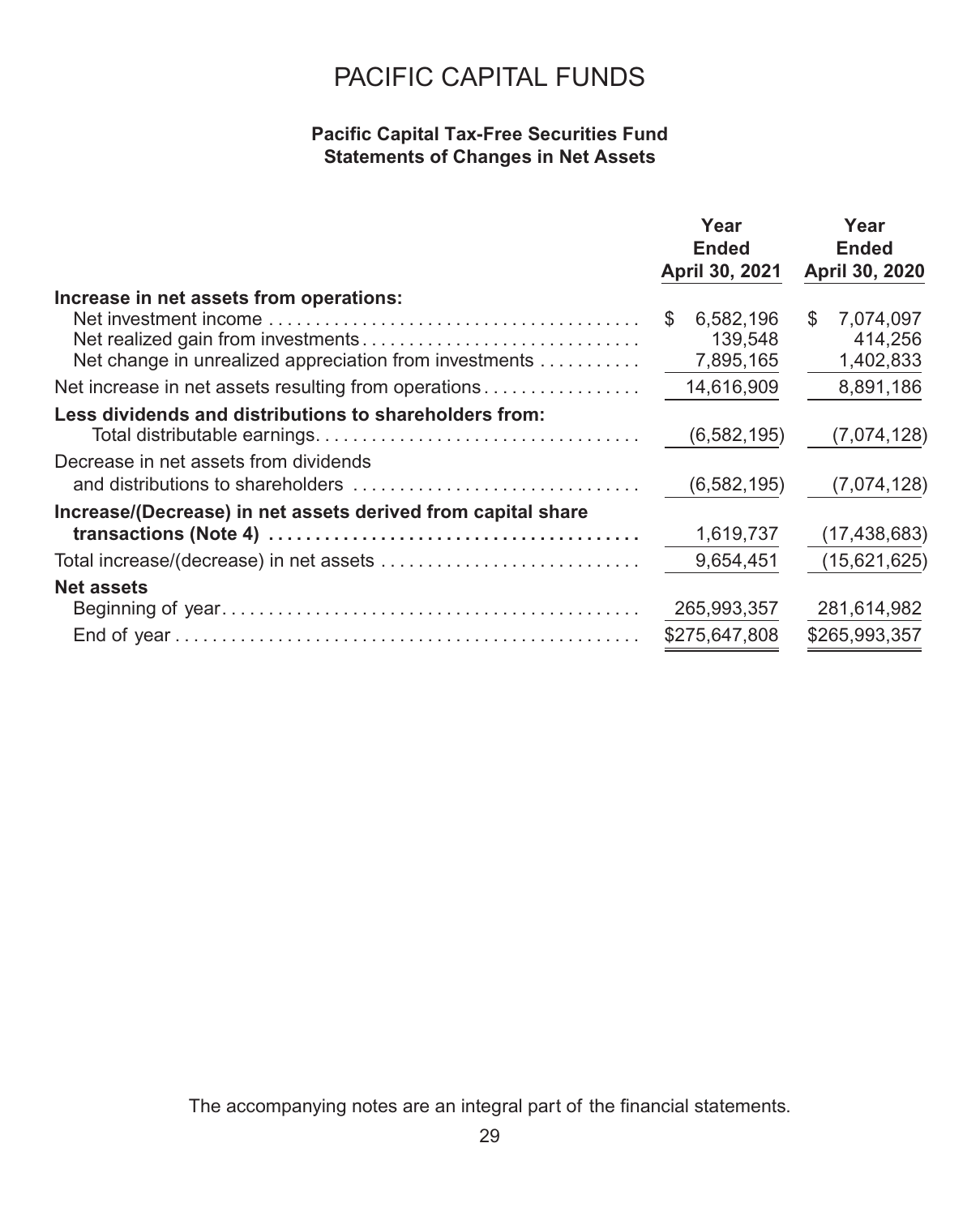# PACIFIC CAPITAL FUNDS

**Pacific Capital Tax-Free Securities Fund**
**Statements of Changes in Net Assets**

| | Year Ended April 30, 2021 | Year Ended April 30, 2020 |
|---|---|---|
| **Increase in net assets from operations:** | | |
| Net investment income | $ 6,582,196 | $ 7,074,097 |
| Net realized gain from investments | 139,548 | 414,256 |
| Net change in unrealized appreciation from investments | 7,895,165 | 1,402,833 |
| Net increase in net assets resulting from operations | 14,616,909 | 8,891,186 |
| **Less dividends and distributions to shareholders from:** | | |
| Total distributable earnings | (6,582,195) | (7,074,128) |
| Decrease in net assets from dividends and distributions to shareholders | (6,582,195) | (7,074,128) |
| **Increase/(Decrease) in net assets derived from capital share transactions (Note 4)** | 1,619,737 | (17,438,683) |
| Total increase/(decrease) in net assets | 9,654,451 | (15,621,625) |
| **Net assets** | | |
| Beginning of year | 265,993,357 | 281,614,982 |
| End of year | $275,647,808 | $265,993,357 |

The accompanying notes are an integral part of the financial statements.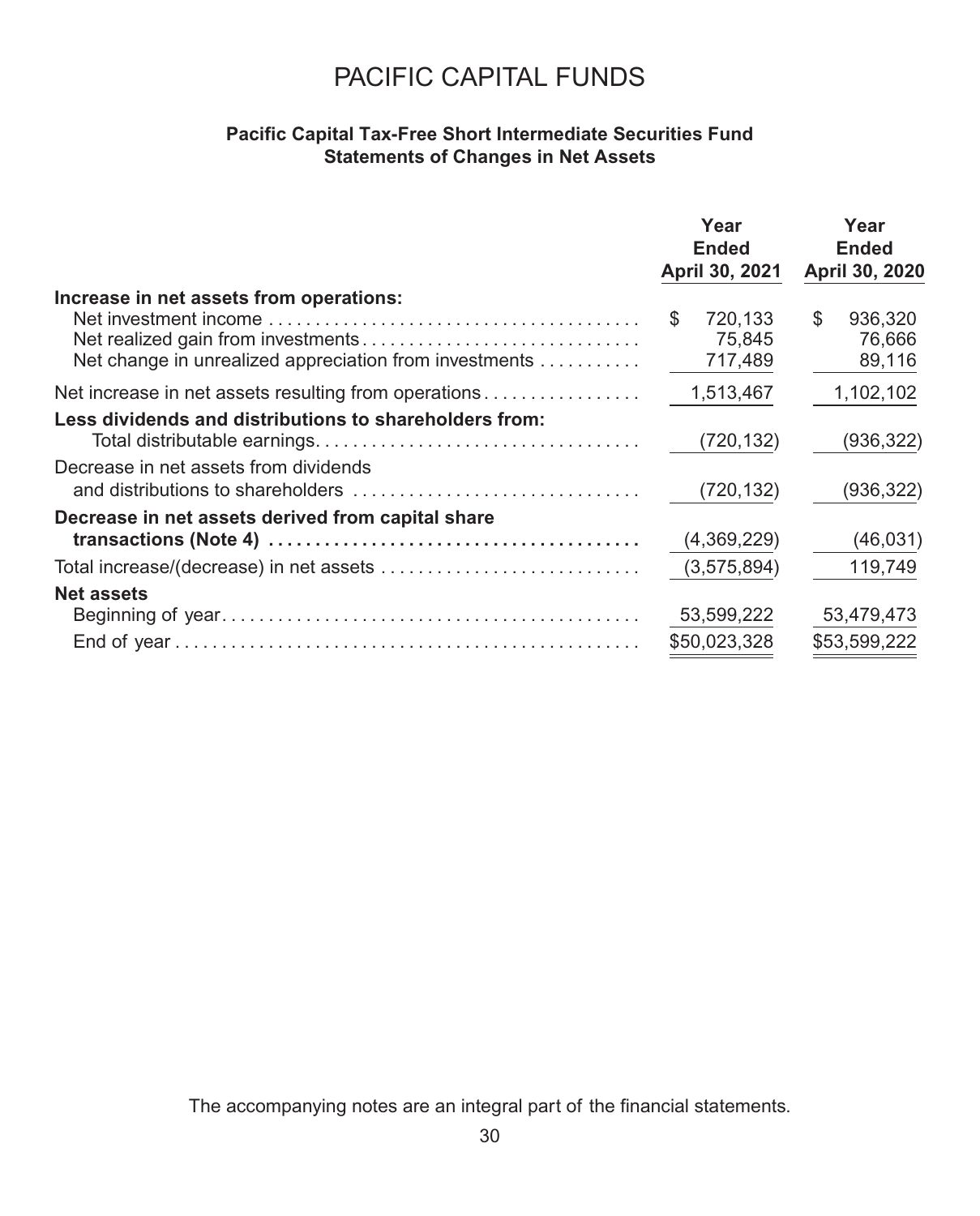# PACIFIC CAPITAL FUNDS

### Pacific Capital Tax-Free Short Intermediate Securities Fund
### Statements of Changes in Net Assets

| | Year Ended April 30, 2021 | Year Ended April 30, 2020 |
|---|---|---|
| **Increase in net assets from operations:** | | |
| Net investment income | $ 720,133 | $ 936,320 |
| Net realized gain from investments | 75,845 | 76,666 |
| Net change in unrealized appreciation from investments | 717,489 | 89,116 |
| Net increase in net assets resulting from operations | 1,513,467 | 1,102,102 |
| **Less dividends and distributions to shareholders from:** | | |
| Total distributable earnings | (720,132) | (936,322) |
| Decrease in net assets from dividends and distributions to shareholders | (720,132) | (936,322) |
| **Decrease in net assets derived from capital share transactions (Note 4)** | (4,369,229) | (46,031) |
| Total increase/(decrease) in net assets | (3,575,894) | 119,749 |
| **Net assets** | | |
| Beginning of year | 53,599,222 | 53,479,473 |
| End of year | $50,023,328 | $53,599,222 |

The accompanying notes are an integral part of the financial statements.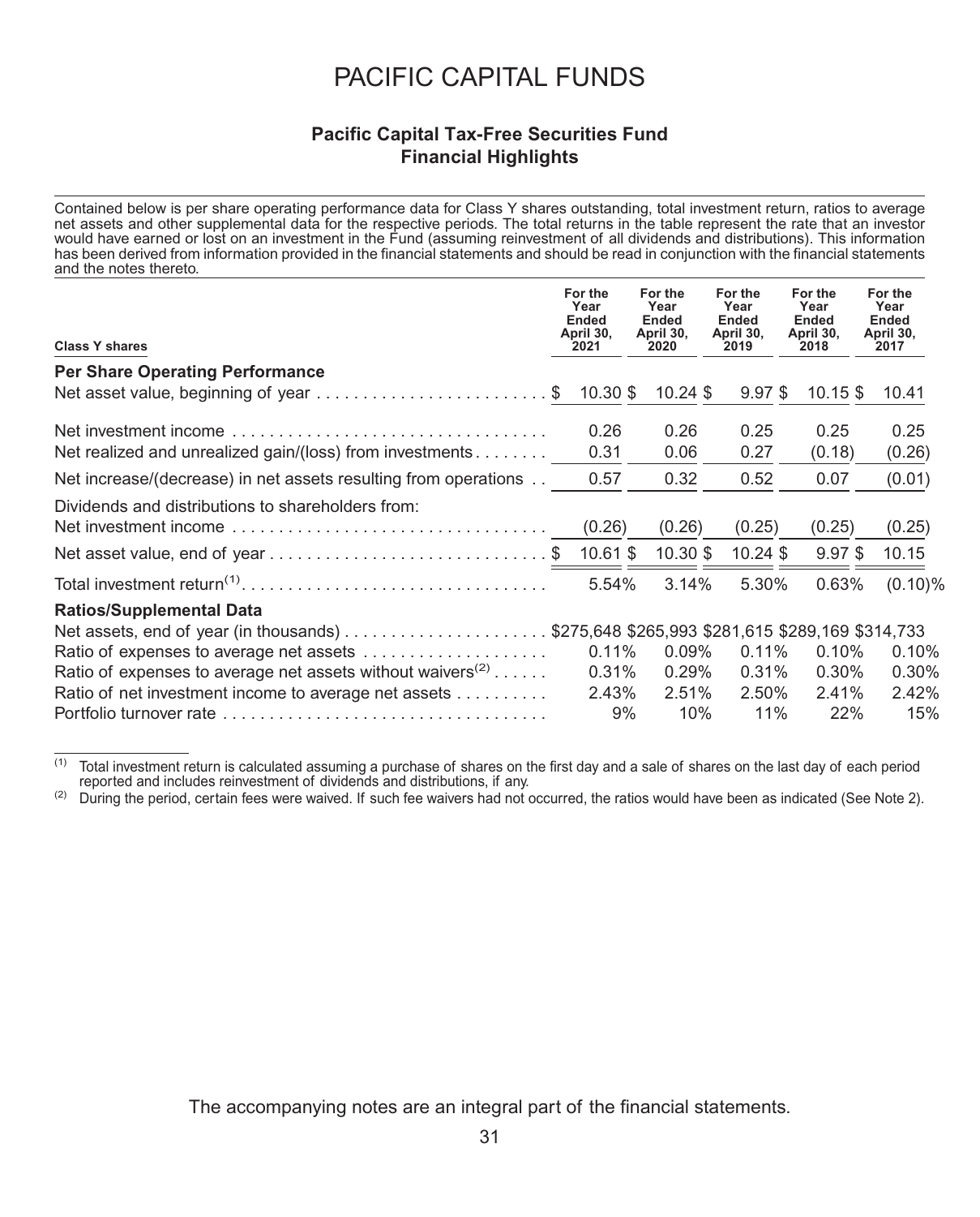# PACIFIC CAPITAL FUNDS

## Pacific Capital Tax-Free Securities Fund
## Financial Highlights

Contained below is per share operating performance data for Class Y shares outstanding, total investment return, ratios to average net assets and other supplemental data for the respective periods. The total returns in the table represent the rate that an investor would have earned or lost on an investment in the Fund (assuming reinvestment of all dividends and distributions). This information has been derived from information provided in the financial statements and should be read in conjunction with the financial statements and the notes thereto.

| Class Y shares | For the Year Ended April 30, 2021 | For the Year Ended April 30, 2020 | For the Year Ended April 30, 2019 | For the Year Ended April 30, 2018 | For the Year Ended April 30, 2017 |
|---|---|---|---|---|---|
| **Per Share Operating Performance** | | | | | |
| Net asset value, beginning of year | $ 10.30 | $ 10.24 | $ 9.97 | $ 10.15 | $ 10.41 |
| Net investment income | 0.26 | 0.26 | 0.25 | 0.25 | 0.25 |
| Net realized and unrealized gain/(loss) from investments | 0.31 | 0.06 | 0.27 | (0.18) | (0.26) |
| Net increase/(decrease) in net assets resulting from operations | 0.57 | 0.32 | 0.52 | 0.07 | (0.01) |
| Dividends and distributions to shareholders from: | | | | | |
| Net investment income | (0.26) | (0.26) | (0.25) | (0.25) | (0.25) |
| Net asset value, end of year | $ 10.61 | $ 10.30 | $ 10.24 | $ 9.97 | $ 10.15 |
| Total investment return[1] | 5.54% | 3.14% | 5.30% | 0.63% | (0.10)% |
| **Ratios/Supplemental Data** | | | | | |
| Net assets, end of year (in thousands) | $275,648 | $265,993 | $281,615 | $289,169 | $314,733 |
| Ratio of expenses to average net assets | 0.11% | 0.09% | 0.11% | 0.10% | 0.10% |
| Ratio of expenses to average net assets without waivers[2] | 0.31% | 0.29% | 0.31% | 0.30% | 0.30% |
| Ratio of net investment income to average net assets | 2.43% | 2.51% | 2.50% | 2.41% | 2.42% |
| Portfolio turnover rate | 9% | 10% | 11% | 22% | 15% |

(1) Total investment return is calculated assuming a purchase of shares on the first day and a sale of shares on the last day of each period reported and includes reinvestment of dividends and distributions, if any.

(2) During the period, certain fees were waived. If such fee waivers had not occurred, the ratios would have been as indicated (See Note 2).

The accompanying notes are an integral part of the financial statements.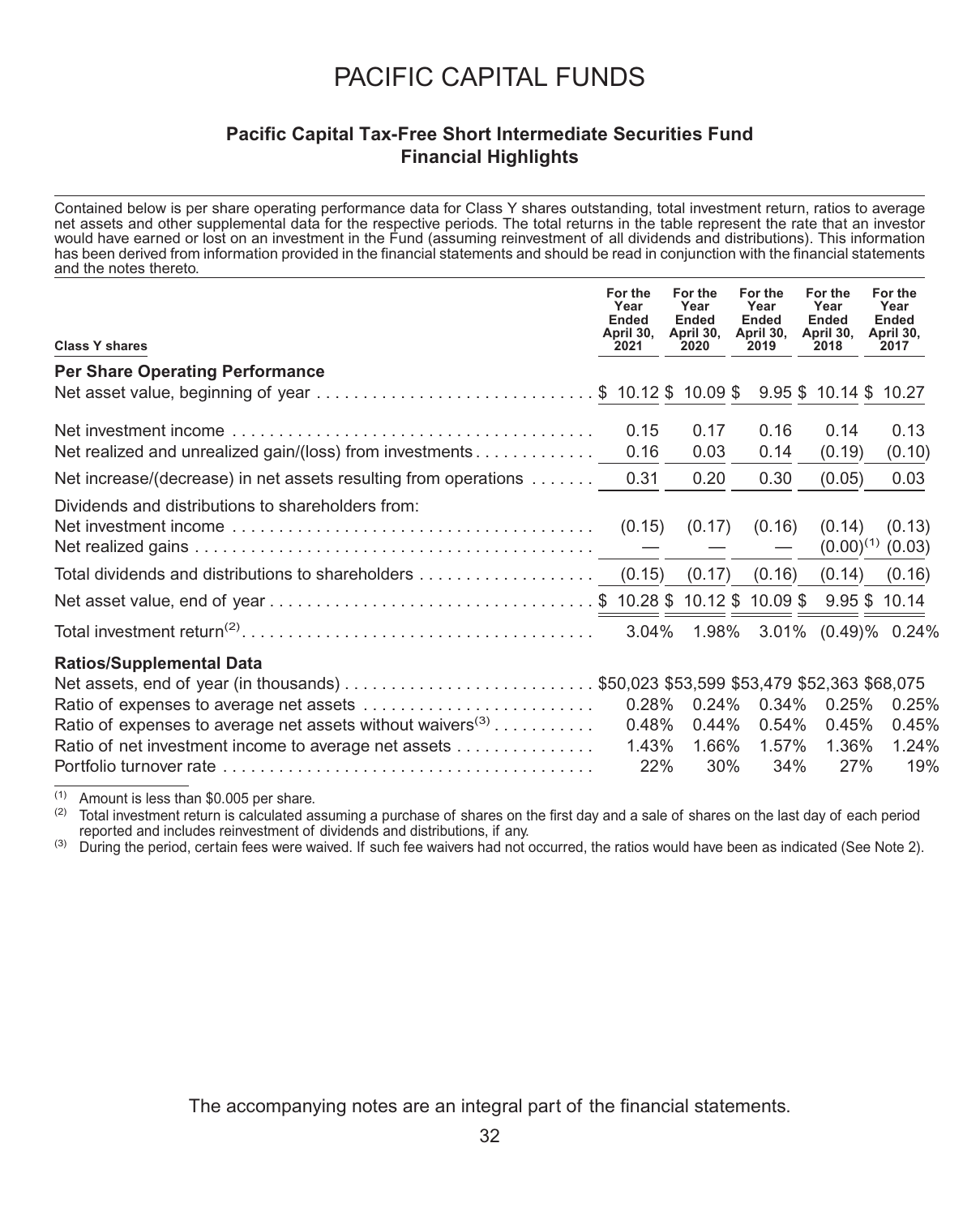# PACIFIC CAPITAL FUNDS

## Pacific Capital Tax-Free Short Intermediate Securities Fund
## Financial Highlights

Contained below is per share operating performance data for Class Y shares outstanding, total investment return, ratios to average net assets and other supplemental data for the respective periods. The total returns in the table represent the rate that an investor would have earned or lost on an investment in the Fund (assuming reinvestment of all dividends and distributions). This information has been derived from information provided in the financial statements and should be read in conjunction with the financial statements and the notes thereto.

| Class Y shares | For the Year Ended April 30, 2021 | For the Year Ended April 30, 2020 | For the Year Ended April 30, 2019 | For the Year Ended April 30, 2018 | For the Year Ended April 30, 2017 |
|---|---|---|---|---|---|
| **Per Share Operating Performance** | | | | | |
| Net asset value, beginning of year | $ 10.12 | $ 10.09 | $ 9.95 | $ 10.14 | $ 10.27 |
| Net investment income | 0.15 | 0.17 | 0.16 | 0.14 | 0.13 |
| Net realized and unrealized gain/(loss) from investments | 0.16 | 0.03 | 0.14 | (0.19) | (0.10) |
| Net increase/(decrease) in net assets resulting from operations | 0.31 | 0.20 | 0.30 | (0.05) | 0.03 |
| Dividends and distributions to shareholders from: | | | | | |
| Net investment income | (0.15) | (0.17) | (0.16) | (0.14) | (0.13) |
| Net realized gains | — | — | — | (0.00)[1] | (0.03) |
| Total dividends and distributions to shareholders | (0.15) | (0.17) | (0.16) | (0.14) | (0.16) |
| Net asset value, end of year | $ 10.28 | $ 10.12 | $ 10.09 | $ 9.95 | $ 10.14 |
| Total investment return[2] | 3.04% | 1.98% | 3.01% | (0.49)% | 0.24% |
| **Ratios/Supplemental Data** | | | | | |
| Net assets, end of year (in thousands) | $50,023 | $53,599 | $53,479 | $52,363 | $68,075 |
| Ratio of expenses to average net assets | 0.28% | 0.24% | 0.34% | 0.25% | 0.25% |
| Ratio of expenses to average net assets without waivers[3] | 0.48% | 0.44% | 0.54% | 0.45% | 0.45% |
| Ratio of net investment income to average net assets | 1.43% | 1.66% | 1.57% | 1.36% | 1.24% |
| Portfolio turnover rate | 22% | 30% | 34% | 27% | 19% |

[1] Amount is less than $0.005 per share.

[2] Total investment return is calculated assuming a purchase of shares on the first day and a sale of shares on the last day of each period reported and includes reinvestment of dividends and distributions, if any.

[3] During the period, certain fees were waived. If such fee waivers had not occurred, the ratios would have been as indicated (See Note 2).

The accompanying notes are an integral part of the financial statements.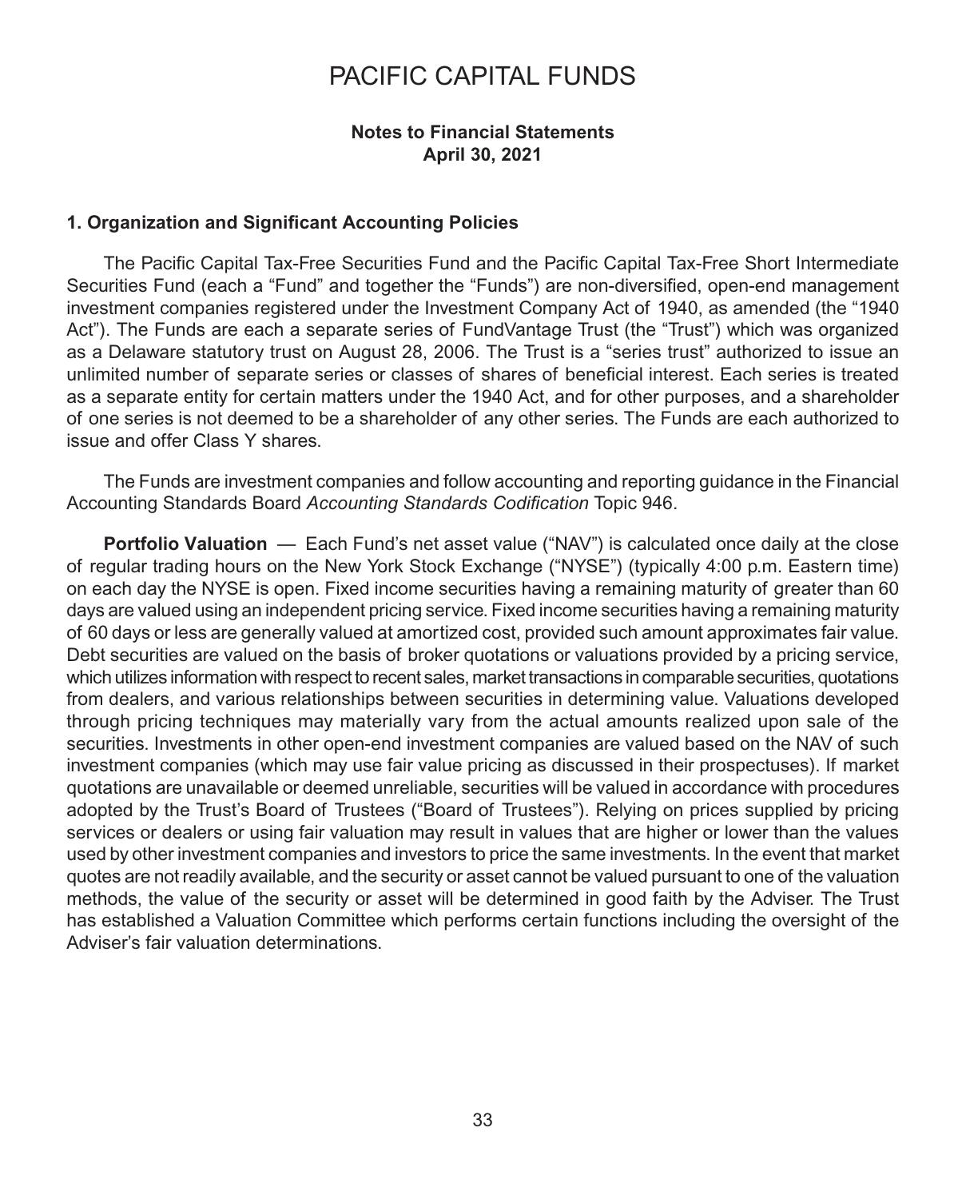# PACIFIC CAPITAL FUNDS

**Notes to Financial Statements**
**April 30, 2021**

### 1. Organization and Significant Accounting Policies

The Pacific Capital Tax-Free Securities Fund and the Pacific Capital Tax-Free Short Intermediate Securities Fund (each a "Fund" and together the "Funds") are non-diversified, open-end management investment companies registered under the Investment Company Act of 1940, as amended (the "1940 Act"). The Funds are each a separate series of FundVantage Trust (the "Trust") which was organized as a Delaware statutory trust on August 28, 2006. The Trust is a "series trust" authorized to issue an unlimited number of separate series or classes of shares of beneficial interest. Each series is treated as a separate entity for certain matters under the 1940 Act, and for other purposes, and a shareholder of one series is not deemed to be a shareholder of any other series. The Funds are each authorized to issue and offer Class Y shares.

The Funds are investment companies and follow accounting and reporting guidance in the Financial Accounting Standards Board *Accounting Standards Codification* Topic 946.

**Portfolio Valuation** — Each Fund's net asset value ("NAV") is calculated once daily at the close of regular trading hours on the New York Stock Exchange ("NYSE") (typically 4:00 p.m. Eastern time) on each day the NYSE is open. Fixed income securities having a remaining maturity of greater than 60 days are valued using an independent pricing service. Fixed income securities having a remaining maturity of 60 days or less are generally valued at amortized cost, provided such amount approximates fair value. Debt securities are valued on the basis of broker quotations or valuations provided by a pricing service, which utilizes information with respect to recent sales, market transactions in comparable securities, quotations from dealers, and various relationships between securities in determining value. Valuations developed through pricing techniques may materially vary from the actual amounts realized upon sale of the securities. Investments in other open-end investment companies are valued based on the NAV of such investment companies (which may use fair value pricing as discussed in their prospectuses). If market quotations are unavailable or deemed unreliable, securities will be valued in accordance with procedures adopted by the Trust's Board of Trustees ("Board of Trustees"). Relying on prices supplied by pricing services or dealers or using fair valuation may result in values that are higher or lower than the values used by other investment companies and investors to price the same investments. In the event that market quotes are not readily available, and the security or asset cannot be valued pursuant to one of the valuation methods, the value of the security or asset will be determined in good faith by the Adviser. The Trust has established a Valuation Committee which performs certain functions including the oversight of the Adviser's fair valuation determinations.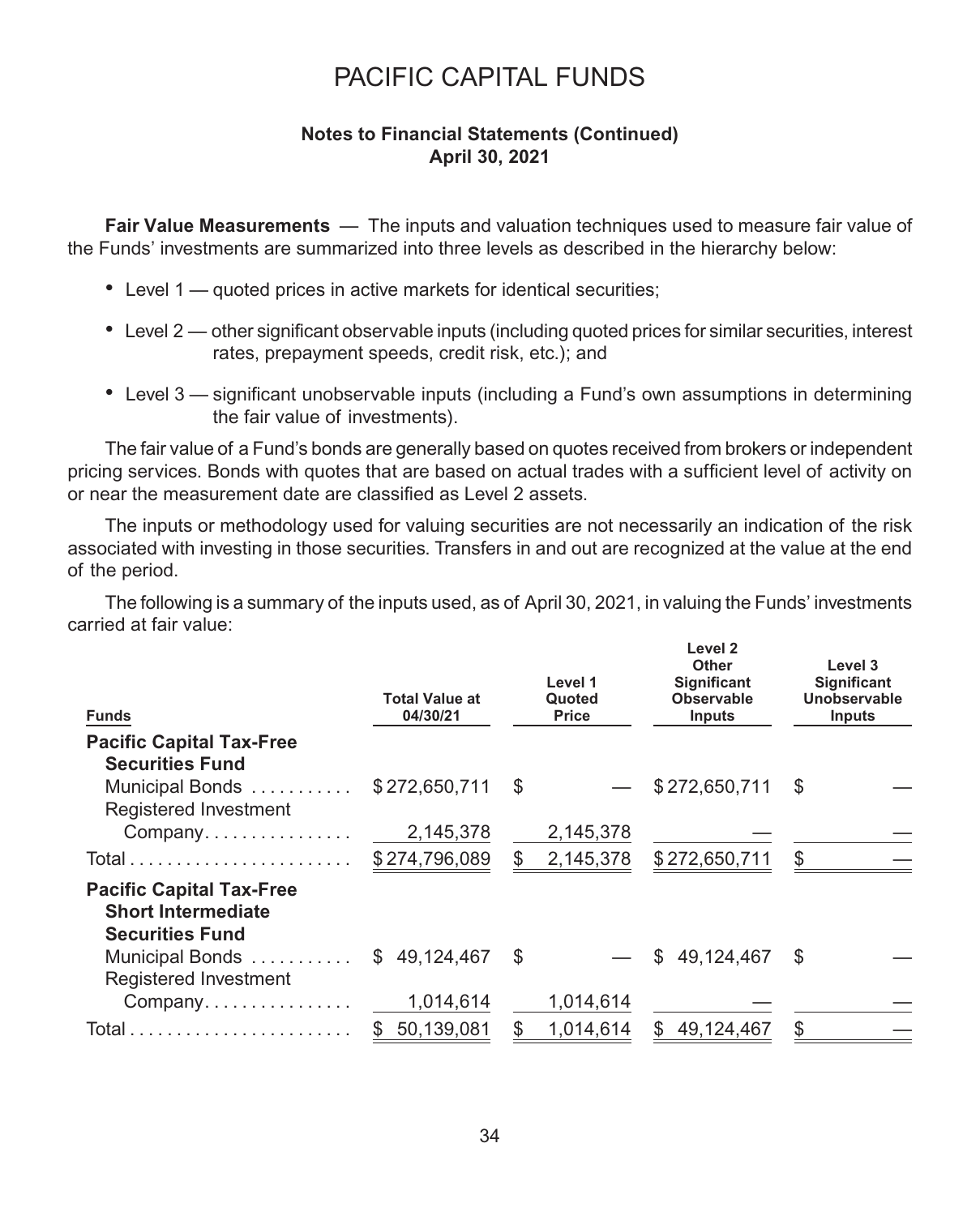# PACIFIC CAPITAL FUNDS

**Notes to Financial Statements (Continued)**
**April 30, 2021**

**Fair Value Measurements** — The inputs and valuation techniques used to measure fair value of the Funds' investments are summarized into three levels as described in the hierarchy below:

- Level 1 — quoted prices in active markets for identical securities;
- Level 2 — other significant observable inputs (including quoted prices for similar securities, interest rates, prepayment speeds, credit risk, etc.); and
- Level 3 — significant unobservable inputs (including a Fund's own assumptions in determining the fair value of investments).

The fair value of a Fund's bonds are generally based on quotes received from brokers or independent pricing services. Bonds with quotes that are based on actual trades with a sufficient level of activity on or near the measurement date are classified as Level 2 assets.

The inputs or methodology used for valuing securities are not necessarily an indication of the risk associated with investing in those securities. Transfers in and out are recognized at the value at the end of the period.

The following is a summary of the inputs used, as of April 30, 2021, in valuing the Funds' investments carried at fair value:

| Funds | Total Value at 04/30/21 | Level 1 Quoted Price | Level 2 Other Significant Observable Inputs | Level 3 Significant Unobservable Inputs |
|---|---|---|---|---|
| **Pacific Capital Tax-Free Securities Fund** | | | | |
| Municipal Bonds | $272,650,711 | $ — | $272,650,711 | $ — |
| Registered Investment Company | 2,145,378 | 2,145,378 | — | — |
| Total | $274,796,089 | $ 2,145,378 | $272,650,711 | $ — |
| **Pacific Capital Tax-Free Short Intermediate Securities Fund** | | | | |
| Municipal Bonds | $ 49,124,467 | $ — | $ 49,124,467 | $ — |
| Registered Investment Company | 1,014,614 | 1,014,614 | — | — |
| Total | $ 50,139,081 | $ 1,014,614 | $ 49,124,467 | $ — |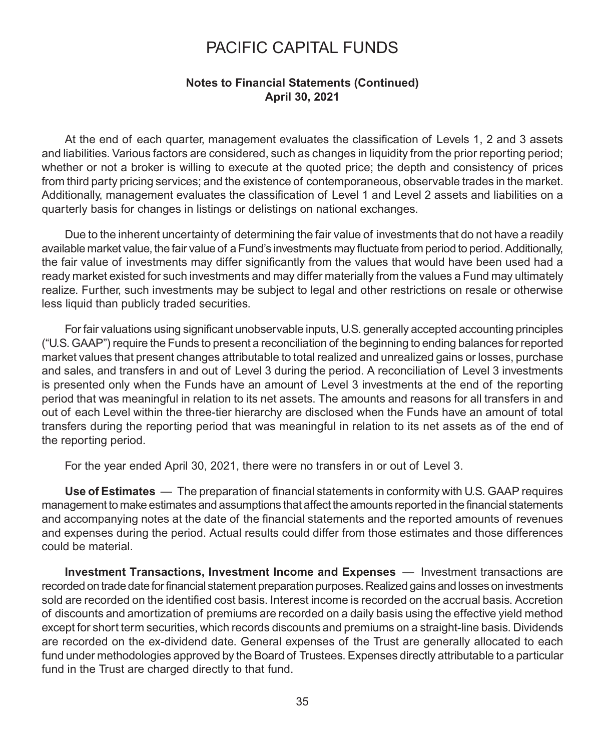At the end of each quarter, management evaluates the classification of Levels 1, 2 and 3 assets and liabilities. Various factors are considered, such as changes in liquidity from the prior reporting period; whether or not a broker is willing to execute at the quoted price; the depth and consistency of prices from third party pricing services; and the existence of contemporaneous, observable trades in the market. Additionally, management evaluates the classification of Level 1 and Level 2 assets and liabilities on a quarterly basis for changes in listings or delistings on national exchanges.

Due to the inherent uncertainty of determining the fair value of investments that do not have a readily available market value, the fair value of a Fund's investments may fluctuate from period to period. Additionally, the fair value of investments may differ significantly from the values that would have been used had a ready market existed for such investments and may differ materially from the values a Fund may ultimately realize. Further, such investments may be subject to legal and other restrictions on resale or otherwise less liquid than publicly traded securities.

For fair valuations using significant unobservable inputs, U.S. generally accepted accounting principles ("U.S. GAAP") require the Funds to present a reconciliation of the beginning to ending balances for reported market values that present changes attributable to total realized and unrealized gains or losses, purchase and sales, and transfers in and out of Level 3 during the period. A reconciliation of Level 3 investments is presented only when the Funds have an amount of Level 3 investments at the end of the reporting period that was meaningful in relation to its net assets. The amounts and reasons for all transfers in and out of each Level within the three-tier hierarchy are disclosed when the Funds have an amount of total transfers during the reporting period that was meaningful in relation to its net assets as of the end of the reporting period.

For the year ended April 30, 2021, there were no transfers in or out of Level 3.

**Use of Estimates** — The preparation of financial statements in conformity with U.S. GAAP requires management to make estimates and assumptions that affect the amounts reported in the financial statements and accompanying notes at the date of the financial statements and the reported amounts of revenues and expenses during the period. Actual results could differ from those estimates and those differences could be material.

**Investment Transactions, Investment Income and Expenses** — Investment transactions are recorded on trade date for financial statement preparation purposes. Realized gains and losses on investments sold are recorded on the identified cost basis. Interest income is recorded on the accrual basis. Accretion of discounts and amortization of premiums are recorded on a daily basis using the effective yield method except for short term securities, which records discounts and premiums on a straight-line basis. Dividends are recorded on the ex-dividend date. General expenses of the Trust are generally allocated to each fund under methodologies approved by the Board of Trustees. Expenses directly attributable to a particular fund in the Trust are charged directly to that fund.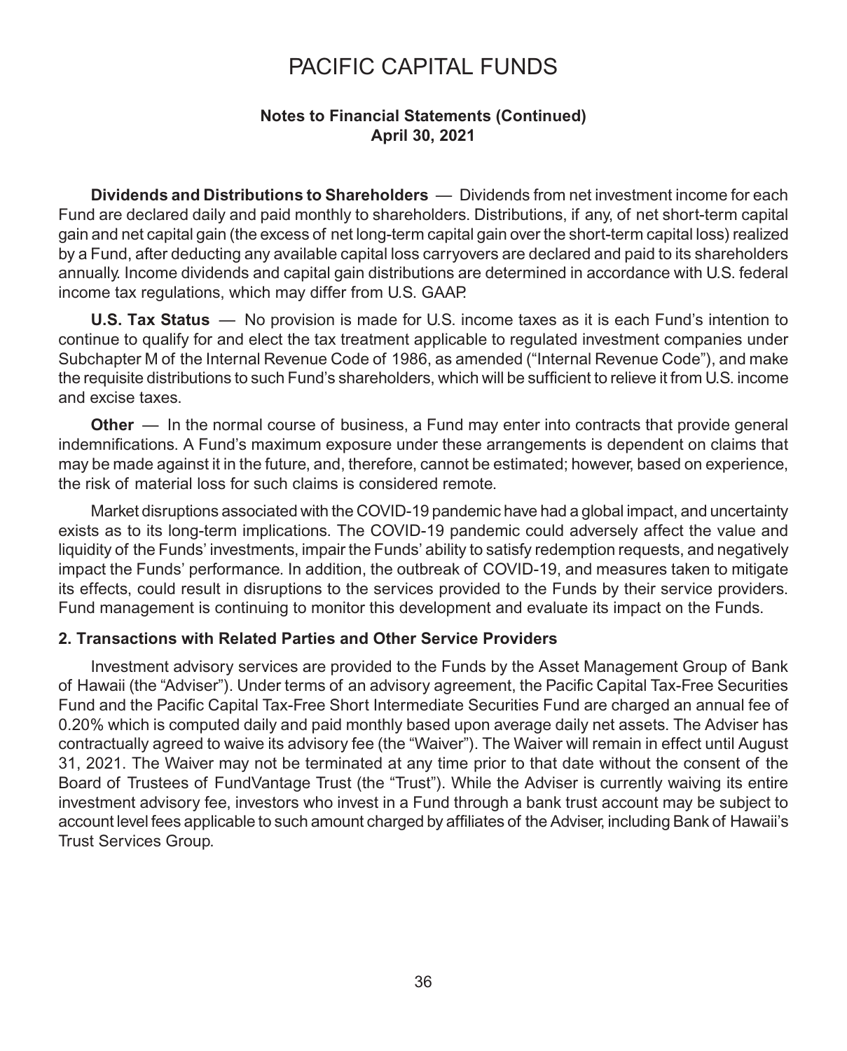# PACIFIC CAPITAL FUNDS

**Notes to Financial Statements (Continued)**
**April 30, 2021**

**Dividends and Distributions to Shareholders** — Dividends from net investment income for each Fund are declared daily and paid monthly to shareholders. Distributions, if any, of net short-term capital gain and net capital gain (the excess of net long-term capital gain over the short-term capital loss) realized by a Fund, after deducting any available capital loss carryovers are declared and paid to its shareholders annually. Income dividends and capital gain distributions are determined in accordance with U.S. federal income tax regulations, which may differ from U.S. GAAP.

**U.S. Tax Status** — No provision is made for U.S. income taxes as it is each Fund's intention to continue to qualify for and elect the tax treatment applicable to regulated investment companies under Subchapter M of the Internal Revenue Code of 1986, as amended ("Internal Revenue Code"), and make the requisite distributions to such Fund's shareholders, which will be sufficient to relieve it from U.S. income and excise taxes.

**Other** — In the normal course of business, a Fund may enter into contracts that provide general indemnifications. A Fund's maximum exposure under these arrangements is dependent on claims that may be made against it in the future, and, therefore, cannot be estimated; however, based on experience, the risk of material loss for such claims is considered remote.

Market disruptions associated with the COVID-19 pandemic have had a global impact, and uncertainty exists as to its long-term implications. The COVID-19 pandemic could adversely affect the value and liquidity of the Funds' investments, impair the Funds' ability to satisfy redemption requests, and negatively impact the Funds' performance. In addition, the outbreak of COVID-19, and measures taken to mitigate its effects, could result in disruptions to the services provided to the Funds by their service providers. Fund management is continuing to monitor this development and evaluate its impact on the Funds.

### 2. Transactions with Related Parties and Other Service Providers

Investment advisory services are provided to the Funds by the Asset Management Group of Bank of Hawaii (the "Adviser"). Under terms of an advisory agreement, the Pacific Capital Tax-Free Securities Fund and the Pacific Capital Tax-Free Short Intermediate Securities Fund are charged an annual fee of 0.20% which is computed daily and paid monthly based upon average daily net assets. The Adviser has contractually agreed to waive its advisory fee (the "Waiver"). The Waiver will remain in effect until August 31, 2021. The Waiver may not be terminated at any time prior to that date without the consent of the Board of Trustees of FundVantage Trust (the "Trust"). While the Adviser is currently waiving its entire investment advisory fee, investors who invest in a Fund through a bank trust account may be subject to account level fees applicable to such amount charged by affiliates of the Adviser, including Bank of Hawaii's Trust Services Group.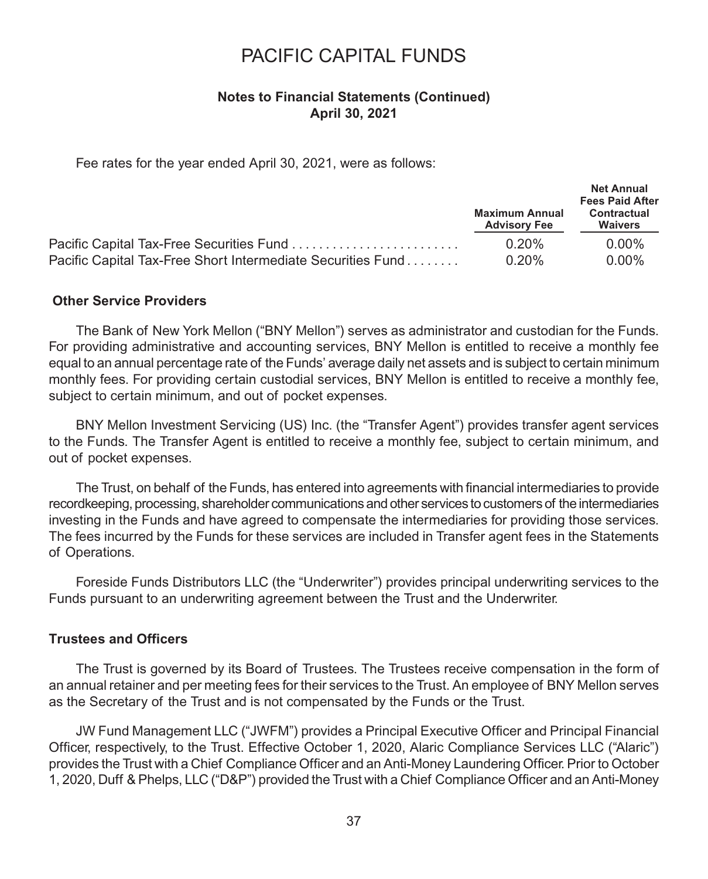# PACIFIC CAPITAL FUNDS

**Notes to Financial Statements (Continued)**
**April 30, 2021**

Fee rates for the year ended April 30, 2021, were as follows:

| | Maximum Annual Advisory Fee | Net Annual Fees Paid After Contractual Waivers |
|---|---|---|
| Pacific Capital Tax-Free Securities Fund | 0.20% | 0.00% |
| Pacific Capital Tax-Free Short Intermediate Securities Fund | 0.20% | 0.00% |

### Other Service Providers

The Bank of New York Mellon ("BNY Mellon") serves as administrator and custodian for the Funds. For providing administrative and accounting services, BNY Mellon is entitled to receive a monthly fee equal to an annual percentage rate of the Funds' average daily net assets and is subject to certain minimum monthly fees. For providing certain custodial services, BNY Mellon is entitled to receive a monthly fee, subject to certain minimum, and out of pocket expenses.

BNY Mellon Investment Servicing (US) Inc. (the "Transfer Agent") provides transfer agent services to the Funds. The Transfer Agent is entitled to receive a monthly fee, subject to certain minimum, and out of pocket expenses.

The Trust, on behalf of the Funds, has entered into agreements with financial intermediaries to provide recordkeeping, processing, shareholder communications and other services to customers of the intermediaries investing in the Funds and have agreed to compensate the intermediaries for providing those services. The fees incurred by the Funds for these services are included in Transfer agent fees in the Statements of Operations.

Foreside Funds Distributors LLC (the "Underwriter") provides principal underwriting services to the Funds pursuant to an underwriting agreement between the Trust and the Underwriter.

### Trustees and Officers

The Trust is governed by its Board of Trustees. The Trustees receive compensation in the form of an annual retainer and per meeting fees for their services to the Trust. An employee of BNY Mellon serves as the Secretary of the Trust and is not compensated by the Funds or the Trust.

JW Fund Management LLC ("JWFM") provides a Principal Executive Officer and Principal Financial Officer, respectively, to the Trust. Effective October 1, 2020, Alaric Compliance Services LLC ("Alaric") provides the Trust with a Chief Compliance Officer and an Anti-Money Laundering Officer. Prior to October 1, 2020, Duff & Phelps, LLC ("D&P") provided the Trust with a Chief Compliance Officer and an Anti-Money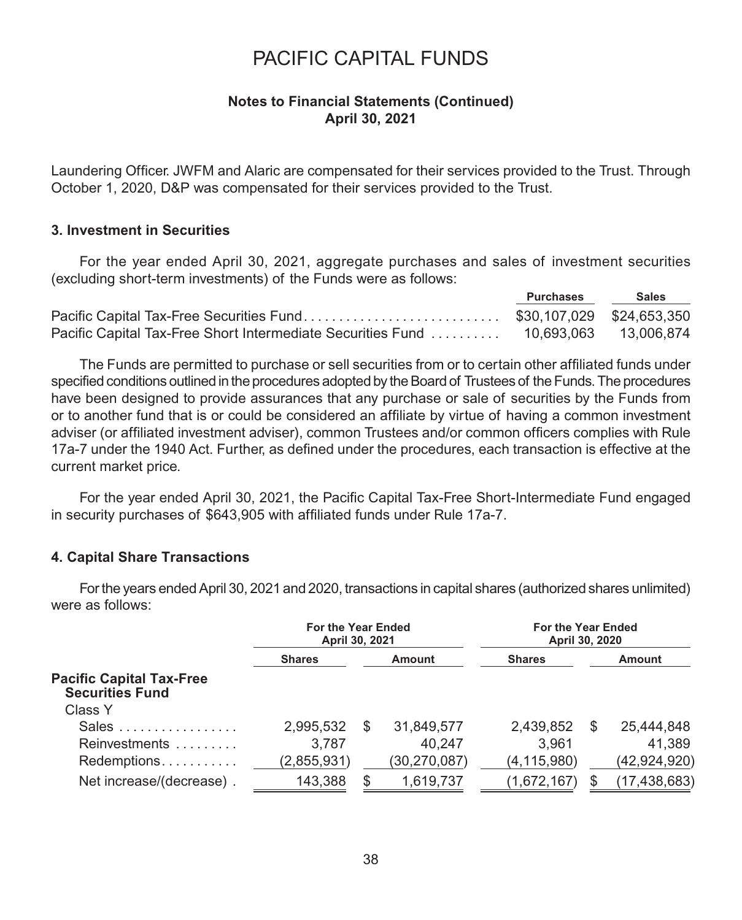# PACIFIC CAPITAL FUNDS

**Notes to Financial Statements (Continued)**
**April 30, 2021**

Laundering Officer. JWFM and Alaric are compensated for their services provided to the Trust. Through October 1, 2020, D&P was compensated for their services provided to the Trust.

### 3. Investment in Securities

For the year ended April 30, 2021, aggregate purchases and sales of investment securities (excluding short-term investments) of the Funds were as follows:

| | Purchases | Sales |
|---|---|---|
| Pacific Capital Tax-Free Securities Fund | $30,107,029 | $24,653,350 |
| Pacific Capital Tax-Free Short Intermediate Securities Fund | 10,693,063 | 13,006,874 |

The Funds are permitted to purchase or sell securities from or to certain other affiliated funds under specified conditions outlined in the procedures adopted by the Board of Trustees of the Funds. The procedures have been designed to provide assurances that any purchase or sale of securities by the Funds from or to another fund that is or could be considered an affiliate by virtue of having a common investment adviser (or affiliated investment adviser), common Trustees and/or common officers complies with Rule 17a-7 under the 1940 Act. Further, as defined under the procedures, each transaction is effective at the current market price.

For the year ended April 30, 2021, the Pacific Capital Tax-Free Short-Intermediate Fund engaged in security purchases of $643,905 with affiliated funds under Rule 17a-7.

### 4. Capital Share Transactions

For the years ended April 30, 2021 and 2020, transactions in capital shares (authorized shares unlimited) were as follows:

| | For the Year Ended April 30, 2021 | | For the Year Ended April 30, 2020 | |
|---|---|---|---|---|
| | Shares | Amount | Shares | Amount |
| **Pacific Capital Tax-Free Securities Fund** | | | | |
| Class Y | | | | |
| Sales | 2,995,532 | $ 31,849,577 | 2,439,852 | $ 25,444,848 |
| Reinvestments | 3,787 | 40,247 | 3,961 | 41,389 |
| Redemptions | (2,855,931) | (30,270,087) | (4,115,980) | (42,924,920) |
| Net increase/(decrease) | 143,388 | $ 1,619,737 | (1,672,167) | $ (17,438,683) |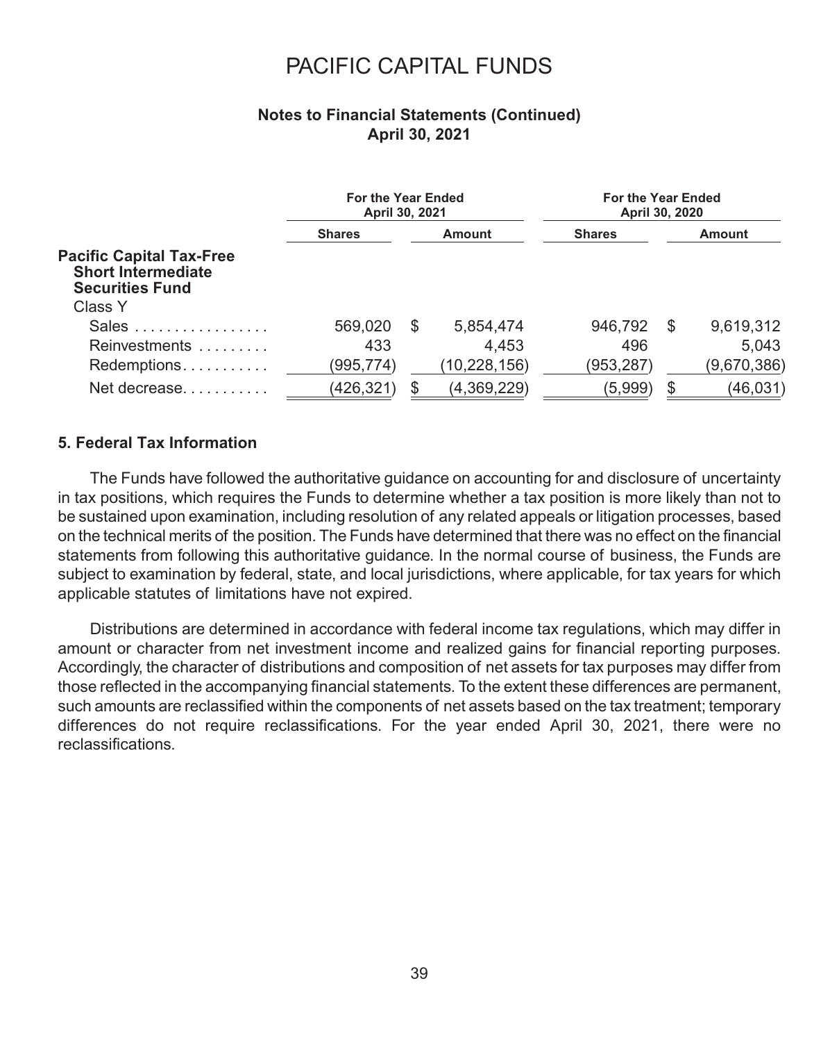# PACIFIC CAPITAL FUNDS

## Notes to Financial Statements (Continued)
## April 30, 2021

| | For the Year Ended April 30, 2021 | | For the Year Ended April 30, 2020 | |
|---|---|---|---|---|
| | Shares | Amount | Shares | Amount |
| **Pacific Capital Tax-Free Short Intermediate Securities Fund** | | | | |
| Class Y | | | | |
| Sales | 569,020 | $ 5,854,474 | 946,792 | $ 9,619,312 |
| Reinvestments | 433 | 4,453 | 496 | 5,043 |
| Redemptions | (995,774) | (10,228,156) | (953,287) | (9,670,386) |
| Net decrease | (426,321) | $ (4,369,229) | (5,999) | $ (46,031) |

### 5. Federal Tax Information

The Funds have followed the authoritative guidance on accounting for and disclosure of uncertainty in tax positions, which requires the Funds to determine whether a tax position is more likely than not to be sustained upon examination, including resolution of any related appeals or litigation processes, based on the technical merits of the position. The Funds have determined that there was no effect on the financial statements from following this authoritative guidance. In the normal course of business, the Funds are subject to examination by federal, state, and local jurisdictions, where applicable, for tax years for which applicable statutes of limitations have not expired.

Distributions are determined in accordance with federal income tax regulations, which may differ in amount or character from net investment income and realized gains for financial reporting purposes. Accordingly, the character of distributions and composition of net assets for tax purposes may differ from those reflected in the accompanying financial statements. To the extent these differences are permanent, such amounts are reclassified within the components of net assets based on the tax treatment; temporary differences do not require reclassifications. For the year ended April 30, 2021, there were no reclassifications.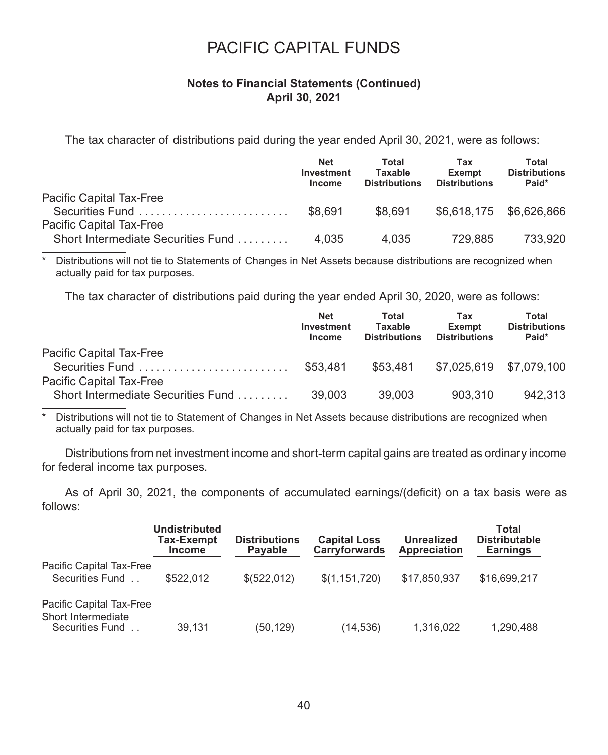# PACIFIC CAPITAL FUNDS

### Notes to Financial Statements (Continued)
### April 30, 2021

The tax character of distributions paid during the year ended April 30, 2021, were as follows:

| | Net Investment Income | Total Taxable Distributions | Tax Exempt Distributions | Total Distributions Paid* |
|---|---|---|---|---|
| Pacific Capital Tax-Free Securities Fund | $8,691 | $8,691 | $6,618,175 | $6,626,866 |
| Pacific Capital Tax-Free Short Intermediate Securities Fund | 4,035 | 4,035 | 729,885 | 733,920 |

\* Distributions will not tie to Statements of Changes in Net Assets because distributions are recognized when actually paid for tax purposes.

The tax character of distributions paid during the year ended April 30, 2020, were as follows:

| | Net Investment Income | Total Taxable Distributions | Tax Exempt Distributions | Total Distributions Paid* |
|---|---|---|---|---|
| Pacific Capital Tax-Free Securities Fund | $53,481 | $53,481 | $7,025,619 | $7,079,100 |
| Pacific Capital Tax-Free Short Intermediate Securities Fund | 39,003 | 39,003 | 903,310 | 942,313 |

\* Distributions will not tie to Statement of Changes in Net Assets because distributions are recognized when actually paid for tax purposes.

Distributions from net investment income and short-term capital gains are treated as ordinary income for federal income tax purposes.

As of April 30, 2021, the components of accumulated earnings/(deficit) on a tax basis were as follows:

| | Undistributed Tax-Exempt Income | Distributions Payable | Capital Loss Carryforwards | Unrealized Appreciation | Total Distributable Earnings |
|---|---|---|---|---|---|
| Pacific Capital Tax-Free Securities Fund | $522,012 | $(522,012) | $(1,151,720) | $17,850,937 | $16,699,217 |
| Pacific Capital Tax-Free Short Intermediate Securities Fund | 39,131 | (50,129) | (14,536) | 1,316,022 | 1,290,488 |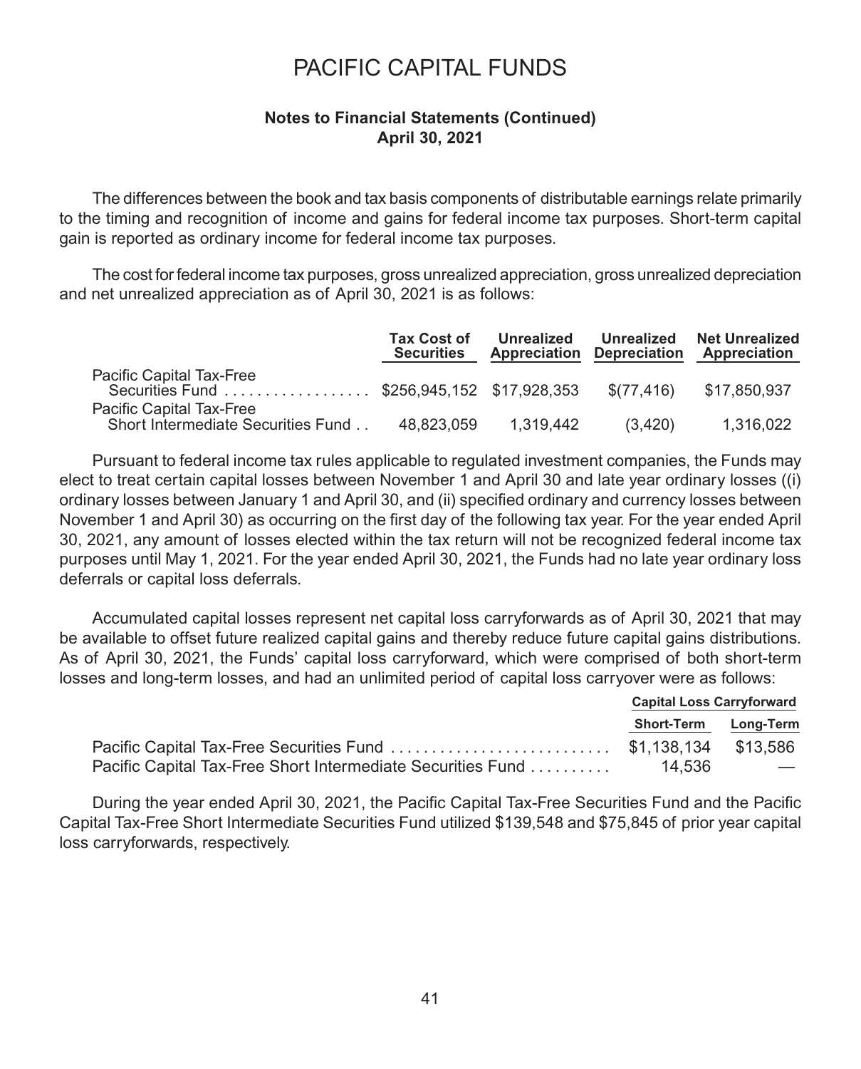# PACIFIC CAPITAL FUNDS

**Notes to Financial Statements (Continued)**
**April 30, 2021**

The differences between the book and tax basis components of distributable earnings relate primarily to the timing and recognition of income and gains for federal income tax purposes. Short-term capital gain is reported as ordinary income for federal income tax purposes.

The cost for federal income tax purposes, gross unrealized appreciation, gross unrealized depreciation and net unrealized appreciation as of April 30, 2021 is as follows:

| | Tax Cost of Securities | Unrealized Appreciation | Unrealized Depreciation | Net Unrealized Appreciation |
|---|---|---|---|---|
| Pacific Capital Tax-Free Securities Fund | $256,945,152 | $17,928,353 | $(77,416) | $17,850,937 |
| Pacific Capital Tax-Free Short Intermediate Securities Fund | 48,823,059 | 1,319,442 | (3,420) | 1,316,022 |

Pursuant to federal income tax rules applicable to regulated investment companies, the Funds may elect to treat certain capital losses between November 1 and April 30 and late year ordinary losses ((i) ordinary losses between January 1 and April 30, and (ii) specified ordinary and currency losses between November 1 and April 30) as occurring on the first day of the following tax year. For the year ended April 30, 2021, any amount of losses elected within the tax return will not be recognized federal income tax purposes until May 1, 2021. For the year ended April 30, 2021, the Funds had no late year ordinary loss deferrals or capital loss deferrals.

Accumulated capital losses represent net capital loss carryforwards as of April 30, 2021 that may be available to offset future realized capital gains and thereby reduce future capital gains distributions. As of April 30, 2021, the Funds' capital loss carryforward, which were comprised of both short-term losses and long-term losses, and had an unlimited period of capital loss carryover were as follows:

| | Capital Loss Carryforward | |
|---|---|---|
| | Short-Term | Long-Term |
| Pacific Capital Tax-Free Securities Fund | $1,138,134 | $13,586 |
| Pacific Capital Tax-Free Short Intermediate Securities Fund | 14,536 | — |

During the year ended April 30, 2021, the Pacific Capital Tax-Free Securities Fund and the Pacific Capital Tax-Free Short Intermediate Securities Fund utilized $139,548 and $75,845 of prior year capital loss carryforwards, respectively.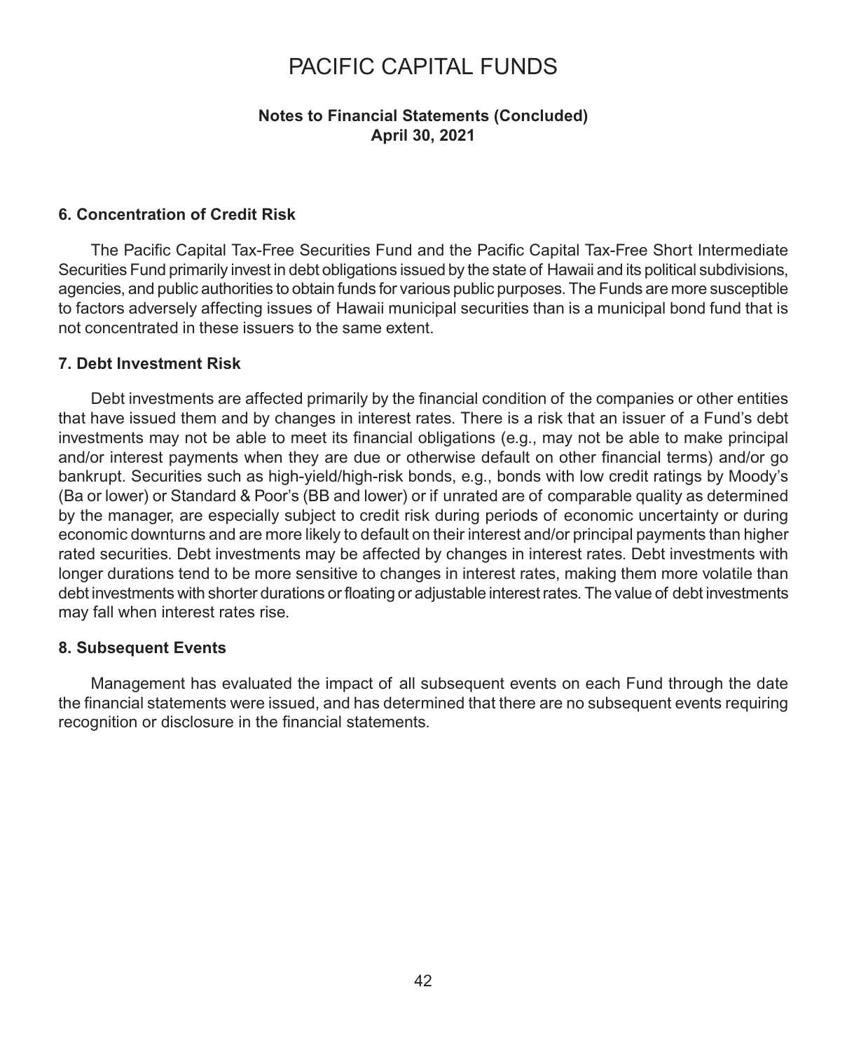# PACIFIC CAPITAL FUNDS

**Notes to Financial Statements (Concluded)**
**April 30, 2021**

### 6. Concentration of Credit Risk

The Pacific Capital Tax-Free Securities Fund and the Pacific Capital Tax-Free Short Intermediate Securities Fund primarily invest in debt obligations issued by the state of Hawaii and its political subdivisions, agencies, and public authorities to obtain funds for various public purposes. The Funds are more susceptible to factors adversely affecting issues of Hawaii municipal securities than is a municipal bond fund that is not concentrated in these issuers to the same extent.

### 7. Debt Investment Risk

Debt investments are affected primarily by the financial condition of the companies or other entities that have issued them and by changes in interest rates. There is a risk that an issuer of a Fund's debt investments may not be able to meet its financial obligations (e.g., may not be able to make principal and/or interest payments when they are due or otherwise default on other financial terms) and/or go bankrupt. Securities such as high-yield/high-risk bonds, e.g., bonds with low credit ratings by Moody's (Ba or lower) or Standard & Poor's (BB and lower) or if unrated are of comparable quality as determined by the manager, are especially subject to credit risk during periods of economic uncertainty or during economic downturns and are more likely to default on their interest and/or principal payments than higher rated securities. Debt investments may be affected by changes in interest rates. Debt investments with longer durations tend to be more sensitive to changes in interest rates, making them more volatile than debt investments with shorter durations or floating or adjustable interest rates. The value of debt investments may fall when interest rates rise.

### 8. Subsequent Events

Management has evaluated the impact of all subsequent events on each Fund through the date the financial statements were issued, and has determined that there are no subsequent events requiring recognition or disclosure in the financial statements.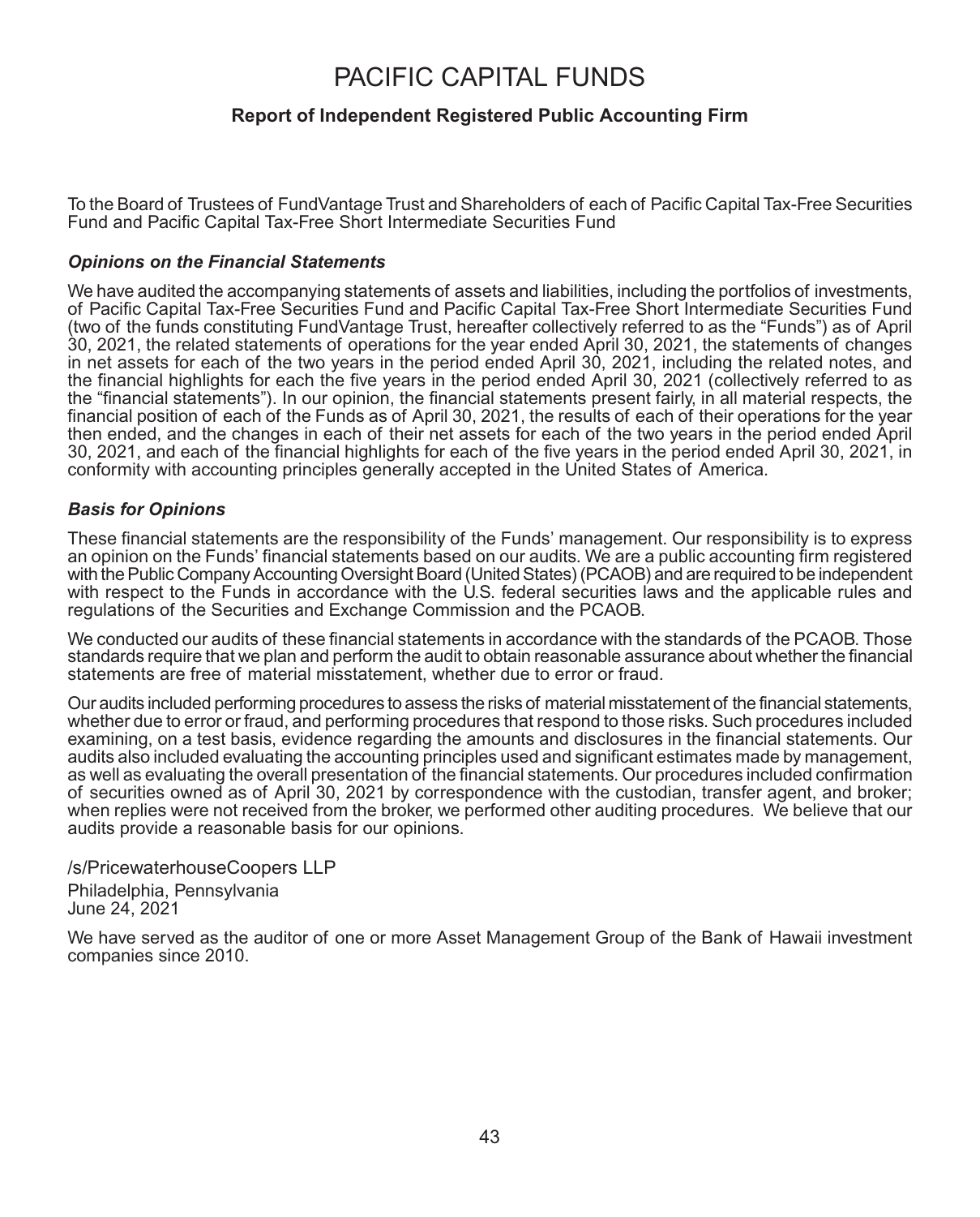# PACIFIC CAPITAL FUNDS

## Report of Independent Registered Public Accounting Firm

To the Board of Trustees of FundVantage Trust and Shareholders of each of Pacific Capital Tax-Free Securities Fund and Pacific Capital Tax-Free Short Intermediate Securities Fund

### *Opinions on the Financial Statements*

We have audited the accompanying statements of assets and liabilities, including the portfolios of investments, of Pacific Capital Tax-Free Securities Fund and Pacific Capital Tax-Free Short Intermediate Securities Fund (two of the funds constituting FundVantage Trust, hereafter collectively referred to as the "Funds") as of April 30, 2021, the related statements of operations for the year ended April 30, 2021, the statements of changes in net assets for each of the two years in the period ended April 30, 2021, including the related notes, and the financial highlights for each the five years in the period ended April 30, 2021 (collectively referred to as the "financial statements"). In our opinion, the financial statements present fairly, in all material respects, the financial position of each of the Funds as of April 30, 2021, the results of each of their operations for the year then ended, and the changes in each of their net assets for each of the two years in the period ended April 30, 2021, and each of the financial highlights for each of the five years in the period ended April 30, 2021, in conformity with accounting principles generally accepted in the United States of America.

### *Basis for Opinions*

These financial statements are the responsibility of the Funds' management. Our responsibility is to express an opinion on the Funds' financial statements based on our audits. We are a public accounting firm registered with the Public Company Accounting Oversight Board (United States) (PCAOB) and are required to be independent with respect to the Funds in accordance with the U.S. federal securities laws and the applicable rules and regulations of the Securities and Exchange Commission and the PCAOB.

We conducted our audits of these financial statements in accordance with the standards of the PCAOB. Those standards require that we plan and perform the audit to obtain reasonable assurance about whether the financial statements are free of material misstatement, whether due to error or fraud.

Our audits included performing procedures to assess the risks of material misstatement of the financial statements, whether due to error or fraud, and performing procedures that respond to those risks. Such procedures included examining, on a test basis, evidence regarding the amounts and disclosures in the financial statements. Our audits also included evaluating the accounting principles used and significant estimates made by management, as well as evaluating the overall presentation of the financial statements. Our procedures included confirmation of securities owned as of April 30, 2021 by correspondence with the custodian, transfer agent, and broker; when replies were not received from the broker, we performed other auditing procedures. We believe that our audits provide a reasonable basis for our opinions.

/s/PricewaterhouseCoopers LLP
Philadelphia, Pennsylvania
June 24, 2021

We have served as the auditor of one or more Asset Management Group of the Bank of Hawaii investment companies since 2010.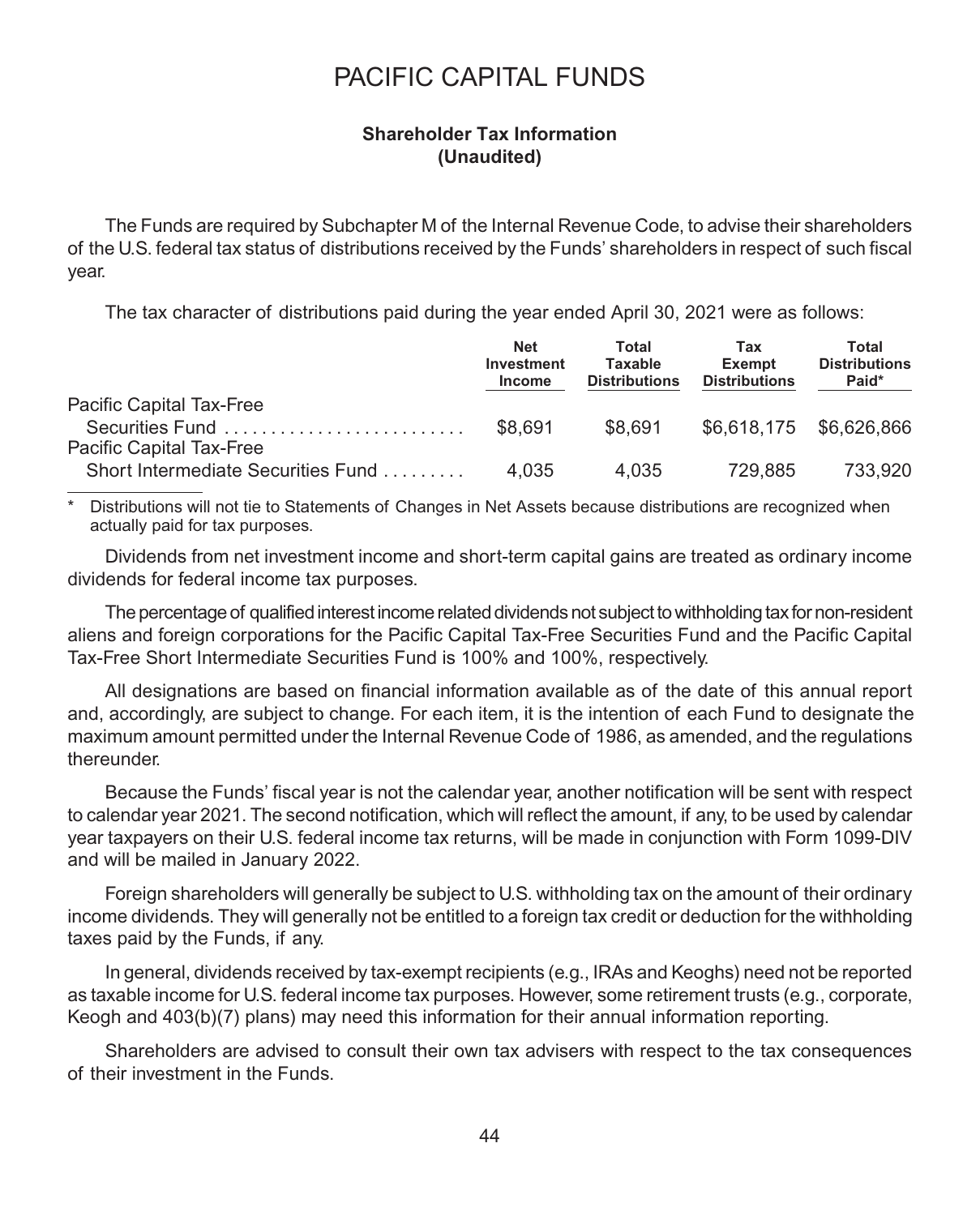# PACIFIC CAPITAL FUNDS

## Shareholder Tax Information
## (Unaudited)

The Funds are required by Subchapter M of the Internal Revenue Code, to advise their shareholders of the U.S. federal tax status of distributions received by the Funds' shareholders in respect of such fiscal year.

The tax character of distributions paid during the year ended April 30, 2021 were as follows:

| | Net Investment Income | Total Taxable Distributions | Tax Exempt Distributions | Total Distributions Paid* |
|---|---|---|---|---|
| Pacific Capital Tax-Free Securities Fund | $8,691 | $8,691 | $6,618,175 | $6,626,866 |
| Pacific Capital Tax-Free Short Intermediate Securities Fund | 4,035 | 4,035 | 729,885 | 733,920 |

\* Distributions will not tie to Statements of Changes in Net Assets because distributions are recognized when actually paid for tax purposes.

Dividends from net investment income and short-term capital gains are treated as ordinary income dividends for federal income tax purposes.

The percentage of qualified interest income related dividends not subject to withholding tax for non-resident aliens and foreign corporations for the Pacific Capital Tax-Free Securities Fund and the Pacific Capital Tax-Free Short Intermediate Securities Fund is 100% and 100%, respectively.

All designations are based on financial information available as of the date of this annual report and, accordingly, are subject to change. For each item, it is the intention of each Fund to designate the maximum amount permitted under the Internal Revenue Code of 1986, as amended, and the regulations thereunder.

Because the Funds' fiscal year is not the calendar year, another notification will be sent with respect to calendar year 2021. The second notification, which will reflect the amount, if any, to be used by calendar year taxpayers on their U.S. federal income tax returns, will be made in conjunction with Form 1099-DIV and will be mailed in January 2022.

Foreign shareholders will generally be subject to U.S. withholding tax on the amount of their ordinary income dividends. They will generally not be entitled to a foreign tax credit or deduction for the withholding taxes paid by the Funds, if any.

In general, dividends received by tax-exempt recipients (e.g., IRAs and Keoghs) need not be reported as taxable income for U.S. federal income tax purposes. However, some retirement trusts (e.g., corporate, Keogh and 403(b)(7) plans) may need this information for their annual information reporting.

Shareholders are advised to consult their own tax advisers with respect to the tax consequences of their investment in the Funds.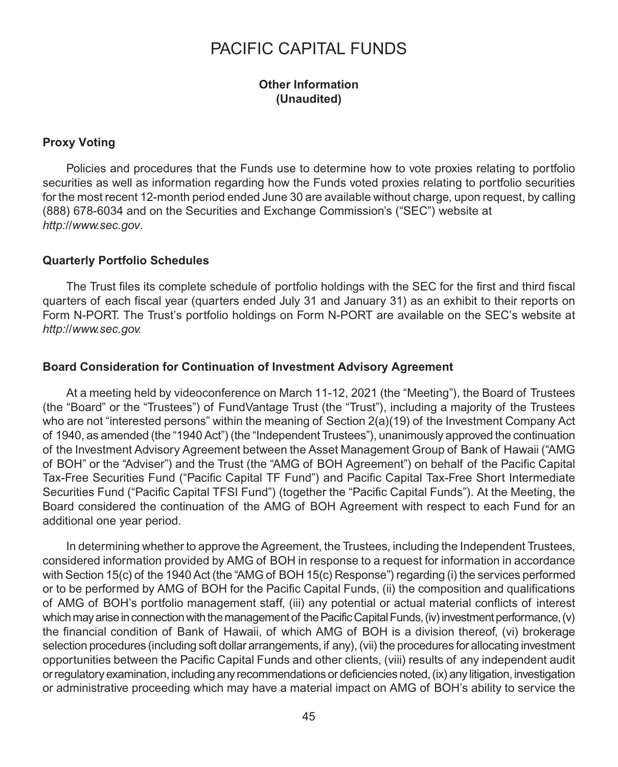# PACIFIC CAPITAL FUNDS

**Other Information**
**(Unaudited)**

### Proxy Voting

Policies and procedures that the Funds use to determine how to vote proxies relating to portfolio securities as well as information regarding how the Funds voted proxies relating to portfolio securities for the most recent 12-month period ended June 30 are available without charge, upon request, by calling (888) 678-6034 and on the Securities and Exchange Commission's ("SEC") website at *http://www.sec.gov*.

### Quarterly Portfolio Schedules

The Trust files its complete schedule of portfolio holdings with the SEC for the first and third fiscal quarters of each fiscal year (quarters ended July 31 and January 31) as an exhibit to their reports on Form N-PORT. The Trust's portfolio holdings on Form N-PORT are available on the SEC's website at *http://www.sec.gov.*

### Board Consideration for Continuation of Investment Advisory Agreement

At a meeting held by videoconference on March 11-12, 2021 (the "Meeting"), the Board of Trustees (the "Board" or the "Trustees") of FundVantage Trust (the "Trust"), including a majority of the Trustees who are not "interested persons" within the meaning of Section 2(a)(19) of the Investment Company Act of 1940, as amended (the "1940 Act") (the "Independent Trustees"), unanimously approved the continuation of the Investment Advisory Agreement between the Asset Management Group of Bank of Hawaii ("AMG of BOH" or the "Adviser") and the Trust (the "AMG of BOH Agreement") on behalf of the Pacific Capital Tax-Free Securities Fund ("Pacific Capital TF Fund") and Pacific Capital Tax-Free Short Intermediate Securities Fund ("Pacific Capital TFSI Fund") (together the "Pacific Capital Funds"). At the Meeting, the Board considered the continuation of the AMG of BOH Agreement with respect to each Fund for an additional one year period.

In determining whether to approve the Agreement, the Trustees, including the Independent Trustees, considered information provided by AMG of BOH in response to a request for information in accordance with Section 15(c) of the 1940 Act (the "AMG of BOH 15(c) Response") regarding (i) the services performed or to be performed by AMG of BOH for the Pacific Capital Funds, (ii) the composition and qualifications of AMG of BOH's portfolio management staff, (iii) any potential or actual material conflicts of interest which may arise in connection with the management of the Pacific Capital Funds, (iv) investment performance, (v) the financial condition of Bank of Hawaii, of which AMG of BOH is a division thereof, (vi) brokerage selection procedures (including soft dollar arrangements, if any), (vii) the procedures for allocating investment opportunities between the Pacific Capital Funds and other clients, (viii) results of any independent audit or regulatory examination, including any recommendations or deficiencies noted, (ix) any litigation, investigation or administrative proceeding which may have a material impact on AMG of BOH's ability to service the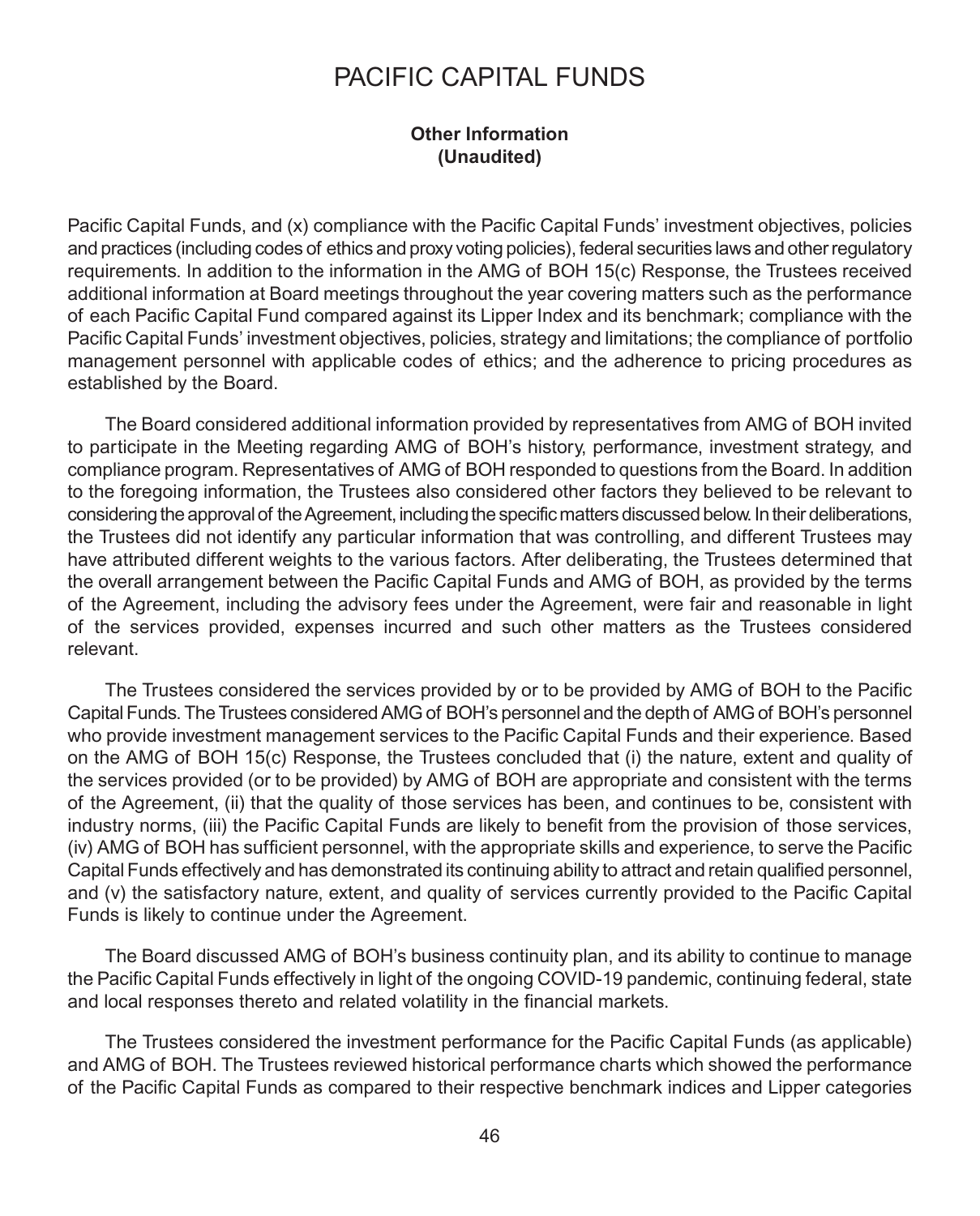Pacific Capital Funds, and (x) compliance with the Pacific Capital Funds' investment objectives, policies and practices (including codes of ethics and proxy voting policies), federal securities laws and other regulatory requirements. In addition to the information in the AMG of BOH 15(c) Response, the Trustees received additional information at Board meetings throughout the year covering matters such as the performance of each Pacific Capital Fund compared against its Lipper Index and its benchmark; compliance with the Pacific Capital Funds' investment objectives, policies, strategy and limitations; the compliance of portfolio management personnel with applicable codes of ethics; and the adherence to pricing procedures as established by the Board.

The Board considered additional information provided by representatives from AMG of BOH invited to participate in the Meeting regarding AMG of BOH's history, performance, investment strategy, and compliance program. Representatives of AMG of BOH responded to questions from the Board. In addition to the foregoing information, the Trustees also considered other factors they believed to be relevant to considering the approval of the Agreement, including the specific matters discussed below. In their deliberations, the Trustees did not identify any particular information that was controlling, and different Trustees may have attributed different weights to the various factors. After deliberating, the Trustees determined that the overall arrangement between the Pacific Capital Funds and AMG of BOH, as provided by the terms of the Agreement, including the advisory fees under the Agreement, were fair and reasonable in light of the services provided, expenses incurred and such other matters as the Trustees considered relevant.

The Trustees considered the services provided by or to be provided by AMG of BOH to the Pacific Capital Funds. The Trustees considered AMG of BOH's personnel and the depth of AMG of BOH's personnel who provide investment management services to the Pacific Capital Funds and their experience. Based on the AMG of BOH 15(c) Response, the Trustees concluded that (i) the nature, extent and quality of the services provided (or to be provided) by AMG of BOH are appropriate and consistent with the terms of the Agreement, (ii) that the quality of those services has been, and continues to be, consistent with industry norms, (iii) the Pacific Capital Funds are likely to benefit from the provision of those services, (iv) AMG of BOH has sufficient personnel, with the appropriate skills and experience, to serve the Pacific Capital Funds effectively and has demonstrated its continuing ability to attract and retain qualified personnel, and (v) the satisfactory nature, extent, and quality of services currently provided to the Pacific Capital Funds is likely to continue under the Agreement.

The Board discussed AMG of BOH's business continuity plan, and its ability to continue to manage the Pacific Capital Funds effectively in light of the ongoing COVID-19 pandemic, continuing federal, state and local responses thereto and related volatility in the financial markets.

The Trustees considered the investment performance for the Pacific Capital Funds (as applicable) and AMG of BOH. The Trustees reviewed historical performance charts which showed the performance of the Pacific Capital Funds as compared to their respective benchmark indices and Lipper categories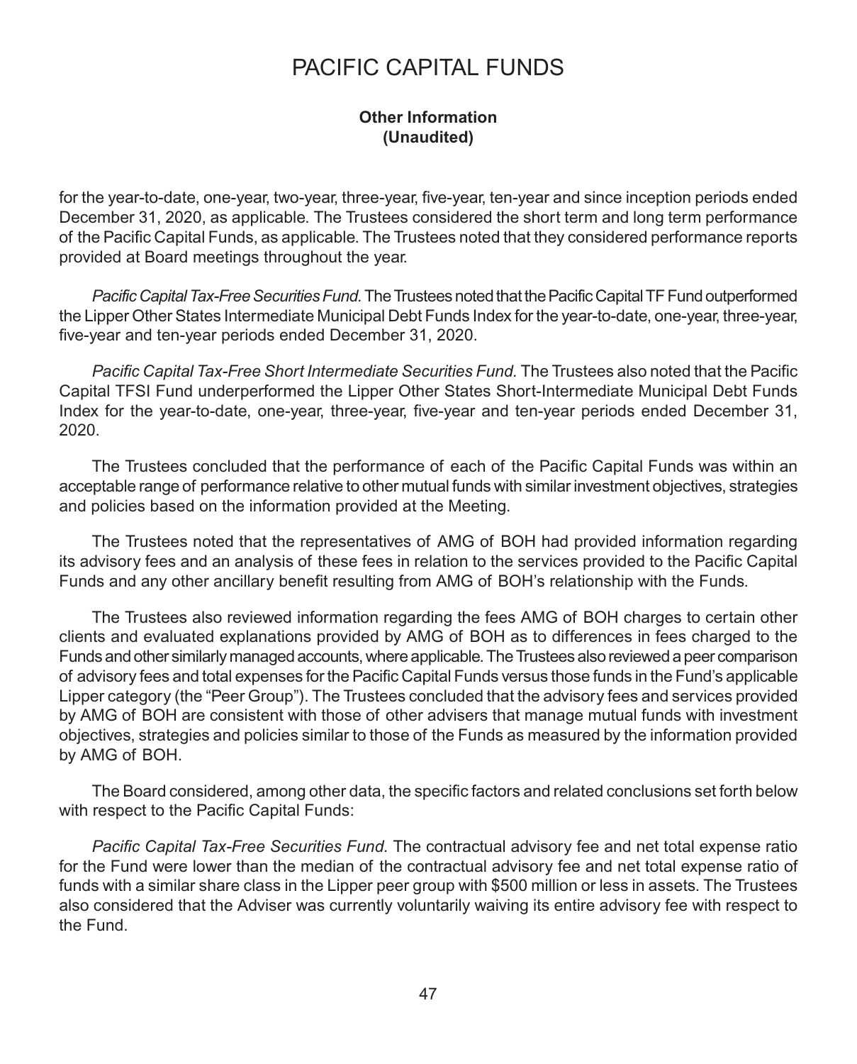for the year-to-date, one-year, two-year, three-year, five-year, ten-year and since inception periods ended December 31, 2020, as applicable. The Trustees considered the short term and long term performance of the Pacific Capital Funds, as applicable. The Trustees noted that they considered performance reports provided at Board meetings throughout the year.

*Pacific Capital Tax-Free Securities Fund.* The Trustees noted that the Pacific Capital TF Fund outperformed the Lipper Other States Intermediate Municipal Debt Funds Index for the year-to-date, one-year, three-year, five-year and ten-year periods ended December 31, 2020.

*Pacific Capital Tax-Free Short Intermediate Securities Fund.* The Trustees also noted that the Pacific Capital TFSI Fund underperformed the Lipper Other States Short-Intermediate Municipal Debt Funds Index for the year-to-date, one-year, three-year, five-year and ten-year periods ended December 31, 2020.

The Trustees concluded that the performance of each of the Pacific Capital Funds was within an acceptable range of performance relative to other mutual funds with similar investment objectives, strategies and policies based on the information provided at the Meeting.

The Trustees noted that the representatives of AMG of BOH had provided information regarding its advisory fees and an analysis of these fees in relation to the services provided to the Pacific Capital Funds and any other ancillary benefit resulting from AMG of BOH's relationship with the Funds.

The Trustees also reviewed information regarding the fees AMG of BOH charges to certain other clients and evaluated explanations provided by AMG of BOH as to differences in fees charged to the Funds and other similarly managed accounts, where applicable. The Trustees also reviewed a peer comparison of advisory fees and total expenses for the Pacific Capital Funds versus those funds in the Fund's applicable Lipper category (the "Peer Group"). The Trustees concluded that the advisory fees and services provided by AMG of BOH are consistent with those of other advisers that manage mutual funds with investment objectives, strategies and policies similar to those of the Funds as measured by the information provided by AMG of BOH.

The Board considered, among other data, the specific factors and related conclusions set forth below with respect to the Pacific Capital Funds:

*Pacific Capital Tax-Free Securities Fund.* The contractual advisory fee and net total expense ratio for the Fund were lower than the median of the contractual advisory fee and net total expense ratio of funds with a similar share class in the Lipper peer group with $500 million or less in assets. The Trustees also considered that the Adviser was currently voluntarily waiving its entire advisory fee with respect to the Fund.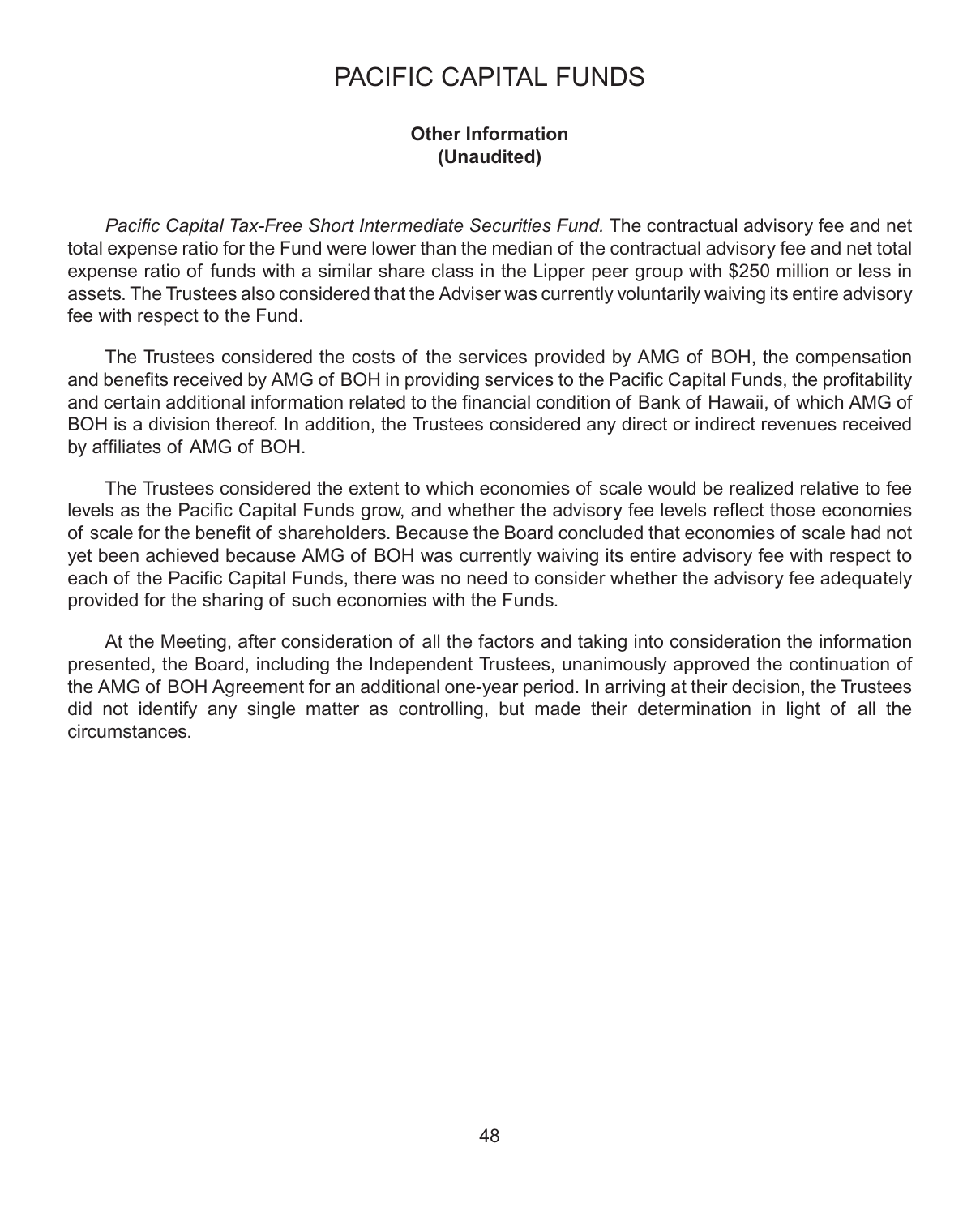# PACIFIC CAPITAL FUNDS

**Other Information**
**(Unaudited)**

*Pacific Capital Tax-Free Short Intermediate Securities Fund.* The contractual advisory fee and net total expense ratio for the Fund were lower than the median of the contractual advisory fee and net total expense ratio of funds with a similar share class in the Lipper peer group with $250 million or less in assets. The Trustees also considered that the Adviser was currently voluntarily waiving its entire advisory fee with respect to the Fund.

The Trustees considered the costs of the services provided by AMG of BOH, the compensation and benefits received by AMG of BOH in providing services to the Pacific Capital Funds, the profitability and certain additional information related to the financial condition of Bank of Hawaii, of which AMG of BOH is a division thereof. In addition, the Trustees considered any direct or indirect revenues received by affiliates of AMG of BOH.

The Trustees considered the extent to which economies of scale would be realized relative to fee levels as the Pacific Capital Funds grow, and whether the advisory fee levels reflect those economies of scale for the benefit of shareholders. Because the Board concluded that economies of scale had not yet been achieved because AMG of BOH was currently waiving its entire advisory fee with respect to each of the Pacific Capital Funds, there was no need to consider whether the advisory fee adequately provided for the sharing of such economies with the Funds.

At the Meeting, after consideration of all the factors and taking into consideration the information presented, the Board, including the Independent Trustees, unanimously approved the continuation of the AMG of BOH Agreement for an additional one-year period. In arriving at their decision, the Trustees did not identify any single matter as controlling, but made their determination in light of all the circumstances.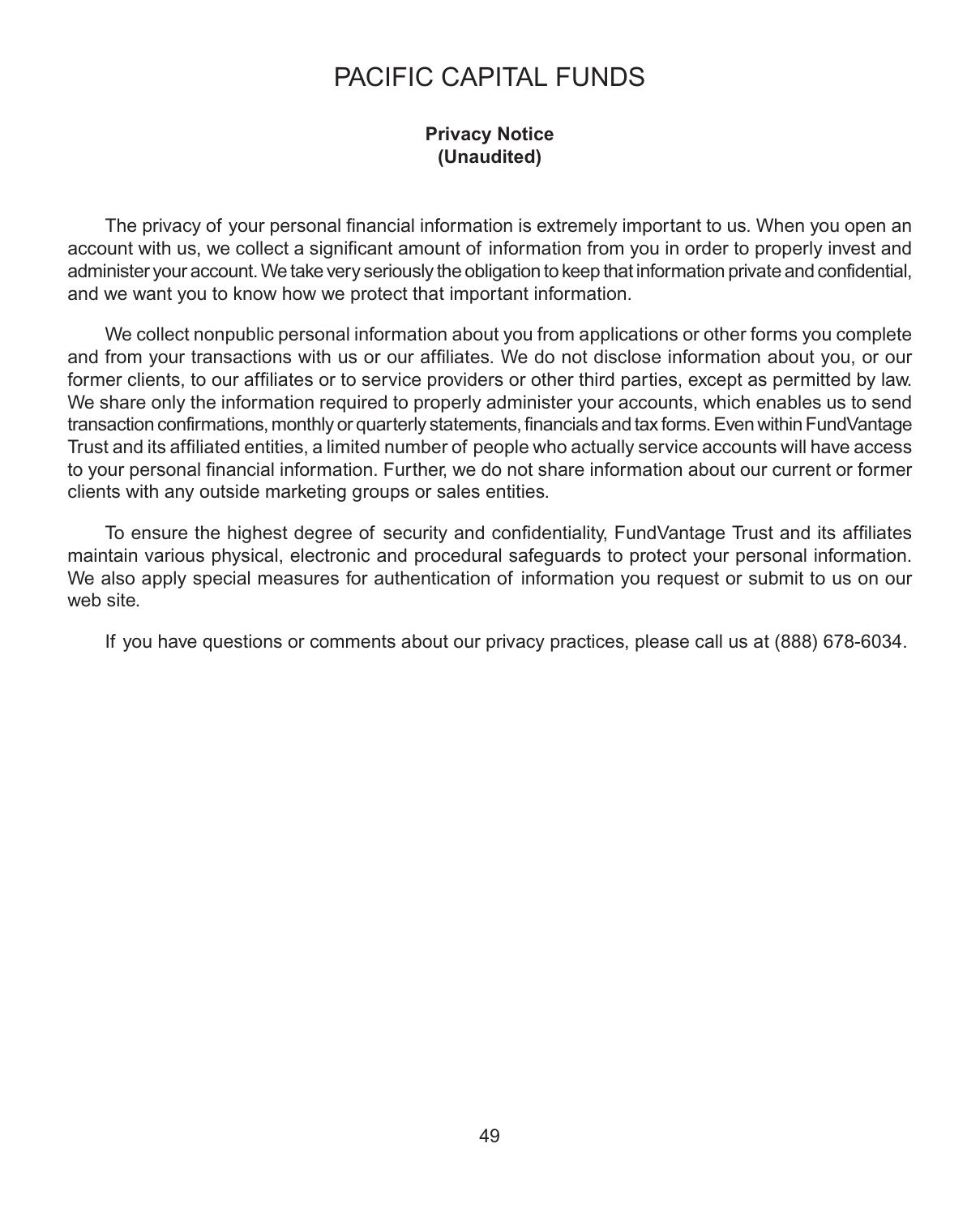# PACIFIC CAPITAL FUNDS

**Privacy Notice**
**(Unaudited)**

The privacy of your personal financial information is extremely important to us. When you open an account with us, we collect a significant amount of information from you in order to properly invest and administer your account. We take very seriously the obligation to keep that information private and confidential, and we want you to know how we protect that important information.

We collect nonpublic personal information about you from applications or other forms you complete and from your transactions with us or our affiliates. We do not disclose information about you, or our former clients, to our affiliates or to service providers or other third parties, except as permitted by law. We share only the information required to properly administer your accounts, which enables us to send transaction confirmations, monthly or quarterly statements, financials and tax forms. Even within FundVantage Trust and its affiliated entities, a limited number of people who actually service accounts will have access to your personal financial information. Further, we do not share information about our current or former clients with any outside marketing groups or sales entities.

To ensure the highest degree of security and confidentiality, FundVantage Trust and its affiliates maintain various physical, electronic and procedural safeguards to protect your personal information. We also apply special measures for authentication of information you request or submit to us on our web site.

If you have questions or comments about our privacy practices, please call us at (888) 678-6034.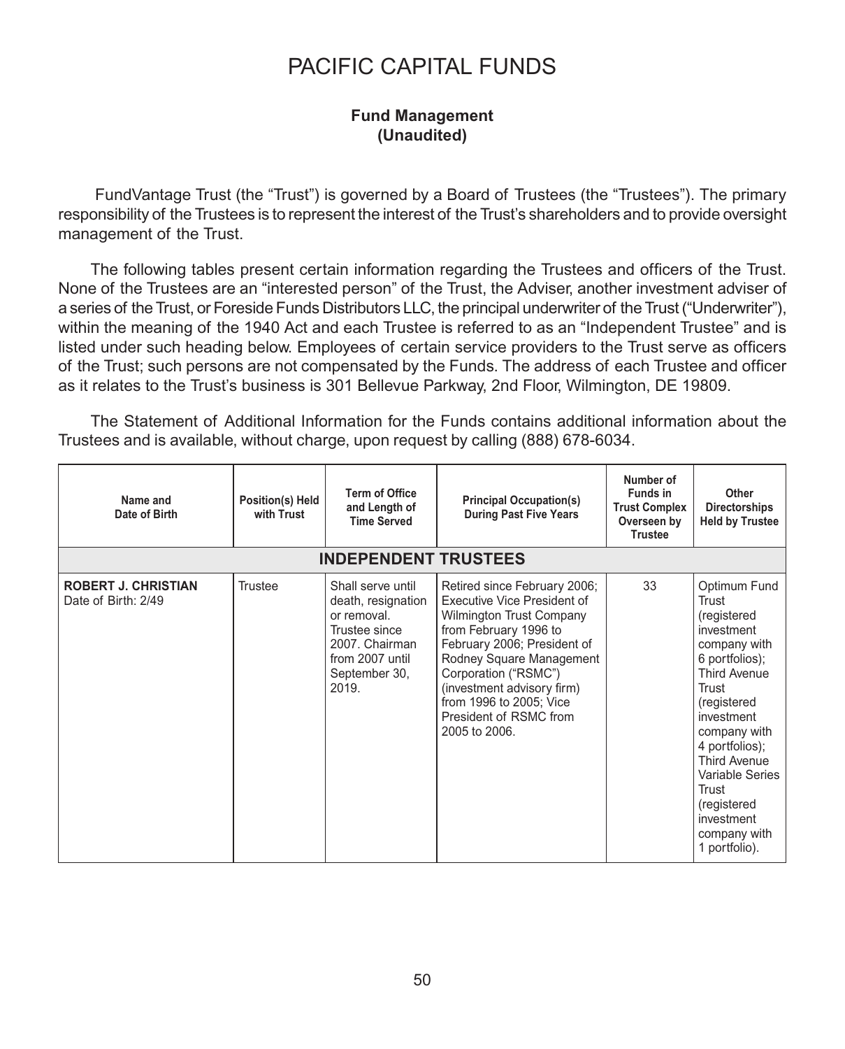# PACIFIC CAPITAL FUNDS

**Fund Management**
**(Unaudited)**

FundVantage Trust (the "Trust") is governed by a Board of Trustees (the "Trustees"). The primary responsibility of the Trustees is to represent the interest of the Trust's shareholders and to provide oversight management of the Trust.

The following tables present certain information regarding the Trustees and officers of the Trust. None of the Trustees are an "interested person" of the Trust, the Adviser, another investment adviser of a series of the Trust, or Foreside Funds Distributors LLC, the principal underwriter of the Trust ("Underwriter"), within the meaning of the 1940 Act and each Trustee is referred to as an "Independent Trustee" and is listed under such heading below. Employees of certain service providers to the Trust serve as officers of the Trust; such persons are not compensated by the Funds. The address of each Trustee and officer as it relates to the Trust's business is 301 Bellevue Parkway, 2nd Floor, Wilmington, DE 19809.

The Statement of Additional Information for the Funds contains additional information about the Trustees and is available, without charge, upon request by calling (888) 678-6034.

| Name and Date of Birth | Position(s) Held with Trust | Term of Office and Length of Time Served | Principal Occupation(s) During Past Five Years | Number of Funds in Trust Complex Overseen by Trustee | Other Directorships Held by Trustee |
|---|---|---|---|---|---|
| **INDEPENDENT TRUSTEES** | | | | | |
| **ROBERT J. CHRISTIAN** Date of Birth: 2/49 | Trustee | Shall serve until death, resignation or removal. Trustee since 2007. Chairman from 2007 until September 30, 2019. | Retired since February 2006; Executive Vice President of Wilmington Trust Company from February 1996 to February 2006; President of Rodney Square Management Corporation ("RSMC") (investment advisory firm) from 1996 to 2005; Vice President of RSMC from 2005 to 2006. | 33 | Optimum Fund Trust (registered investment company with 6 portfolios); Third Avenue Trust (registered investment company with 4 portfolios); Third Avenue Variable Series Trust (registered investment company with 1 portfolio). |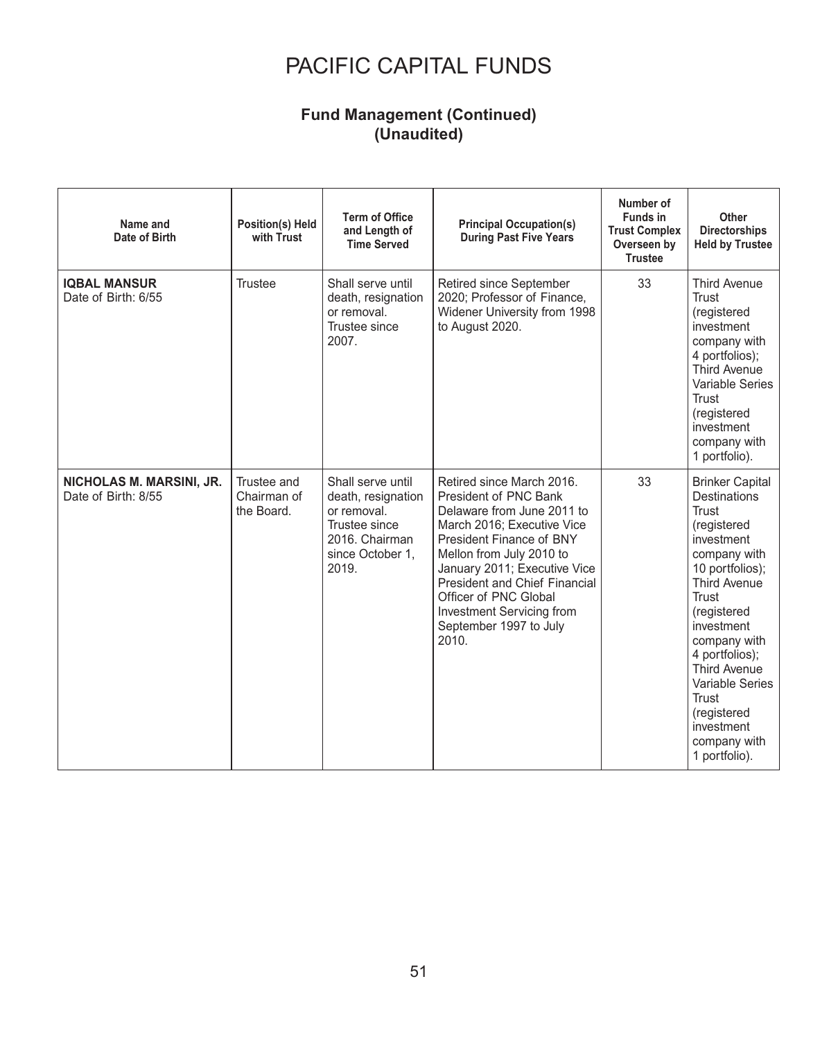# PACIFIC CAPITAL FUNDS

## Fund Management (Continued) (Unaudited)

| Name and Date of Birth | Position(s) Held with Trust | Term of Office and Length of Time Served | Principal Occupation(s) During Past Five Years | Number of Funds in Trust Complex Overseen by Trustee | Other Directorships Held by Trustee |
|---|---|---|---|---|---|
| **IQBAL MANSUR** Date of Birth: 6/55 | Trustee | Shall serve until death, resignation or removal. Trustee since 2007. | Retired since September 2020; Professor of Finance, Widener University from 1998 to August 2020. | 33 | Third Avenue Trust (registered investment company with 4 portfolios); Third Avenue Variable Series Trust (registered investment company with 1 portfolio). |
| **NICHOLAS M. MARSINI, JR.** Date of Birth: 8/55 | Trustee and Chairman of the Board. | Shall serve until death, resignation or removal. Trustee since 2016. Chairman since October 1, 2019. | Retired since March 2016. President of PNC Bank Delaware from June 2011 to March 2016; Executive Vice President Finance of BNY Mellon from July 2010 to January 2011; Executive Vice President and Chief Financial Officer of PNC Global Investment Servicing from September 1997 to July 2010. | 33 | Brinker Capital Destinations Trust (registered investment company with 10 portfolios); Third Avenue Trust (registered investment company with 4 portfolios); Third Avenue Variable Series Trust (registered investment company with 1 portfolio). |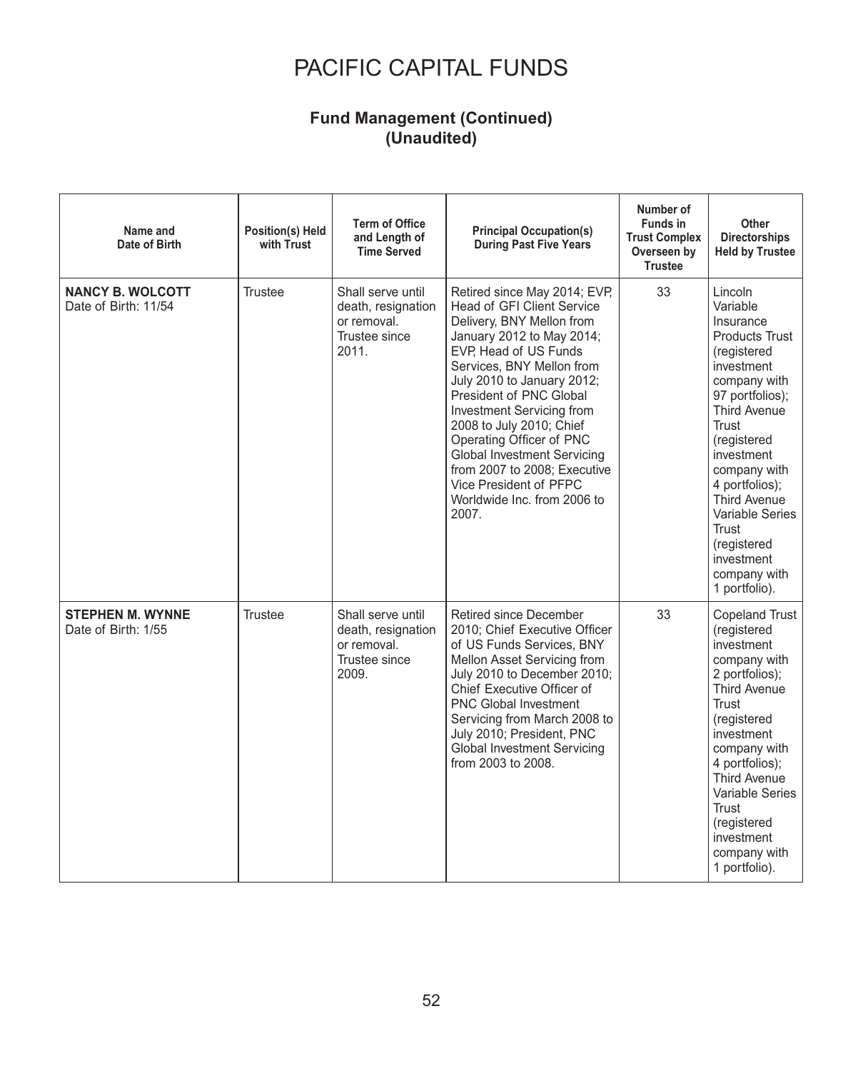# PACIFIC CAPITAL FUNDS

## Fund Management (Continued)
## (Unaudited)

| Name and Date of Birth | Position(s) Held with Trust | Term of Office and Length of Time Served | Principal Occupation(s) During Past Five Years | Number of Funds in Trust Complex Overseen by Trustee | Other Directorships Held by Trustee |
|---|---|---|---|---|---|
| **NANCY B. WOLCOTT** Date of Birth: 11/54 | Trustee | Shall serve until death, resignation or removal. Trustee since 2011. | Retired since May 2014; EVP, Head of GFI Client Service Delivery, BNY Mellon from January 2012 to May 2014; EVP, Head of US Funds Services, BNY Mellon from July 2010 to January 2012; President of PNC Global Investment Servicing from 2008 to July 2010; Chief Operating Officer of PNC Global Investment Servicing from 2007 to 2008; Executive Vice President of PFPC Worldwide Inc. from 2006 to 2007. | 33 | Lincoln Variable Insurance Products Trust (registered investment company with 97 portfolios); Third Avenue Trust (registered investment company with 4 portfolios); Third Avenue Variable Series Trust (registered investment company with 1 portfolio). |
| **STEPHEN M. WYNNE** Date of Birth: 1/55 | Trustee | Shall serve until death, resignation or removal. Trustee since 2009. | Retired since December 2010; Chief Executive Officer of US Funds Services, BNY Mellon Asset Servicing from July 2010 to December 2010; Chief Executive Officer of PNC Global Investment Servicing from March 2008 to July 2010; President, PNC Global Investment Servicing from 2003 to 2008. | 33 | Copeland Trust (registered investment company with 2 portfolios); Third Avenue Trust (registered investment company with 4 portfolios); Third Avenue Variable Series Trust (registered investment company with 1 portfolio). |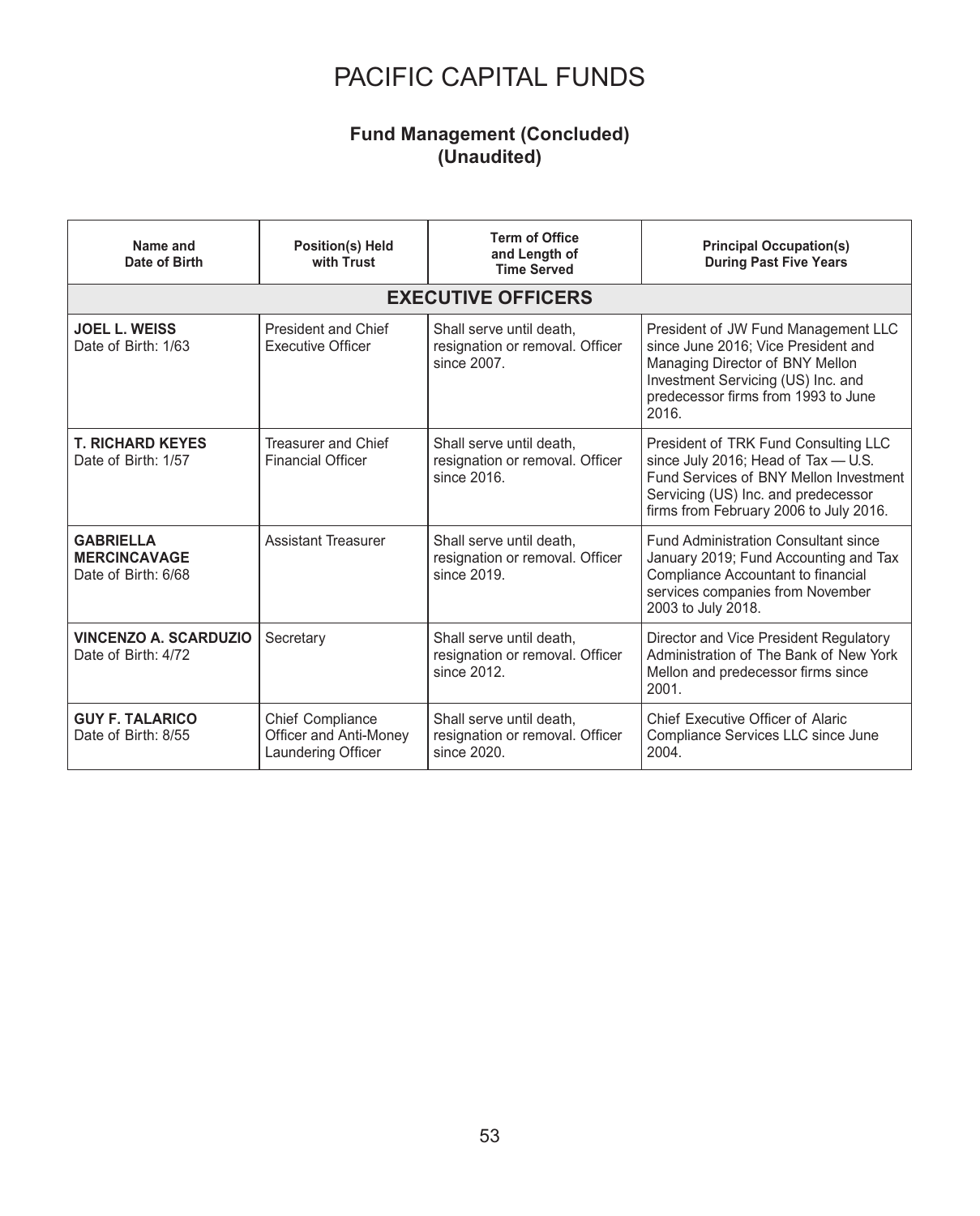# PACIFIC CAPITAL FUNDS

## Fund Management (Concluded)
## (Unaudited)

| Name and Date of Birth | Position(s) Held with Trust | Term of Office and Length of Time Served | Principal Occupation(s) During Past Five Years |
|---|---|---|---|
| **EXECUTIVE OFFICERS** | | | |
| **JOEL L. WEISS** Date of Birth: 1/63 | President and Chief Executive Officer | Shall serve until death, resignation or removal. Officer since 2007. | President of JW Fund Management LLC since June 2016; Vice President and Managing Director of BNY Mellon Investment Servicing (US) Inc. and predecessor firms from 1993 to June 2016. |
| **T. RICHARD KEYES** Date of Birth: 1/57 | Treasurer and Chief Financial Officer | Shall serve until death, resignation or removal. Officer since 2016. | President of TRK Fund Consulting LLC since July 2016; Head of Tax — U.S. Fund Services of BNY Mellon Investment Servicing (US) Inc. and predecessor firms from February 2006 to July 2016. |
| **GABRIELLA MERCINCAVAGE** Date of Birth: 6/68 | Assistant Treasurer | Shall serve until death, resignation or removal. Officer since 2019. | Fund Administration Consultant since January 2019; Fund Accounting and Tax Compliance Accountant to financial services companies from November 2003 to July 2018. |
| **VINCENZO A. SCARDUZIO** Date of Birth: 4/72 | Secretary | Shall serve until death, resignation or removal. Officer since 2012. | Director and Vice President Regulatory Administration of The Bank of New York Mellon and predecessor firms since 2001. |
| **GUY F. TALARICO** Date of Birth: 8/55 | Chief Compliance Officer and Anti-Money Laundering Officer | Shall serve until death, resignation or removal. Officer since 2020. | Chief Executive Officer of Alaric Compliance Services LLC since June 2004. |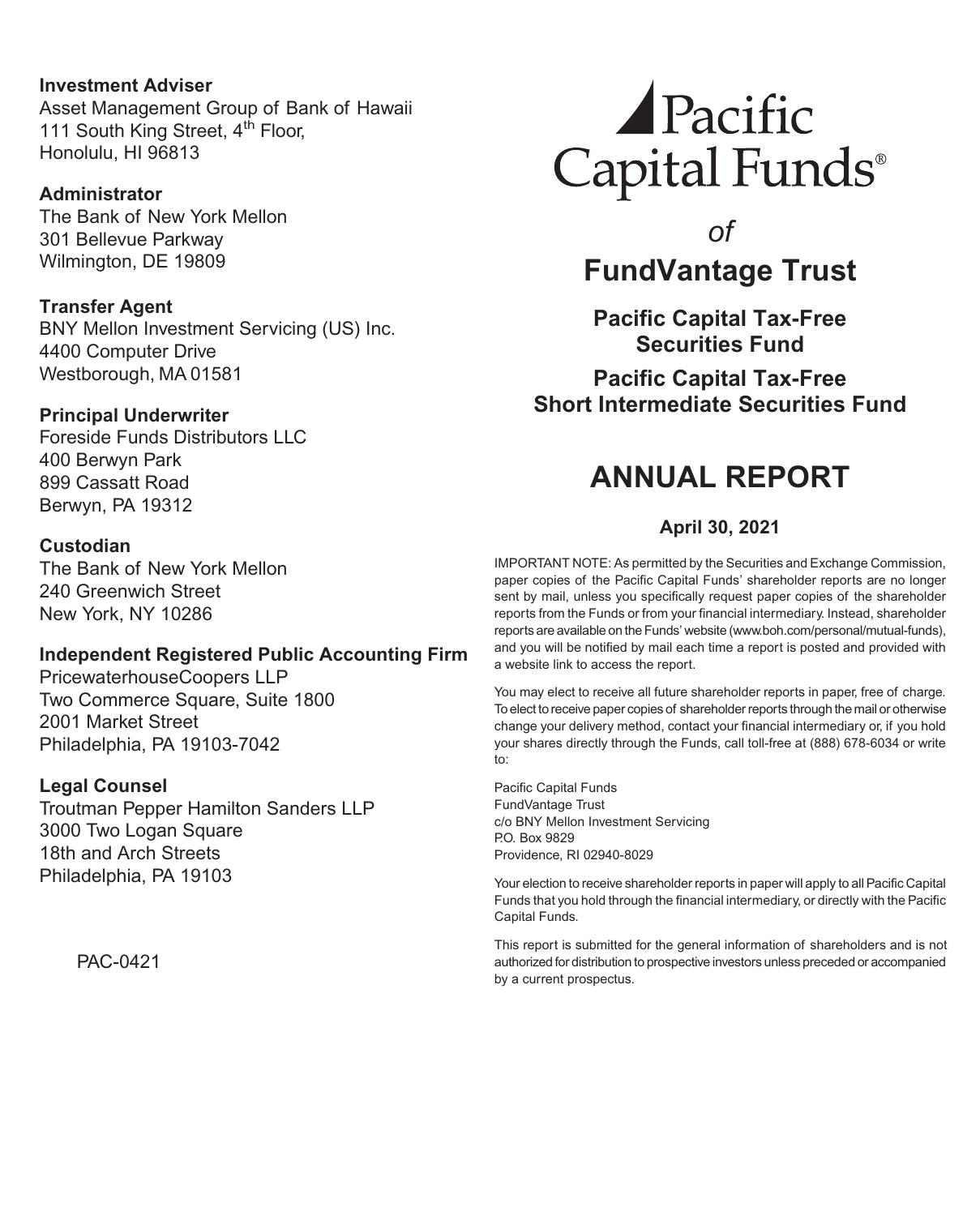**Investment Adviser**
Asset Management Group of Bank of Hawaii
111 South King Street, 4th Floor,
Honolulu, HI 96813

**Administrator**
The Bank of New York Mellon
301 Bellevue Parkway
Wilmington, DE 19809

**Transfer Agent**
BNY Mellon Investment Servicing (US) Inc.
4400 Computer Drive
Westborough, MA 01581

**Principal Underwriter**
Foreside Funds Distributors LLC
400 Berwyn Park
899 Cassatt Road
Berwyn, PA 19312

**Custodian**
The Bank of New York Mellon
240 Greenwich Street
New York, NY 10286

**Independent Registered Public Accounting Firm**
PricewaterhouseCoopers LLP
Two Commerce Square, Suite 1800
2001 Market Street
Philadelphia, PA 19103-7042

**Legal Counsel**
Troutman Pepper Hamilton Sanders LLP
3000 Two Logan Square
18th and Arch Streets
Philadelphia, PA 19103

PAC-0421

# Pacific Capital Funds®

*of*

## FundVantage Trust

### Pacific Capital Tax-Free Securities Fund

### Pacific Capital Tax-Free Short Intermediate Securities Fund

# ANNUAL REPORT

**April 30, 2021**

IMPORTANT NOTE: As permitted by the Securities and Exchange Commission, paper copies of the Pacific Capital Funds' shareholder reports are no longer sent by mail, unless you specifically request paper copies of the shareholder reports from the Funds or from your financial intermediary. Instead, shareholder reports are available on the Funds' website (www.boh.com/personal/mutual-funds), and you will be notified by mail each time a report is posted and provided with a website link to access the report.

You may elect to receive all future shareholder reports in paper, free of charge. To elect to receive paper copies of shareholder reports through the mail or otherwise change your delivery method, contact your financial intermediary or, if you hold your shares directly through the Funds, call toll-free at (888) 678-6034 or write to:

Pacific Capital Funds
FundVantage Trust
c/o BNY Mellon Investment Servicing
P.O. Box 9829
Providence, RI 02940-8029

Your election to receive shareholder reports in paper will apply to all Pacific Capital Funds that you hold through the financial intermediary, or directly with the Pacific Capital Funds.

This report is submitted for the general information of shareholders and is not authorized for distribution to prospective investors unless preceded or accompanied by a current prospectus.